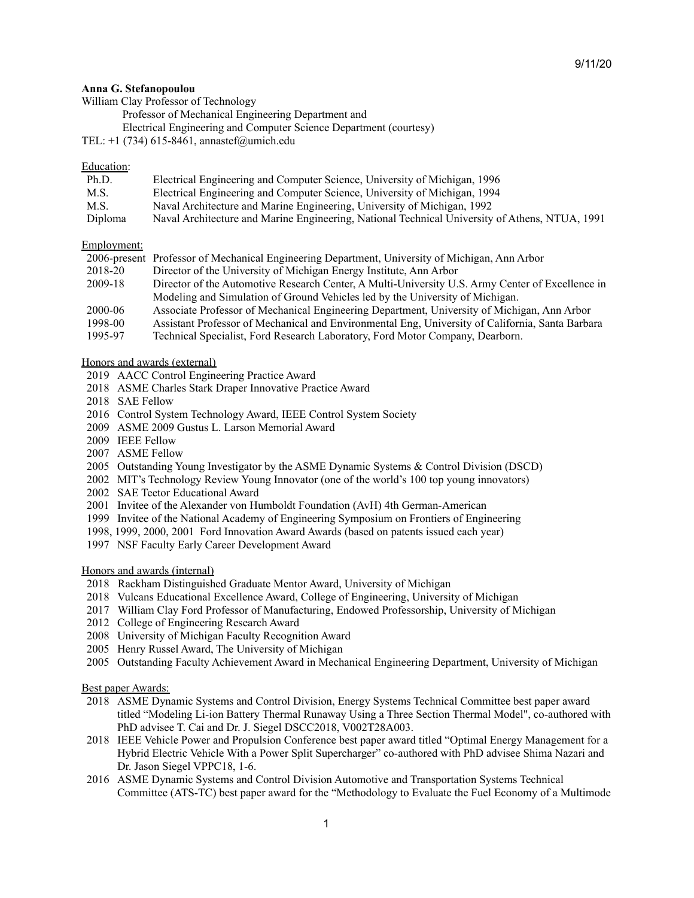9/11/20

**Anna G. Stefanopoulou**

William Clay Professor of Technology

Professor of Mechanical Engineering Department and

Electrical Engineering and Computer Science Department (courtesy)

TEL: +1 (734) 615-8461, annastef@umich.edu

Education:

| | |
|---|---|
| Ph.D. | Electrical Engineering and Computer Science, University of Michigan, 1996 |
| M.S. | Electrical Engineering and Computer Science, University of Michigan, 1994 |
| M.S. | Naval Architecture and Marine Engineering, University of Michigan, 1992 |
| Diploma | Naval Architecture and Marine Engineering, National Technical University of Athens, NTUA, 1991 |

Employment:

| | |
|---|---|
| 2006-present | Professor of Mechanical Engineering Department, University of Michigan, Ann Arbor |
| 2018-20 | Director of the University of Michigan Energy Institute, Ann Arbor |
| 2009-18 | Director of the Automotive Research Center, A Multi-University U.S. Army Center of Excellence in Modeling and Simulation of Ground Vehicles led by the University of Michigan. |
| 2000-06 | Associate Professor of Mechanical Engineering Department, University of Michigan, Ann Arbor |
| 1998-00 | Assistant Professor of Mechanical and Environmental Eng, University of California, Santa Barbara |
| 1995-97 | Technical Specialist, Ford Research Laboratory, Ford Motor Company, Dearborn. |

Honors and awards (external)

- 2019 AACC Control Engineering Practice Award
- 2018 ASME Charles Stark Draper Innovative Practice Award
- 2018 SAE Fellow
- 2016 Control System Technology Award, IEEE Control System Society
- 2009 ASME 2009 Gustus L. Larson Memorial Award
- 2009 IEEE Fellow
- 2007 ASME Fellow
- 2005 Outstanding Young Investigator by the ASME Dynamic Systems & Control Division (DSCD)
- 2002 MIT's Technology Review Young Innovator (one of the world's 100 top young innovators)
- 2002 SAE Teetor Educational Award
- 2001 Invitee of the Alexander von Humboldt Foundation (AvH) 4th German-American
- 1999 Invitee of the National Academy of Engineering Symposium on Frontiers of Engineering
- 1998, 1999, 2000, 2001 Ford Innovation Award Awards (based on patents issued each year)
- 1997 NSF Faculty Early Career Development Award

Honors and awards (internal)

- 2018 Rackham Distinguished Graduate Mentor Award, University of Michigan
- 2018 Vulcans Educational Excellence Award, College of Engineering, University of Michigan
- 2017 William Clay Ford Professor of Manufacturing, Endowed Professorship, University of Michigan
- 2012 College of Engineering Research Award
- 2008 University of Michigan Faculty Recognition Award
- 2005 Henry Russel Award, The University of Michigan
- 2005 Outstanding Faculty Achievement Award in Mechanical Engineering Department, University of Michigan

Best paper Awards:

- 2018 ASME Dynamic Systems and Control Division, Energy Systems Technical Committee best paper award titled "Modeling Li-ion Battery Thermal Runaway Using a Three Section Thermal Model", co-authored with PhD advisee T. Cai and Dr. J. Siegel DSCC2018, V002T28A003.
- 2018 IEEE Vehicle Power and Propulsion Conference best paper award titled "Optimal Energy Management for a Hybrid Electric Vehicle With a Power Split Supercharger" co-authored with PhD advisee Shima Nazari and Dr. Jason Siegel VPPC18, 1-6.
- 2016 ASME Dynamic Systems and Control Division Automotive and Transportation Systems Technical Committee (ATS-TC) best paper award for the "Methodology to Evaluate the Fuel Economy of a Multimode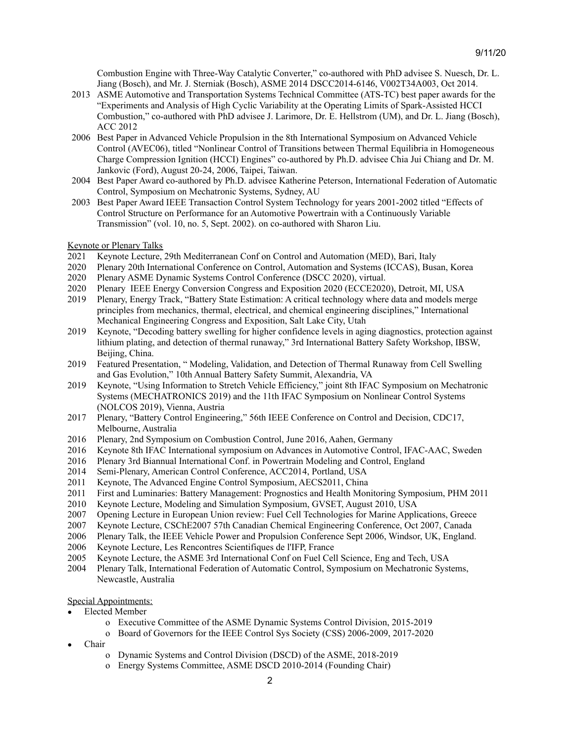Combustion Engine with Three-Way Catalytic Converter," co-authored with PhD advisee S. Nuesch, Dr. L. Jiang (Bosch), and Mr. J. Sterniak (Bosch), ASME 2014 DSCC2014-6146, V002T34A003, Oct 2014.

2013 ASME Automotive and Transportation Systems Technical Committee (ATS-TC) best paper awards for the "Experiments and Analysis of High Cyclic Variability at the Operating Limits of Spark-Assisted HCCI Combustion," co-authored with PhD advisee J. Larimore, Dr. E. Hellstrom (UM), and Dr. L. Jiang (Bosch), ACC 2012

2006 Best Paper in Advanced Vehicle Propulsion in the 8th International Symposium on Advanced Vehicle Control (AVEC06), titled "Nonlinear Control of Transitions between Thermal Equilibria in Homogeneous Charge Compression Ignition (HCCI) Engines" co-authored by Ph.D. advisee Chia Jui Chiang and Dr. M. Jankovic (Ford), August 20-24, 2006, Taipei, Taiwan.

2004 Best Paper Award co-authored by Ph.D. advisee Katherine Peterson, International Federation of Automatic Control, Symposium on Mechatronic Systems, Sydney, AU

2003 Best Paper Award IEEE Transaction Control System Technology for years 2001-2002 titled "Effects of Control Structure on Performance for an Automotive Powertrain with a Continuously Variable Transmission" (vol. 10, no. 5, Sept. 2002). on co-authored with Sharon Liu.

Keynote or Plenary Talks

2021 Keynote Lecture, 29th Mediterranean Conf on Control and Automation (MED), Bari, Italy

2020 Plenary 20th International Conference on Control, Automation and Systems (ICCAS), Busan, Korea

2020 Plenary ASME Dynamic Systems Control Conference (DSCC 2020), virtual.

2020 Plenary IEEE Energy Conversion Congress and Exposition 2020 (ECCE2020), Detroit, MI, USA

2019 Plenary, Energy Track, "Battery State Estimation: A critical technology where data and models merge principles from mechanics, thermal, electrical, and chemical engineering disciplines," International Mechanical Engineering Congress and Exposition, Salt Lake City, Utah

2019 Keynote, "Decoding battery swelling for higher confidence levels in aging diagnostics, protection against lithium plating, and detection of thermal runaway," 3rd International Battery Safety Workshop, IBSW, Beijing, China.

2019 Featured Presentation, " Modeling, Validation, and Detection of Thermal Runaway from Cell Swelling and Gas Evolution," 10th Annual Battery Safety Summit, Alexandria, VA

2019 Keynote, "Using Information to Stretch Vehicle Efficiency," joint 8th IFAC Symposium on Mechatronic Systems (MECHATRONICS 2019) and the 11th IFAC Symposium on Nonlinear Control Systems (NOLCOS 2019), Vienna, Austria

2017 Plenary, "Battery Control Engineering," 56th IEEE Conference on Control and Decision, CDC17, Melbourne, Australia

2016 Plenary, 2nd Symposium on Combustion Control, June 2016, Aahen, Germany

2016 Keynote 8th IFAC International symposium on Advances in Automotive Control, IFAC-AAC, Sweden

2016 Plenary 3rd Biannual International Conf. in Powertrain Modeling and Control, England

2014 Semi-Plenary, American Control Conference, ACC2014, Portland, USA

2011 Keynote, The Advanced Engine Control Symposium, AECS2011, China

2011 First and Luminaries: Battery Management: Prognostics and Health Monitoring Symposium, PHM 2011

2010 Keynote Lecture, Modeling and Simulation Symposium, GVSET, August 2010, USA

2007 Opening Lecture in European Union review: Fuel Cell Technologies for Marine Applications, Greece

2007 Keynote Lecture, CSChE2007 57th Canadian Chemical Engineering Conference, Oct 2007, Canada

2006 Plenary Talk, the IEEE Vehicle Power and Propulsion Conference Sept 2006, Windsor, UK, England.

2006 Keynote Lecture, Les Rencontres Scientifiques de l'IFP, France

2005 Keynote Lecture, the ASME 3rd International Conf on Fuel Cell Science, Eng and Tech, USA

2004 Plenary Talk, International Federation of Automatic Control, Symposium on Mechatronic Systems, Newcastle, Australia

Special Appointments:

- Elected Member
    - Executive Committee of the ASME Dynamic Systems Control Division, 2015-2019
    - Board of Governors for the IEEE Control Sys Society (CSS) 2006-2009, 2017-2020
- Chair
    - Dynamic Systems and Control Division (DSCD) of the ASME, 2018-2019
    - Energy Systems Committee, ASME DSCD 2010-2014 (Founding Chair)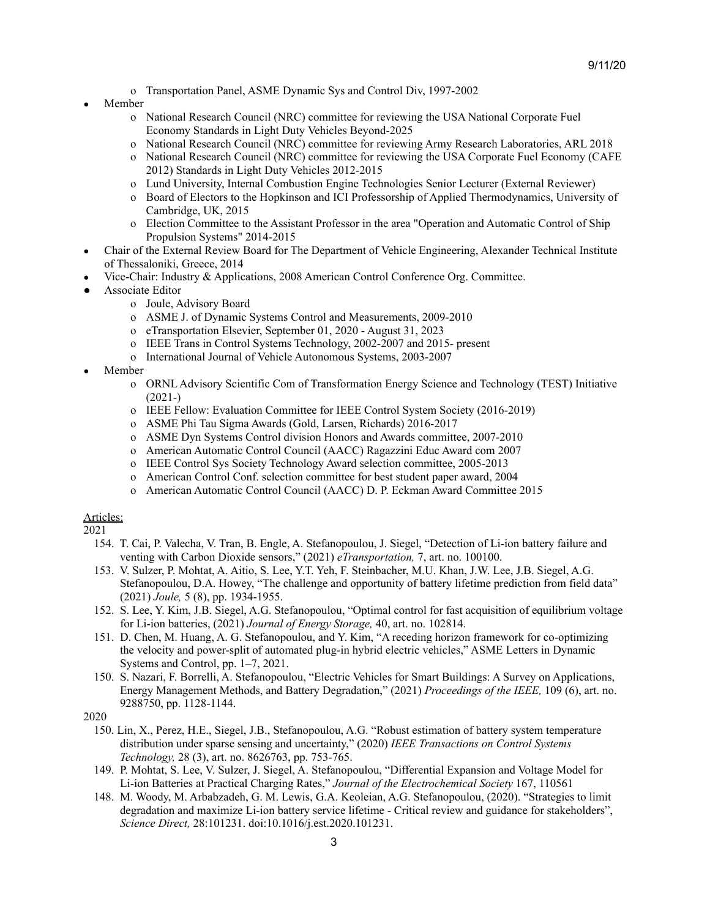- Transportation Panel, ASME Dynamic Sys and Control Div, 1997-2002
- Member
  - National Research Council (NRC) committee for reviewing the USA National Corporate Fuel Economy Standards in Light Duty Vehicles Beyond-2025
  - National Research Council (NRC) committee for reviewing Army Research Laboratories, ARL 2018
  - National Research Council (NRC) committee for reviewing the USA Corporate Fuel Economy (CAFE 2012) Standards in Light Duty Vehicles 2012-2015
  - Lund University, Internal Combustion Engine Technologies Senior Lecturer (External Reviewer)
  - Board of Electors to the Hopkinson and ICI Professorship of Applied Thermodynamics, University of Cambridge, UK, 2015
  - Election Committee to the Assistant Professor in the area "Operation and Automatic Control of Ship Propulsion Systems" 2014-2015
- Chair of the External Review Board for The Department of Vehicle Engineering, Alexander Technical Institute of Thessaloniki, Greece, 2014
- Vice-Chair: Industry & Applications, 2008 American Control Conference Org. Committee.
- Associate Editor
  - Joule, Advisory Board
  - ASME J. of Dynamic Systems Control and Measurements, 2009-2010
  - eTransportation Elsevier, September 01, 2020 - August 31, 2023
  - IEEE Trans in Control Systems Technology, 2002-2007 and 2015- present
  - International Journal of Vehicle Autonomous Systems, 2003-2007
- Member
  - ORNL Advisory Scientific Com of Transformation Energy Science and Technology (TEST) Initiative (2021-)
  - IEEE Fellow: Evaluation Committee for IEEE Control System Society (2016-2019)
  - ASME Phi Tau Sigma Awards (Gold, Larsen, Richards) 2016-2017
  - ASME Dyn Systems Control division Honors and Awards committee, 2007-2010
  - American Automatic Control Council (AACC) Ragazzini Educ Award com 2007
  - IEEE Control Sys Society Technology Award selection committee, 2005-2013
  - American Control Conf. selection committee for best student paper award, 2004
  - American Automatic Control Council (AACC) D. P. Eckman Award Committee 2015

Articles:

2021

154. T. Cai, P. Valecha, V. Tran, B. Engle, A. Stefanopoulou, J. Siegel, "Detection of Li-ion battery failure and venting with Carbon Dioxide sensors," (2021) *eTransportation,* 7, art. no. 100100.
153. V. Sulzer, P. Mohtat, A. Aitio, S. Lee, Y.T. Yeh, F. Steinbacher, M.U. Khan, J.W. Lee, J.B. Siegel, A.G. Stefanopoulou, D.A. Howey, "The challenge and opportunity of battery lifetime prediction from field data" (2021) *Joule,* 5 (8), pp. 1934-1955.
152. S. Lee, Y. Kim, J.B. Siegel, A.G. Stefanopoulou, "Optimal control for fast acquisition of equilibrium voltage for Li-ion batteries, (2021) *Journal of Energy Storage,* 40, art. no. 102814.
151. D. Chen, M. Huang, A. G. Stefanopoulou, and Y. Kim, "A receding horizon framework for co-optimizing the velocity and power-split of automated plug-in hybrid electric vehicles," ASME Letters in Dynamic Systems and Control, pp. 1–7, 2021.
150. S. Nazari, F. Borrelli, A. Stefanopoulou, "Electric Vehicles for Smart Buildings: A Survey on Applications, Energy Management Methods, and Battery Degradation," (2021) *Proceedings of the IEEE,* 109 (6), art. no. 9288750, pp. 1128-1144.

2020

150. Lin, X., Perez, H.E., Siegel, J.B., Stefanopoulou, A.G. "Robust estimation of battery system temperature distribution under sparse sensing and uncertainty," (2020) *IEEE Transactions on Control Systems Technology,* 28 (3), art. no. 8626763, pp. 753-765.
149. P. Mohtat, S. Lee, V. Sulzer, J. Siegel, A. Stefanopoulou, "Differential Expansion and Voltage Model for Li-ion Batteries at Practical Charging Rates," *Journal of the Electrochemical Society* 167, 110561
148. M. Woody, M. Arbabzadeh, G. M. Lewis, G.A. Keoleian, A.G. Stefanopoulou, (2020). "Strategies to limit degradation and maximize Li-ion battery service lifetime - Critical review and guidance for stakeholders", *Science Direct,* 28:101231. doi:10.1016/j.est.2020.101231.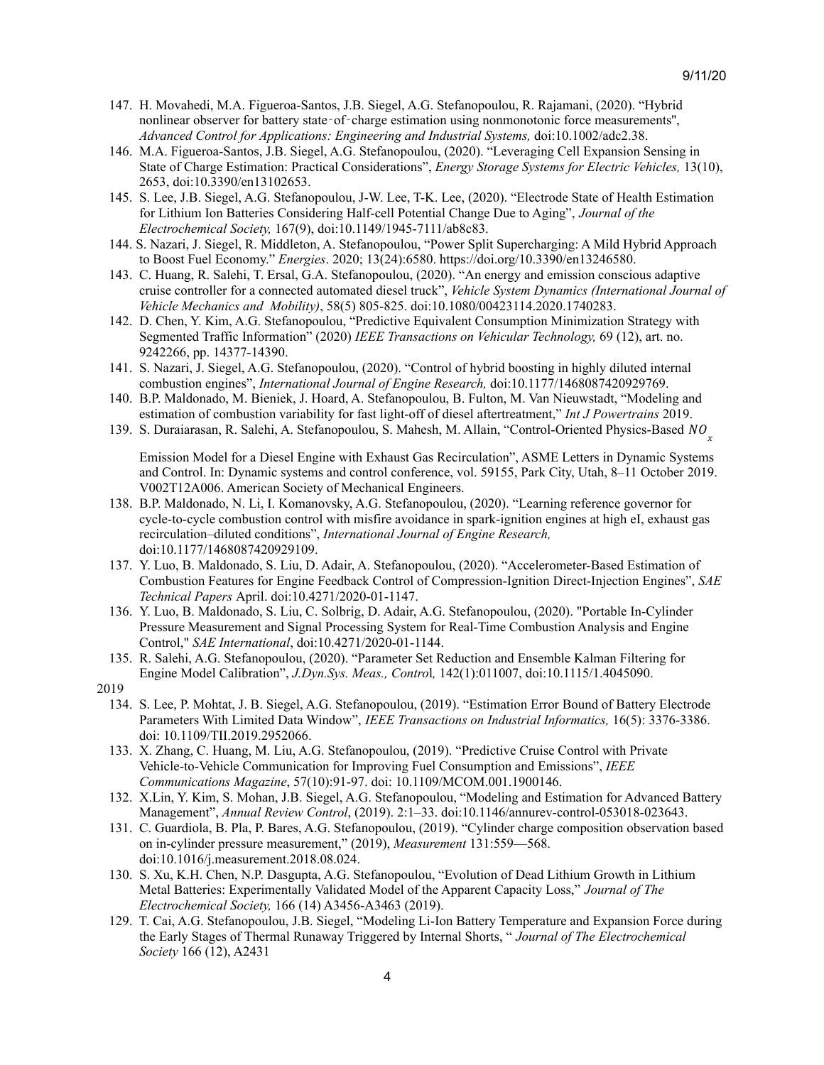147. H. Movahedi, M.A. Figueroa-Santos, J.B. Siegel, A.G. Stefanopoulou, R. Rajamani, (2020). "Hybrid nonlinear observer for battery state‐of‐charge estimation using nonmonotonic force measurements", *Advanced Control for Applications: Engineering and Industrial Systems,* doi:10.1002/adc2.38.
146. M.A. Figueroa-Santos, J.B. Siegel, A.G. Stefanopoulou, (2020). "Leveraging Cell Expansion Sensing in State of Charge Estimation: Practical Considerations", *Energy Storage Systems for Electric Vehicles,* 13(10), 2653, doi:10.3390/en13102653.
145. S. Lee, J.B. Siegel, A.G. Stefanopoulou, J-W. Lee, T-K. Lee, (2020). "Electrode State of Health Estimation for Lithium Ion Batteries Considering Half-cell Potential Change Due to Aging", *Journal of the Electrochemical Society,* 167(9), doi:10.1149/1945-7111/ab8c83.
144. S. Nazari, J. Siegel, R. Middleton, A. Stefanopoulou, "Power Split Supercharging: A Mild Hybrid Approach to Boost Fuel Economy." *Energies*. 2020; 13(24):6580. https://doi.org/10.3390/en13246580.
143. C. Huang, R. Salehi, T. Ersal, G.A. Stefanopoulou, (2020). "An energy and emission conscious adaptive cruise controller for a connected automated diesel truck", *Vehicle System Dynamics (International Journal of Vehicle Mechanics and Mobility)*, 58(5) 805-825. doi:10.1080/00423114.2020.1740283.
142. D. Chen, Y. Kim, A.G. Stefanopoulou, "Predictive Equivalent Consumption Minimization Strategy with Segmented Traffic Information" (2020) *IEEE Transactions on Vehicular Technology,* 69 (12), art. no. 9242266, pp. 14377-14390.
141. S. Nazari, J. Siegel, A.G. Stefanopoulou, (2020). "Control of hybrid boosting in highly diluted internal combustion engines", *International Journal of Engine Research,* doi:10.1177/1468087420929769.
140. B.P. Maldonado, M. Bieniek, J. Hoard, A. Stefanopoulou, B. Fulton, M. Van Nieuwstadt, "Modeling and estimation of combustion variability for fast light-off of diesel aftertreatment," *Int J Powertrains* 2019.
139. S. Duraiarasan, R. Salehi, A. Stefanopoulou, S. Mahesh, M. Allain, "Control-Oriented Physics-Based $NO_x$ Emission Model for a Diesel Engine with Exhaust Gas Recirculation", ASME Letters in Dynamic Systems and Control. In: Dynamic systems and control conference, vol. 59155, Park City, Utah, 8–11 October 2019. V002T12A006. American Society of Mechanical Engineers.
138. B.P. Maldonado, N. Li, I. Komanovsky, A.G. Stefanopoulou, (2020). "Learning reference governor for cycle-to-cycle combustion control with misfire avoidance in spark-ignition engines at high eI, exhaust gas recirculation–diluted conditions", *International Journal of Engine Research,* doi:10.1177/1468087420929109.
137. Y. Luo, B. Maldonado, S. Liu, D. Adair, A. Stefanopoulou, (2020). "Accelerometer-Based Estimation of Combustion Features for Engine Feedback Control of Compression-Ignition Direct-Injection Engines", *SAE Technical Papers* April. doi:10.4271/2020-01-1147.
136. Y. Luo, B. Maldonado, S. Liu, C. Solbrig, D. Adair, A.G. Stefanopoulou, (2020). "Portable In-Cylinder Pressure Measurement and Signal Processing System for Real-Time Combustion Analysis and Engine Control," *SAE International*, doi:10.4271/2020-01-1144.
135. R. Salehi, A.G. Stefanopoulou, (2020). "Parameter Set Reduction and Ensemble Kalman Filtering for Engine Model Calibration", *J.Dyn.Sys. Meas., Control,* 142(1):011007, doi:10.1115/1.4045090.

2019

134. S. Lee, P. Mohtat, J. B. Siegel, A.G. Stefanopoulou, (2019). "Estimation Error Bound of Battery Electrode Parameters With Limited Data Window", *IEEE Transactions on Industrial Informatics,* 16(5): 3376-3386. doi: 10.1109/TII.2019.2952066.
133. X. Zhang, C. Huang, M. Liu, A.G. Stefanopoulou, (2019). "Predictive Cruise Control with Private Vehicle-to-Vehicle Communication for Improving Fuel Consumption and Emissions", *IEEE Communications Magazine*, 57(10):91-97. doi: 10.1109/MCOM.001.1900146.
132. X.Lin, Y. Kim, S. Mohan, J.B. Siegel, A.G. Stefanopoulou, "Modeling and Estimation for Advanced Battery Management", *Annual Review Control*, (2019). 2:1–33. doi:10.1146/annurev-control-053018-023643.
131. C. Guardiola, B. Pla, P. Bares, A.G. Stefanopoulou, (2019). "Cylinder charge composition observation based on in-cylinder pressure measurement," (2019), *Measurement* 131:559—568. doi:10.1016/j.measurement.2018.08.024.
130. S. Xu, K.H. Chen, N.P. Dasgupta, A.G. Stefanopoulou, "Evolution of Dead Lithium Growth in Lithium Metal Batteries: Experimentally Validated Model of the Apparent Capacity Loss," *Journal of The Electrochemical Society,* 166 (14) A3456-A3463 (2019).
129. T. Cai, A.G. Stefanopoulou, J.B. Siegel, "Modeling Li-Ion Battery Temperature and Expansion Force during the Early Stages of Thermal Runaway Triggered by Internal Shorts, " *Journal of The Electrochemical Society* 166 (12), A2431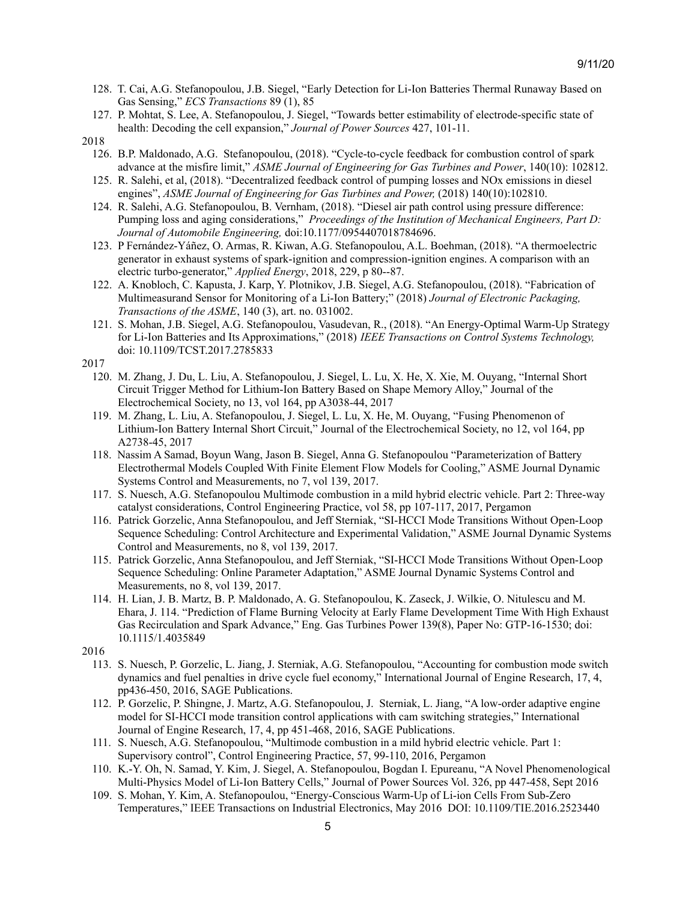128. T. Cai, A.G. Stefanopoulou, J.B. Siegel, "Early Detection for Li-Ion Batteries Thermal Runaway Based on Gas Sensing," *ECS Transactions* 89 (1), 85
127. P. Mohtat, S. Lee, A. Stefanopoulou, J. Siegel, "Towards better estimability of electrode-specific state of health: Decoding the cell expansion," *Journal of Power Sources* 427, 101-11.

2018

126. B.P. Maldonado, A.G. Stefanopoulou, (2018). "Cycle-to-cycle feedback for combustion control of spark advance at the misfire limit," *ASME Journal of Engineering for Gas Turbines and Power*, 140(10): 102812.
125. R. Salehi, et al, (2018). "Decentralized feedback control of pumping losses and NOx emissions in diesel engines", *ASME Journal of Engineering for Gas Turbines and Power,* (2018) 140(10):102810.
124. R. Salehi, A.G. Stefanopoulou, B. Vernham, (2018). "Diesel air path control using pressure difference: Pumping loss and aging considerations," *Proceedings of the Institution of Mechanical Engineers, Part D: Journal of Automobile Engineering,* doi:10.1177/0954407018784696.
123. P Fernández-Yáñez, O. Armas, R. Kiwan, A.G. Stefanopoulou, A.L. Boehman, (2018). "A thermoelectric generator in exhaust systems of spark-ignition and compression-ignition engines. A comparison with an electric turbo-generator," *Applied Energy*, 2018, 229, p 80--87.
122. A. Knobloch, C. Kapusta, J. Karp, Y. Plotnikov, J.B. Siegel, A.G. Stefanopoulou, (2018). "Fabrication of Multimeasurand Sensor for Monitoring of a Li-Ion Battery;" (2018) *Journal of Electronic Packaging, Transactions of the ASME*, 140 (3), art. no. 031002.
121. S. Mohan, J.B. Siegel, A.G. Stefanopoulou, Vasudevan, R., (2018). "An Energy-Optimal Warm-Up Strategy for Li-Ion Batteries and Its Approximations," (2018) *IEEE Transactions on Control Systems Technology,* doi: 10.1109/TCST.2017.2785833

2017

120. M. Zhang, J. Du, L. Liu, A. Stefanopoulou, J. Siegel, L. Lu, X. He, X. Xie, M. Ouyang, "Internal Short Circuit Trigger Method for Lithium-Ion Battery Based on Shape Memory Alloy," Journal of the Electrochemical Society, no 13, vol 164, pp A3038-44, 2017
119. M. Zhang, L. Liu, A. Stefanopoulou, J. Siegel, L. Lu, X. He, M. Ouyang, "Fusing Phenomenon of Lithium-Ion Battery Internal Short Circuit," Journal of the Electrochemical Society, no 12, vol 164, pp A2738-45, 2017
118. Nassim A Samad, Boyun Wang, Jason B. Siegel, Anna G. Stefanopoulou "Parameterization of Battery Electrothermal Models Coupled With Finite Element Flow Models for Cooling," ASME Journal Dynamic Systems Control and Measurements, no 7, vol 139, 2017.
117. S. Nuesch, A.G. Stefanopoulou Multimode combustion in a mild hybrid electric vehicle. Part 2: Three-way catalyst considerations, Control Engineering Practice, vol 58, pp 107-117, 2017, Pergamon
116. Patrick Gorzelic, Anna Stefanopoulou, and Jeff Sterniak, "SI-HCCI Mode Transitions Without Open-Loop Sequence Scheduling: Control Architecture and Experimental Validation," ASME Journal Dynamic Systems Control and Measurements, no 8, vol 139, 2017.
115. Patrick Gorzelic, Anna Stefanopoulou, and Jeff Sterniak, "SI-HCCI Mode Transitions Without Open-Loop Sequence Scheduling: Online Parameter Adaptation," ASME Journal Dynamic Systems Control and Measurements, no 8, vol 139, 2017.
114. H. Lian, J. B. Martz, B. P. Maldonado, A. G. Stefanopoulou, K. Zaseck, J. Wilkie, O. Nitulescu and M. Ehara, J. 114. "Prediction of Flame Burning Velocity at Early Flame Development Time With High Exhaust Gas Recirculation and Spark Advance," Eng. Gas Turbines Power 139(8), Paper No: GTP-16-1530; doi: 10.1115/1.4035849

2016

113. S. Nuesch, P. Gorzelic, L. Jiang, J. Sterniak, A.G. Stefanopoulou, "Accounting for combustion mode switch dynamics and fuel penalties in drive cycle fuel economy," International Journal of Engine Research, 17, 4, pp436-450, 2016, SAGE Publications.
112. P. Gorzelic, P. Shingne, J. Martz, A.G. Stefanopoulou, J. Sterniak, L. Jiang, "A low-order adaptive engine model for SI-HCCI mode transition control applications with cam switching strategies," International Journal of Engine Research, 17, 4, pp 451-468, 2016, SAGE Publications.
111. S. Nuesch, A.G. Stefanopoulou, "Multimode combustion in a mild hybrid electric vehicle. Part 1: Supervisory control", Control Engineering Practice, 57, 99-110, 2016, Pergamon
110. K.-Y. Oh, N. Samad, Y. Kim, J. Siegel, A. Stefanopoulou, Bogdan I. Epureanu, "A Novel Phenomenological Multi-Physics Model of Li-Ion Battery Cells," Journal of Power Sources Vol. 326, pp 447-458, Sept 2016
109. S. Mohan, Y. Kim, A. Stefanopoulou, "Energy-Conscious Warm-Up of Li-ion Cells From Sub-Zero Temperatures," IEEE Transactions on Industrial Electronics, May 2016 DOI: 10.1109/TIE.2016.2523440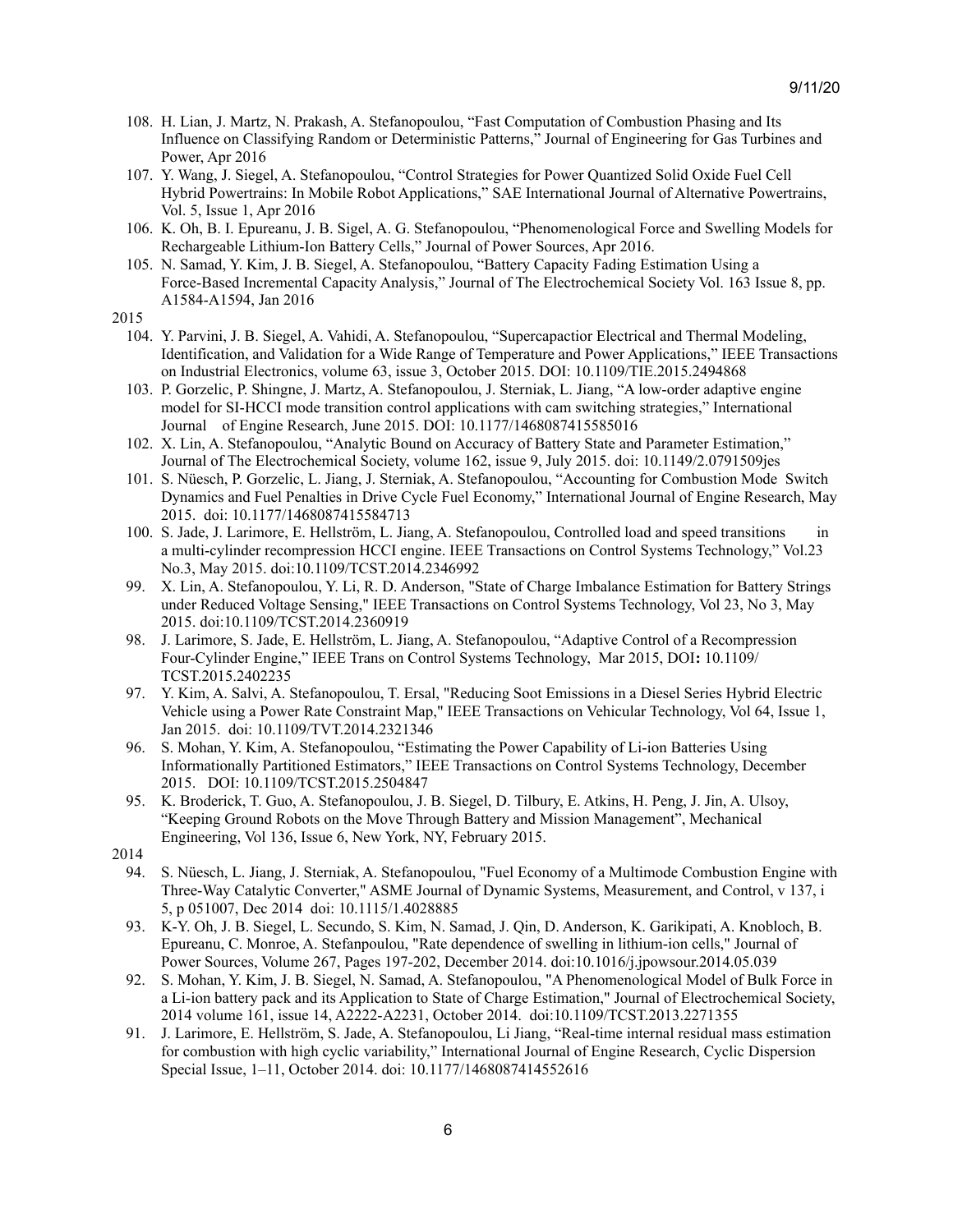108. H. Lian, J. Martz, N. Prakash, A. Stefanopoulou, “Fast Computation of Combustion Phasing and Its Influence on Classifying Random or Deterministic Patterns,” Journal of Engineering for Gas Turbines and Power, Apr 2016
107. Y. Wang, J. Siegel, A. Stefanopoulou, “Control Strategies for Power Quantized Solid Oxide Fuel Cell Hybrid Powertrains: In Mobile Robot Applications,” SAE International Journal of Alternative Powertrains, Vol. 5, Issue 1, Apr 2016
106. K. Oh, B. I. Epureanu, J. B. Sigel, A. G. Stefanopoulou, “Phenomenological Force and Swelling Models for Rechargeable Lithium-Ion Battery Cells,” Journal of Power Sources, Apr 2016.
105. N. Samad, Y. Kim, J. B. Siegel, A. Stefanopoulou, “Battery Capacity Fading Estimation Using a Force-Based Incremental Capacity Analysis,” Journal of The Electrochemical Society Vol. 163 Issue 8, pp. A1584-A1594, Jan 2016

2015

104. Y. Parvini, J. B. Siegel, A. Vahidi, A. Stefanopoulou, “Supercapactior Electrical and Thermal Modeling, Identification, and Validation for a Wide Range of Temperature and Power Applications,” IEEE Transactions on Industrial Electronics, volume 63, issue 3, October 2015. DOI: 10.1109/TIE.2015.2494868
103. P. Gorzelic, P. Shingne, J. Martz, A. Stefanopoulou, J. Sterniak, L. Jiang, “A low-order adaptive engine model for SI-HCCI mode transition control applications with cam switching strategies,” International Journal of Engine Research, June 2015. DOI: 10.1177/1468087415585016
102. X. Lin, A. Stefanopoulou, “Analytic Bound on Accuracy of Battery State and Parameter Estimation,” Journal of The Electrochemical Society, volume 162, issue 9, July 2015. doi: 10.1149/2.0791509jes
101. S. Nüesch, P. Gorzelic, L. Jiang, J. Sterniak, A. Stefanopoulou, “Accounting for Combustion Mode Switch Dynamics and Fuel Penalties in Drive Cycle Fuel Economy,” International Journal of Engine Research, May 2015. doi: 10.1177/1468087415584713
100. S. Jade, J. Larimore, E. Hellström, L. Jiang, A. Stefanopoulou, Controlled load and speed transitions in a multi-cylinder recompression HCCI engine. IEEE Transactions on Control Systems Technology,” Vol.23 No.3, May 2015. doi:10.1109/TCST.2014.2346992
99. X. Lin, A. Stefanopoulou, Y. Li, R. D. Anderson, "State of Charge Imbalance Estimation for Battery Strings under Reduced Voltage Sensing," IEEE Transactions on Control Systems Technology, Vol 23, No 3, May 2015. doi:10.1109/TCST.2014.2360919
98. J. Larimore, S. Jade, E. Hellström, L. Jiang, A. Stefanopoulou, “Adaptive Control of a Recompression Four-Cylinder Engine,” IEEE Trans on Control Systems Technology, Mar 2015, DOI: 10.1109/TCST.2015.2402235
97. Y. Kim, A. Salvi, A. Stefanopoulou, T. Ersal, "Reducing Soot Emissions in a Diesel Series Hybrid Electric Vehicle using a Power Rate Constraint Map," IEEE Transactions on Vehicular Technology, Vol 64, Issue 1, Jan 2015. doi: 10.1109/TVT.2014.2321346
96. S. Mohan, Y. Kim, A. Stefanopoulou, “Estimating the Power Capability of Li-ion Batteries Using Informationally Partitioned Estimators,” IEEE Transactions on Control Systems Technology, December 2015. DOI: 10.1109/TCST.2015.2504847
95. K. Broderick, T. Guo, A. Stefanopoulou, J. B. Siegel, D. Tilbury, E. Atkins, H. Peng, J. Jin, A. Ulsoy, “Keeping Ground Robots on the Move Through Battery and Mission Management”, Mechanical Engineering, Vol 136, Issue 6, New York, NY, February 2015.

2014

94. S. Nüesch, L. Jiang, J. Sterniak, A. Stefanopoulou, "Fuel Economy of a Multimode Combustion Engine with Three-Way Catalytic Converter," ASME Journal of Dynamic Systems, Measurement, and Control, v 137, i 5, p 051007, Dec 2014 doi: 10.1115/1.4028885
93. K-Y. Oh, J. B. Siegel, L. Secundo, S. Kim, N. Samad, J. Qin, D. Anderson, K. Garikipati, A. Knobloch, B. Epureanu, C. Monroe, A. Stefanpoulou, "Rate dependence of swelling in lithium-ion cells," Journal of Power Sources, Volume 267, Pages 197-202, December 2014. doi:10.1016/j.jpowsour.2014.05.039
92. S. Mohan, Y. Kim, J. B. Siegel, N. Samad, A. Stefanopoulou, "A Phenomenological Model of Bulk Force in a Li-ion battery pack and its Application to State of Charge Estimation," Journal of Electrochemical Society, 2014 volume 161, issue 14, A2222-A2231, October 2014. doi:10.1109/TCST.2013.2271355
91. J. Larimore, E. Hellström, S. Jade, A. Stefanopoulou, Li Jiang, “Real-time internal residual mass estimation for combustion with high cyclic variability,” International Journal of Engine Research, Cyclic Dispersion Special Issue, 1–11, October 2014. doi: 10.1177/1468087414552616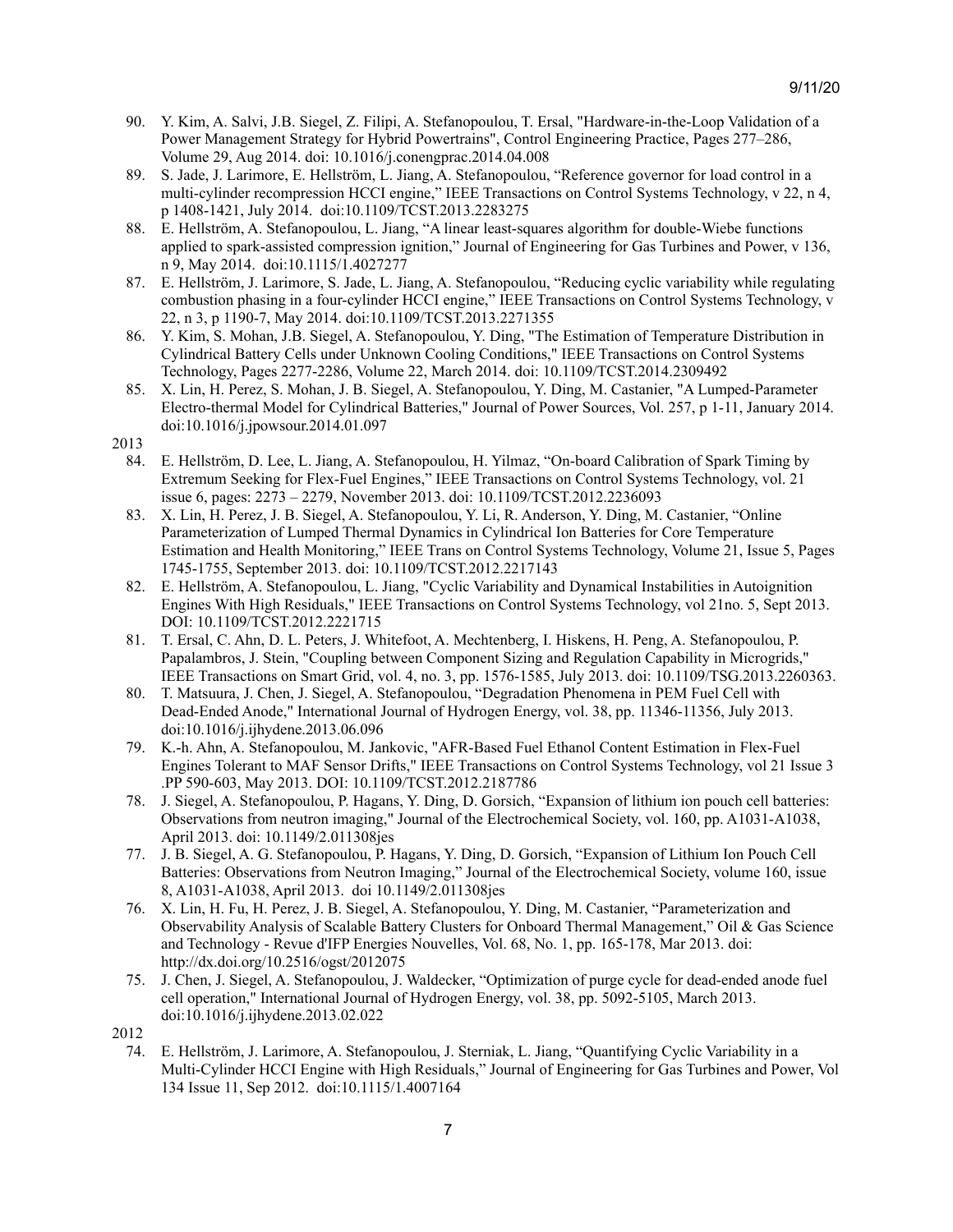90. Y. Kim, A. Salvi, J.B. Siegel, Z. Filipi, A. Stefanopoulou, T. Ersal, "Hardware-in-the-Loop Validation of a Power Management Strategy for Hybrid Powertrains", Control Engineering Practice, Pages 277–286, Volume 29, Aug 2014. doi: 10.1016/j.conengprac.2014.04.008
89. S. Jade, J. Larimore, E. Hellström, L. Jiang, A. Stefanopoulou, "Reference governor for load control in a multi-cylinder recompression HCCI engine," IEEE Transactions on Control Systems Technology, v 22, n 4, p 1408-1421, July 2014. doi:10.1109/TCST.2013.2283275
88. E. Hellström, A. Stefanopoulou, L. Jiang, "A linear least-squares algorithm for double-Wiebe functions applied to spark-assisted compression ignition," Journal of Engineering for Gas Turbines and Power, v 136, n 9, May 2014. doi:10.1115/1.4027277
87. E. Hellström, J. Larimore, S. Jade, L. Jiang, A. Stefanopoulou, "Reducing cyclic variability while regulating combustion phasing in a four-cylinder HCCI engine," IEEE Transactions on Control Systems Technology, v 22, n 3, p 1190-7, May 2014. doi:10.1109/TCST.2013.2271355
86. Y. Kim, S. Mohan, J.B. Siegel, A. Stefanopoulou, Y. Ding, "The Estimation of Temperature Distribution in Cylindrical Battery Cells under Unknown Cooling Conditions," IEEE Transactions on Control Systems Technology, Pages 2277-2286, Volume 22, March 2014. doi: 10.1109/TCST.2014.2309492
85. X. Lin, H. Perez, S. Mohan, J. B. Siegel, A. Stefanopoulou, Y. Ding, M. Castanier, "A Lumped-Parameter Electro-thermal Model for Cylindrical Batteries," Journal of Power Sources, Vol. 257, p 1-11, January 2014. doi:10.1016/j.jpowsour.2014.01.097

2013

84. E. Hellström, D. Lee, L. Jiang, A. Stefanopoulou, H. Yilmaz, "On-board Calibration of Spark Timing by Extremum Seeking for Flex-Fuel Engines," IEEE Transactions on Control Systems Technology, vol. 21 issue 6, pages: 2273 – 2279, November 2013. doi: 10.1109/TCST.2012.2236093
83. X. Lin, H. Perez, J. B. Siegel, A. Stefanopoulou, Y. Li, R. Anderson, Y. Ding, M. Castanier, "Online Parameterization of Lumped Thermal Dynamics in Cylindrical Ion Batteries for Core Temperature Estimation and Health Monitoring," IEEE Trans on Control Systems Technology, Volume 21, Issue 5, Pages 1745-1755, September 2013. doi: 10.1109/TCST.2012.2217143
82. E. Hellström, A. Stefanopoulou, L. Jiang, "Cyclic Variability and Dynamical Instabilities in Autoignition Engines With High Residuals," IEEE Transactions on Control Systems Technology, vol 21no. 5, Sept 2013. DOI: 10.1109/TCST.2012.2221715
81. T. Ersal, C. Ahn, D. L. Peters, J. Whitefoot, A. Mechtenberg, I. Hiskens, H. Peng, A. Stefanopoulou, P. Papalambros, J. Stein, "Coupling between Component Sizing and Regulation Capability in Microgrids," IEEE Transactions on Smart Grid, vol. 4, no. 3, pp. 1576-1585, July 2013. doi: 10.1109/TSG.2013.2260363.
80. T. Matsuura, J. Chen, J. Siegel, A. Stefanopoulou, "Degradation Phenomena in PEM Fuel Cell with Dead-Ended Anode," International Journal of Hydrogen Energy, vol. 38, pp. 11346-11356, July 2013. doi:10.1016/j.ijhydene.2013.06.096
79. K.-h. Ahn, A. Stefanopoulou, M. Jankovic, "AFR-Based Fuel Ethanol Content Estimation in Flex-Fuel Engines Tolerant to MAF Sensor Drifts," IEEE Transactions on Control Systems Technology, vol 21 Issue 3 .PP 590-603, May 2013. DOI: 10.1109/TCST.2012.2187786
78. J. Siegel, A. Stefanopoulou, P. Hagans, Y. Ding, D. Gorsich, "Expansion of lithium ion pouch cell batteries: Observations from neutron imaging," Journal of the Electrochemical Society, vol. 160, pp. A1031-A1038, April 2013. doi: 10.1149/2.011308jes
77. J. B. Siegel, A. G. Stefanopoulou, P. Hagans, Y. Ding, D. Gorsich, "Expansion of Lithium Ion Pouch Cell Batteries: Observations from Neutron Imaging," Journal of the Electrochemical Society, volume 160, issue 8, A1031-A1038, April 2013. doi 10.1149/2.011308jes
76. X. Lin, H. Fu, H. Perez, J. B. Siegel, A. Stefanopoulou, Y. Ding, M. Castanier, "Parameterization and Observability Analysis of Scalable Battery Clusters for Onboard Thermal Management," Oil & Gas Science and Technology - Revue d'IFP Energies Nouvelles, Vol. 68, No. 1, pp. 165-178, Mar 2013. doi: http://dx.doi.org/10.2516/ogst/2012075
75. J. Chen, J. Siegel, A. Stefanopoulou, J. Waldecker, "Optimization of purge cycle for dead-ended anode fuel cell operation," International Journal of Hydrogen Energy, vol. 38, pp. 5092-5105, March 2013. doi:10.1016/j.ijhydene.2013.02.022

2012

74. E. Hellström, J. Larimore, A. Stefanopoulou, J. Sterniak, L. Jiang, "Quantifying Cyclic Variability in a Multi-Cylinder HCCI Engine with High Residuals," Journal of Engineering for Gas Turbines and Power, Vol 134 Issue 11, Sep 2012. doi:10.1115/1.4007164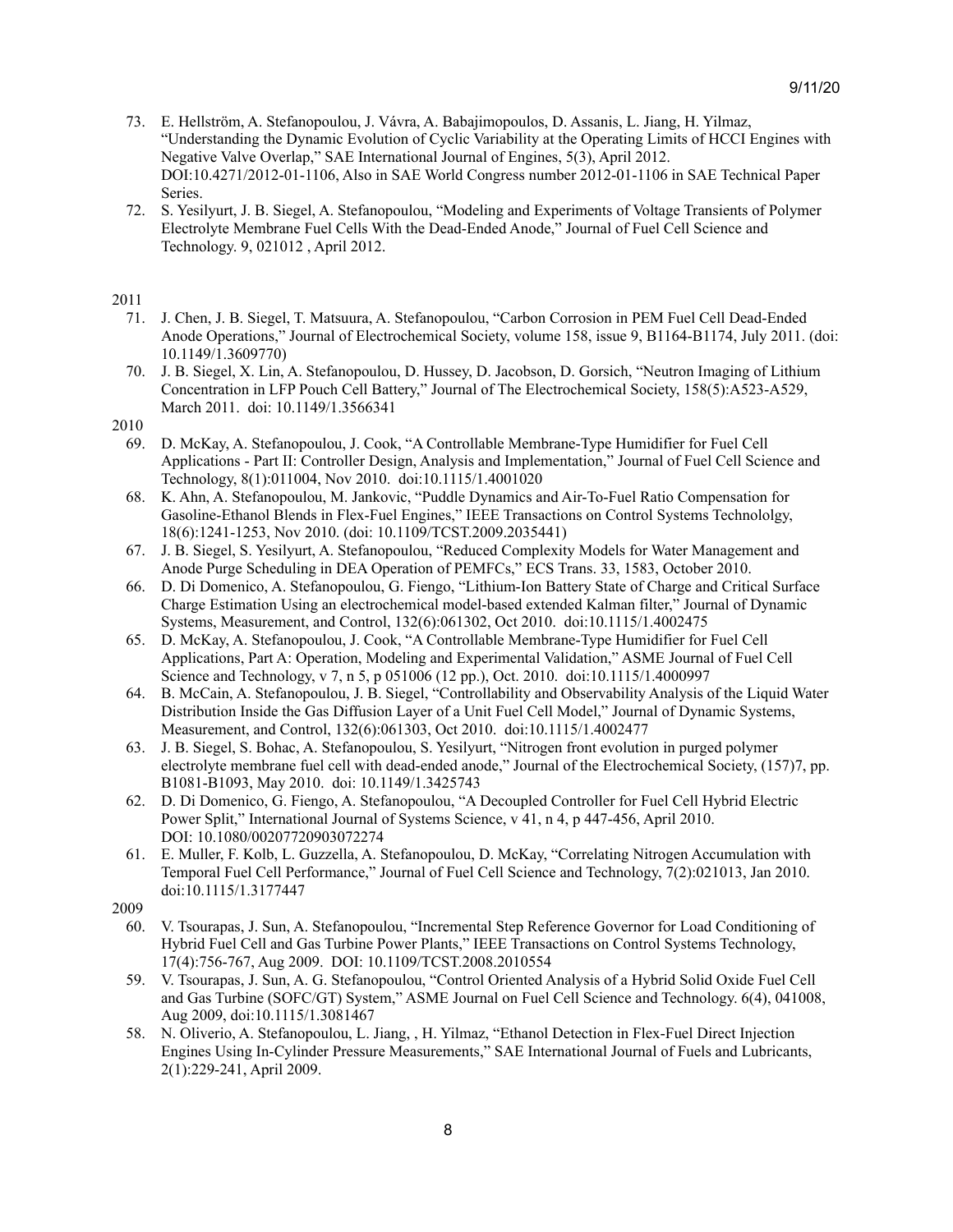73. E. Hellström, A. Stefanopoulou, J. Vávra, A. Babajimopoulos, D. Assanis, L. Jiang, H. Yilmaz, "Understanding the Dynamic Evolution of Cyclic Variability at the Operating Limits of HCCI Engines with Negative Valve Overlap," SAE International Journal of Engines, 5(3), April 2012. DOI:10.4271/2012-01-1106, Also in SAE World Congress number 2012-01-1106 in SAE Technical Paper Series.
72. S. Yesilyurt, J. B. Siegel, A. Stefanopoulou, "Modeling and Experiments of Voltage Transients of Polymer Electrolyte Membrane Fuel Cells With the Dead-Ended Anode," Journal of Fuel Cell Science and Technology. 9, 021012 , April 2012.

2011

71. J. Chen, J. B. Siegel, T. Matsuura, A. Stefanopoulou, "Carbon Corrosion in PEM Fuel Cell Dead-Ended Anode Operations," Journal of Electrochemical Society, volume 158, issue 9, B1164-B1174, July 2011. (doi: 10.1149/1.3609770)
70. J. B. Siegel, X. Lin, A. Stefanopoulou, D. Hussey, D. Jacobson, D. Gorsich, "Neutron Imaging of Lithium Concentration in LFP Pouch Cell Battery," Journal of The Electrochemical Society, 158(5):A523-A529, March 2011. doi: 10.1149/1.3566341

2010

69. D. McKay, A. Stefanopoulou, J. Cook, "A Controllable Membrane-Type Humidifier for Fuel Cell Applications - Part II: Controller Design, Analysis and Implementation," Journal of Fuel Cell Science and Technology, 8(1):011004, Nov 2010. doi:10.1115/1.4001020
68. K. Ahn, A. Stefanopoulou, M. Jankovic, "Puddle Dynamics and Air-To-Fuel Ratio Compensation for Gasoline-Ethanol Blends in Flex-Fuel Engines," IEEE Transactions on Control Systems Technololgy, 18(6):1241-1253, Nov 2010. (doi: 10.1109/TCST.2009.2035441)
67. J. B. Siegel, S. Yesilyurt, A. Stefanopoulou, "Reduced Complexity Models for Water Management and Anode Purge Scheduling in DEA Operation of PEMFCs," ECS Trans. 33, 1583, October 2010.
66. D. Di Domenico, A. Stefanopoulou, G. Fiengo, "Lithium-Ion Battery State of Charge and Critical Surface Charge Estimation Using an electrochemical model-based extended Kalman filter," Journal of Dynamic Systems, Measurement, and Control, 132(6):061302, Oct 2010. doi:10.1115/1.4002475
65. D. McKay, A. Stefanopoulou, J. Cook, "A Controllable Membrane-Type Humidifier for Fuel Cell Applications, Part A: Operation, Modeling and Experimental Validation," ASME Journal of Fuel Cell Science and Technology, v 7, n 5, p 051006 (12 pp.), Oct. 2010. doi:10.1115/1.4000997
64. B. McCain, A. Stefanopoulou, J. B. Siegel, "Controllability and Observability Analysis of the Liquid Water Distribution Inside the Gas Diffusion Layer of a Unit Fuel Cell Model," Journal of Dynamic Systems, Measurement, and Control, 132(6):061303, Oct 2010. doi:10.1115/1.4002477
63. J. B. Siegel, S. Bohac, A. Stefanopoulou, S. Yesilyurt, "Nitrogen front evolution in purged polymer electrolyte membrane fuel cell with dead-ended anode," Journal of the Electrochemical Society, (157)7, pp. B1081-B1093, May 2010. doi: 10.1149/1.3425743
62. D. Di Domenico, G. Fiengo, A. Stefanopoulou, "A Decoupled Controller for Fuel Cell Hybrid Electric Power Split," International Journal of Systems Science, v 41, n 4, p 447-456, April 2010. DOI: 10.1080/00207720903072274
61. E. Muller, F. Kolb, L. Guzzella, A. Stefanopoulou, D. McKay, "Correlating Nitrogen Accumulation with Temporal Fuel Cell Performance," Journal of Fuel Cell Science and Technology, 7(2):021013, Jan 2010. doi:10.1115/1.3177447

2009

60. V. Tsourapas, J. Sun, A. Stefanopoulou, "Incremental Step Reference Governor for Load Conditioning of Hybrid Fuel Cell and Gas Turbine Power Plants," IEEE Transactions on Control Systems Technology, 17(4):756-767, Aug 2009. DOI: 10.1109/TCST.2008.2010554
59. V. Tsourapas, J. Sun, A. G. Stefanopoulou, "Control Oriented Analysis of a Hybrid Solid Oxide Fuel Cell and Gas Turbine (SOFC/GT) System," ASME Journal on Fuel Cell Science and Technology. 6(4), 041008, Aug 2009, doi:10.1115/1.3081467
58. N. Oliverio, A. Stefanopoulou, L. Jiang, , H. Yilmaz, "Ethanol Detection in Flex-Fuel Direct Injection Engines Using In-Cylinder Pressure Measurements," SAE International Journal of Fuels and Lubricants, 2(1):229-241, April 2009.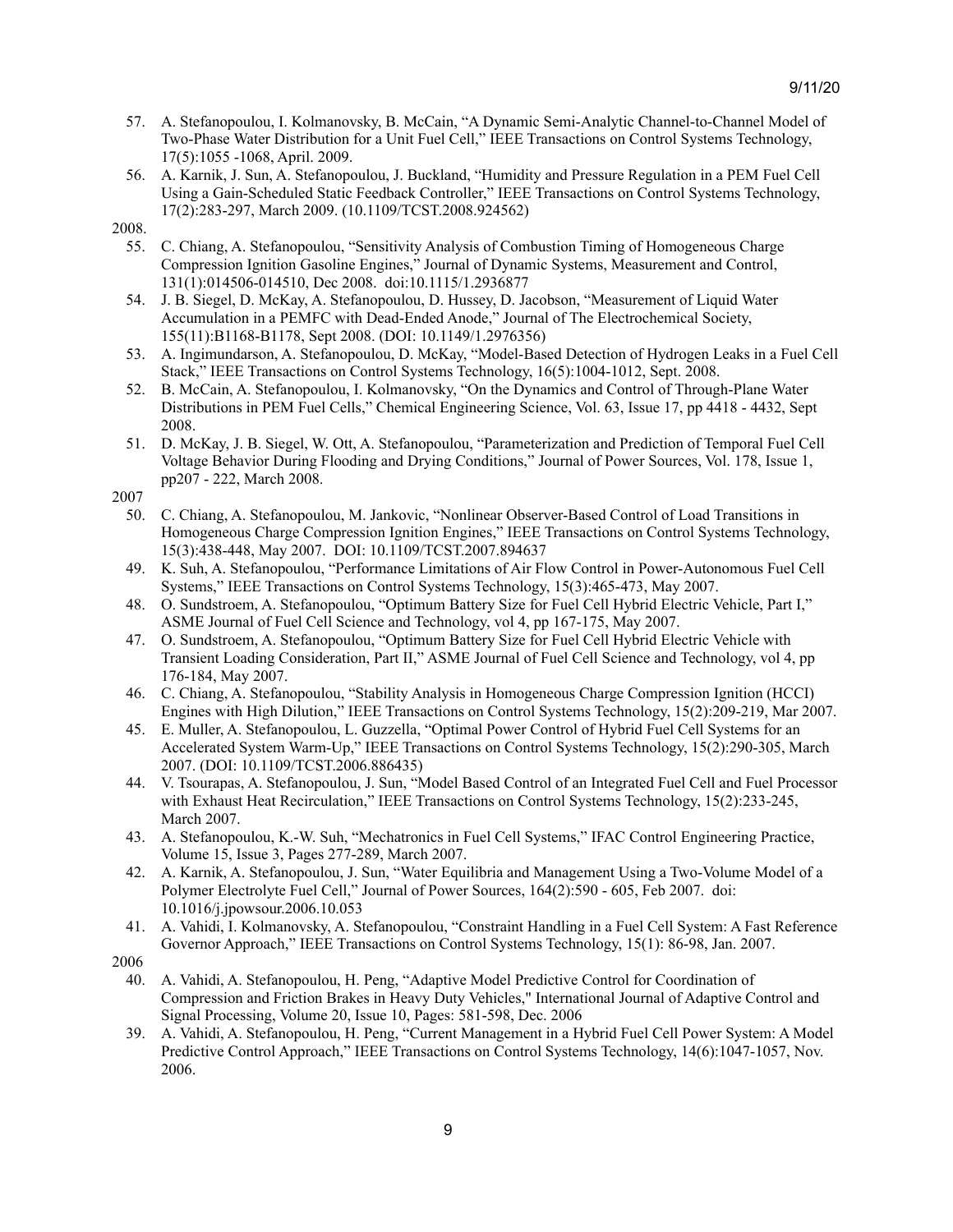57. A. Stefanopoulou, I. Kolmanovsky, B. McCain, "A Dynamic Semi-Analytic Channel-to-Channel Model of Two-Phase Water Distribution for a Unit Fuel Cell," IEEE Transactions on Control Systems Technology, 17(5):1055 -1068, April. 2009.
56. A. Karnik, J. Sun, A. Stefanopoulou, J. Buckland, "Humidity and Pressure Regulation in a PEM Fuel Cell Using a Gain-Scheduled Static Feedback Controller," IEEE Transactions on Control Systems Technology, 17(2):283-297, March 2009. (10.1109/TCST.2008.924562)

2008.

55. C. Chiang, A. Stefanopoulou, "Sensitivity Analysis of Combustion Timing of Homogeneous Charge Compression Ignition Gasoline Engines," Journal of Dynamic Systems, Measurement and Control, 131(1):014506-014510, Dec 2008. doi:10.1115/1.2936877
54. J. B. Siegel, D. McKay, A. Stefanopoulou, D. Hussey, D. Jacobson, "Measurement of Liquid Water Accumulation in a PEMFC with Dead-Ended Anode," Journal of The Electrochemical Society, 155(11):B1168-B1178, Sept 2008. (DOI: 10.1149/1.2976356)
53. A. Ingimundarson, A. Stefanopoulou, D. McKay, "Model-Based Detection of Hydrogen Leaks in a Fuel Cell Stack," IEEE Transactions on Control Systems Technology, 16(5):1004-1012, Sept. 2008.
52. B. McCain, A. Stefanopoulou, I. Kolmanovsky, "On the Dynamics and Control of Through-Plane Water Distributions in PEM Fuel Cells," Chemical Engineering Science, Vol. 63, Issue 17, pp 4418 - 4432, Sept 2008.
51. D. McKay, J. B. Siegel, W. Ott, A. Stefanopoulou, "Parameterization and Prediction of Temporal Fuel Cell Voltage Behavior During Flooding and Drying Conditions," Journal of Power Sources, Vol. 178, Issue 1, pp207 - 222, March 2008.

2007

50. C. Chiang, A. Stefanopoulou, M. Jankovic, "Nonlinear Observer-Based Control of Load Transitions in Homogeneous Charge Compression Ignition Engines," IEEE Transactions on Control Systems Technology, 15(3):438-448, May 2007. DOI: 10.1109/TCST.2007.894637
49. K. Suh, A. Stefanopoulou, "Performance Limitations of Air Flow Control in Power-Autonomous Fuel Cell Systems," IEEE Transactions on Control Systems Technology, 15(3):465-473, May 2007.
48. O. Sundstroem, A. Stefanopoulou, "Optimum Battery Size for Fuel Cell Hybrid Electric Vehicle, Part I," ASME Journal of Fuel Cell Science and Technology, vol 4, pp 167-175, May 2007.
47. O. Sundstroem, A. Stefanopoulou, "Optimum Battery Size for Fuel Cell Hybrid Electric Vehicle with Transient Loading Consideration, Part II," ASME Journal of Fuel Cell Science and Technology, vol 4, pp 176-184, May 2007.
46. C. Chiang, A. Stefanopoulou, "Stability Analysis in Homogeneous Charge Compression Ignition (HCCI) Engines with High Dilution," IEEE Transactions on Control Systems Technology, 15(2):209-219, Mar 2007.
45. E. Muller, A. Stefanopoulou, L. Guzzella, "Optimal Power Control of Hybrid Fuel Cell Systems for an Accelerated System Warm-Up," IEEE Transactions on Control Systems Technology, 15(2):290-305, March 2007. (DOI: 10.1109/TCST.2006.886435)
44. V. Tsourapas, A. Stefanopoulou, J. Sun, "Model Based Control of an Integrated Fuel Cell and Fuel Processor with Exhaust Heat Recirculation," IEEE Transactions on Control Systems Technology, 15(2):233-245, March 2007.
43. A. Stefanopoulou, K.-W. Suh, "Mechatronics in Fuel Cell Systems," IFAC Control Engineering Practice, Volume 15, Issue 3, Pages 277-289, March 2007.
42. A. Karnik, A. Stefanopoulou, J. Sun, "Water Equilibria and Management Using a Two-Volume Model of a Polymer Electrolyte Fuel Cell," Journal of Power Sources, 164(2):590 - 605, Feb 2007. doi: 10.1016/j.jpowsour.2006.10.053
41. A. Vahidi, I. Kolmanovsky, A. Stefanopoulou, "Constraint Handling in a Fuel Cell System: A Fast Reference Governor Approach," IEEE Transactions on Control Systems Technology, 15(1): 86-98, Jan. 2007.

2006

40. A. Vahidi, A. Stefanopoulou, H. Peng, "Adaptive Model Predictive Control for Coordination of Compression and Friction Brakes in Heavy Duty Vehicles," International Journal of Adaptive Control and Signal Processing, Volume 20, Issue 10, Pages: 581-598, Dec. 2006
39. A. Vahidi, A. Stefanopoulou, H. Peng, "Current Management in a Hybrid Fuel Cell Power System: A Model Predictive Control Approach," IEEE Transactions on Control Systems Technology, 14(6):1047-1057, Nov. 2006.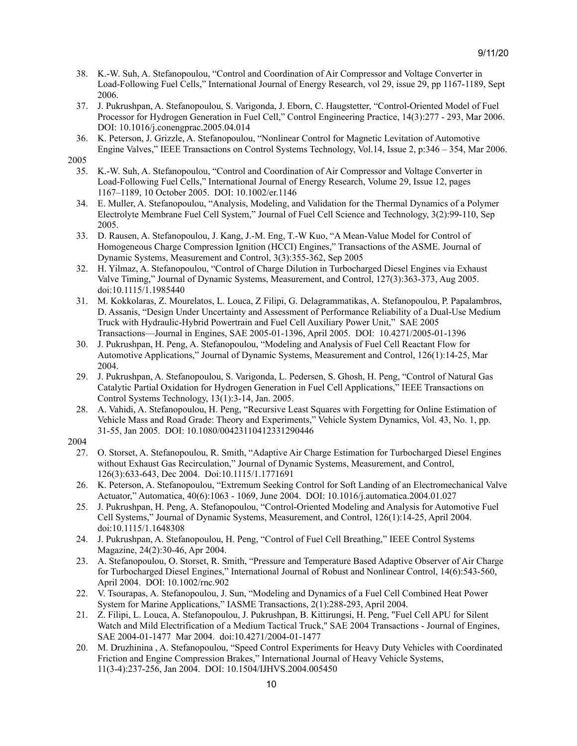38. K.-W. Suh, A. Stefanopoulou, "Control and Coordination of Air Compressor and Voltage Converter in Load-Following Fuel Cells," International Journal of Energy Research, vol 29, issue 29, pp 1167-1189, Sept 2006.
37. J. Pukrushpan, A. Stefanopoulou, S. Varigonda, J. Eborn, C. Haugstetter, "Control-Oriented Model of Fuel Processor for Hydrogen Generation in Fuel Cell," Control Engineering Practice, 14(3):277 - 293, Mar 2006. DOI: 10.1016/j.conengprac.2005.04.014
36. K. Peterson, J. Grizzle, A. Stefanopoulou, "Nonlinear Control for Magnetic Levitation of Automotive Engine Valves," IEEE Transactions on Control Systems Technology, Vol.14, Issue 2, p:346 – 354, Mar 2006.

2005

35. K.-W. Suh, A. Stefanopoulou, "Control and Coordination of Air Compressor and Voltage Converter in Load-Following Fuel Cells," International Journal of Energy Research, Volume 29, Issue 12, pages 1167–1189, 10 October 2005. DOI: 10.1002/er.1146
34. E. Muller, A. Stefanopoulou, "Analysis, Modeling, and Validation for the Thermal Dynamics of a Polymer Electrolyte Membrane Fuel Cell System," Journal of Fuel Cell Science and Technology, 3(2):99-110, Sep 2005.
33. D. Rausen, A. Stefanopoulou, J. Kang, J.-M. Eng, T.-W Kuo, "A Mean-Value Model for Control of Homogeneous Charge Compression Ignition (HCCI) Engines," Transactions of the ASME. Journal of Dynamic Systems, Measurement and Control, 3(3):355-362, Sep 2005
32. H. Yilmaz, A. Stefanopoulou, "Control of Charge Dilution in Turbocharged Diesel Engines via Exhaust Valve Timing," Journal of Dynamic Systems, Measurement, and Control, 127(3):363-373, Aug 2005. doi:10.1115/1.1985440
31. M. Kokkolaras, Z. Mourelatos, L. Louca, Z Filipi, G. Delagrammatikas, A. Stefanopoulou, P. Papalambros, D. Assanis, "Design Under Uncertainty and Assessment of Performance Reliability of a Dual-Use Medium Truck with Hydraulic-Hybrid Powertrain and Fuel Cell Auxiliary Power Unit," SAE 2005 Transactions—Journal in Engines, SAE 2005-01-1396, April 2005. DOI: 10.4271/2005-01-1396
30. J. Pukrushpan, H. Peng, A. Stefanopoulou, "Modeling and Analysis of Fuel Cell Reactant Flow for Automotive Applications," Journal of Dynamic Systems, Measurement and Control, 126(1):14-25, Mar 2004.
29. J. Pukrushpan, A. Stefanopoulou, S. Varigonda, L. Pedersen, S. Ghosh, H. Peng, "Control of Natural Gas Catalytic Partial Oxidation for Hydrogen Generation in Fuel Cell Applications," IEEE Transactions on Control Systems Technology, 13(1):3-14, Jan. 2005.
28. A. Vahidi, A. Stefanopoulou, H. Peng, "Recursive Least Squares with Forgetting for Online Estimation of Vehicle Mass and Road Grade: Theory and Experiments," Vehicle System Dynamics, Vol. 43, No. 1, pp. 31-55, Jan 2005. DOI: 10.1080/00423110412331290446

2004

27. O. Storset, A. Stefanopoulou, R. Smith, "Adaptive Air Charge Estimation for Turbocharged Diesel Engines without Exhaust Gas Recirculation," Journal of Dynamic Systems, Measurement, and Control, 126(3):633-643, Dec 2004. Doi:10.1115/1.1771691
26. K. Peterson, A. Stefanopoulou, "Extremum Seeking Control for Soft Landing of an Electromechanical Valve Actuator," Automatica, 40(6):1063 - 1069, June 2004. DOI: 10.1016/j.automatica.2004.01.027
25. J. Pukrushpan, H. Peng, A. Stefanopoulou, "Control-Oriented Modeling and Analysis for Automotive Fuel Cell Systems," Journal of Dynamic Systems, Measurement, and Control, 126(1):14-25, April 2004. doi:10.1115/1.1648308
24. J. Pukrushpan, A. Stefanopoulou, H. Peng, "Control of Fuel Cell Breathing," IEEE Control Systems Magazine, 24(2):30-46, Apr 2004.
23. A. Stefanopoulou, O. Storset, R. Smith, "Pressure and Temperature Based Adaptive Observer of Air Charge for Turbocharged Diesel Engines," International Journal of Robust and Nonlinear Control, 14(6):543-560, April 2004. DOI: 10.1002/rnc.902
22. V. Tsourapas, A. Stefanopoulou, J. Sun, "Modeling and Dynamics of a Fuel Cell Combined Heat Power System for Marine Applications," IASME Transactions, 2(1):288-293, April 2004.
21. Z. Filipi, L. Louca, A. Stefanopoulou, J. Pukrushpan, B. Kittirungsi, H. Peng, "Fuel Cell APU for Silent Watch and Mild Electrification of a Medium Tactical Truck," SAE 2004 Transactions - Journal of Engines, SAE 2004-01-1477 Mar 2004. doi:10.4271/2004-01-1477
20. M. Druzhinina , A. Stefanopoulou, "Speed Control Experiments for Heavy Duty Vehicles with Coordinated Friction and Engine Compression Brakes," International Journal of Heavy Vehicle Systems, 11(3-4):237-256, Jan 2004. DOI: 10.1504/IJHVS.2004.005450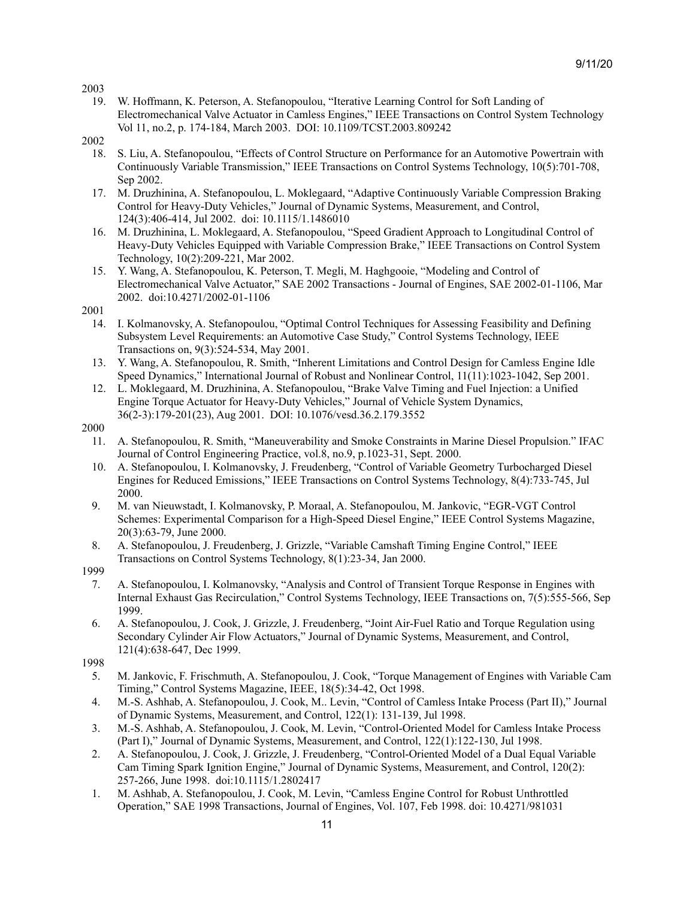2003

19. W. Hoffmann, K. Peterson, A. Stefanopoulou, "Iterative Learning Control for Soft Landing of Electromechanical Valve Actuator in Camless Engines," IEEE Transactions on Control System Technology Vol 11, no.2, p. 174-184, March 2003. DOI: 10.1109/TCST.2003.809242

2002

18. S. Liu, A. Stefanopoulou, "Effects of Control Structure on Performance for an Automotive Powertrain with Continuously Variable Transmission," IEEE Transactions on Control Systems Technology, 10(5):701-708, Sep 2002.
17. M. Druzhinina, A. Stefanopoulou, L. Moklegaard, "Adaptive Continuously Variable Compression Braking Control for Heavy-Duty Vehicles," Journal of Dynamic Systems, Measurement, and Control, 124(3):406-414, Jul 2002. doi: 10.1115/1.1486010
16. M. Druzhinina, L. Moklegaard, A. Stefanopoulou, "Speed Gradient Approach to Longitudinal Control of Heavy-Duty Vehicles Equipped with Variable Compression Brake," IEEE Transactions on Control System Technology, 10(2):209-221, Mar 2002.
15. Y. Wang, A. Stefanopoulou, K. Peterson, T. Megli, M. Haghgooie, "Modeling and Control of Electromechanical Valve Actuator," SAE 2002 Transactions - Journal of Engines, SAE 2002-01-1106, Mar 2002. doi:10.4271/2002-01-1106

2001

14. I. Kolmanovsky, A. Stefanopoulou, "Optimal Control Techniques for Assessing Feasibility and Defining Subsystem Level Requirements: an Automotive Case Study," Control Systems Technology, IEEE Transactions on, 9(3):524-534, May 2001.
13. Y. Wang, A. Stefanopoulou, R. Smith, "Inherent Limitations and Control Design for Camless Engine Idle Speed Dynamics," International Journal of Robust and Nonlinear Control, 11(11):1023-1042, Sep 2001.
12. L. Moklegaard, M. Druzhinina, A. Stefanopoulou, "Brake Valve Timing and Fuel Injection: a Unified Engine Torque Actuator for Heavy-Duty Vehicles," Journal of Vehicle System Dynamics, 36(2-3):179-201(23), Aug 2001. DOI: 10.1076/vesd.36.2.179.3552

2000

11. A. Stefanopoulou, R. Smith, "Maneuverability and Smoke Constraints in Marine Diesel Propulsion." IFAC Journal of Control Engineering Practice, vol.8, no.9, p.1023-31, Sept. 2000.
10. A. Stefanopoulou, I. Kolmanovsky, J. Freudenberg, "Control of Variable Geometry Turbocharged Diesel Engines for Reduced Emissions," IEEE Transactions on Control Systems Technology, 8(4):733-745, Jul 2000.
9. M. van Nieuwstadt, I. Kolmanovsky, P. Moraal, A. Stefanopoulou, M. Jankovic, "EGR-VGT Control Schemes: Experimental Comparison for a High-Speed Diesel Engine," IEEE Control Systems Magazine, 20(3):63-79, June 2000.
8. A. Stefanopoulou, J. Freudenberg, J. Grizzle, "Variable Camshaft Timing Engine Control," IEEE Transactions on Control Systems Technology, 8(1):23-34, Jan 2000.

1999

7. A. Stefanopoulou, I. Kolmanovsky, "Analysis and Control of Transient Torque Response in Engines with Internal Exhaust Gas Recirculation," Control Systems Technology, IEEE Transactions on, 7(5):555-566, Sep 1999.
6. A. Stefanopoulou, J. Cook, J. Grizzle, J. Freudenberg, "Joint Air-Fuel Ratio and Torque Regulation using Secondary Cylinder Air Flow Actuators," Journal of Dynamic Systems, Measurement, and Control, 121(4):638-647, Dec 1999.

1998

5. M. Jankovic, F. Frischmuth, A. Stefanopoulou, J. Cook, "Torque Management of Engines with Variable Cam Timing," Control Systems Magazine, IEEE, 18(5):34-42, Oct 1998.
4. M.-S. Ashhab, A. Stefanopoulou, J. Cook, M.. Levin, "Control of Camless Intake Process (Part II)," Journal of Dynamic Systems, Measurement, and Control, 122(1): 131-139, Jul 1998.
3. M.-S. Ashhab, A. Stefanopoulou, J. Cook, M. Levin, "Control-Oriented Model for Camless Intake Process (Part I)," Journal of Dynamic Systems, Measurement, and Control, 122(1):122-130, Jul 1998.
2. A. Stefanopoulou, J. Cook, J. Grizzle, J. Freudenberg, "Control-Oriented Model of a Dual Equal Variable Cam Timing Spark Ignition Engine," Journal of Dynamic Systems, Measurement, and Control, 120(2): 257-266, June 1998. doi:10.1115/1.2802417
1. M. Ashhab, A. Stefanopoulou, J. Cook, M. Levin, "Camless Engine Control for Robust Unthrottled Operation," SAE 1998 Transactions, Journal of Engines, Vol. 107, Feb 1998. doi: 10.4271/981031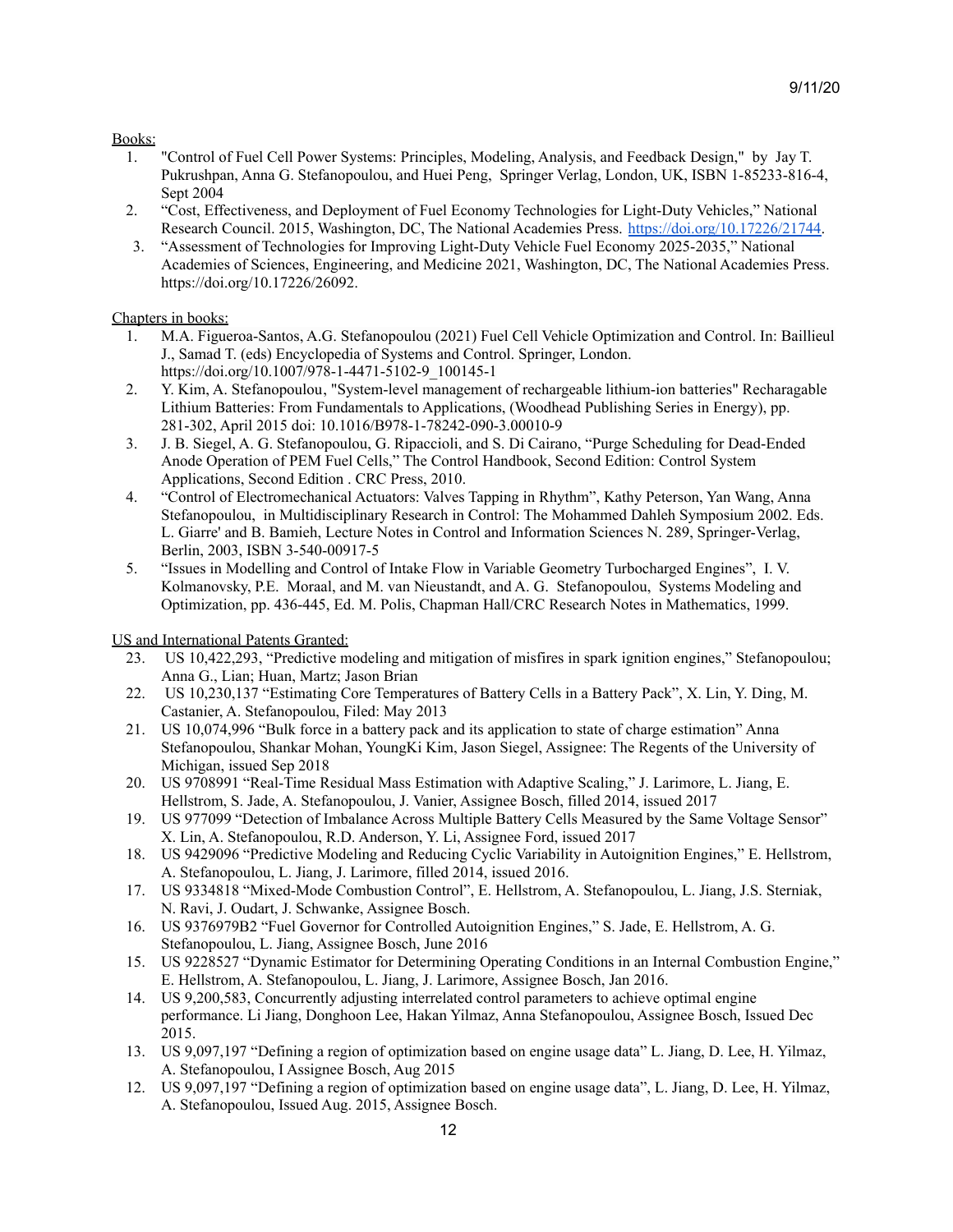Books:

1. "Control of Fuel Cell Power Systems: Principles, Modeling, Analysis, and Feedback Design," by Jay T. Pukrushpan, Anna G. Stefanopoulou, and Huei Peng, Springer Verlag, London, UK, ISBN 1-85233-816-4, Sept 2004
2. "Cost, Effectiveness, and Deployment of Fuel Economy Technologies for Light-Duty Vehicles," National Research Council. 2015, Washington, DC, The National Academies Press. https://doi.org/10.17226/21744.
3. "Assessment of Technologies for Improving Light-Duty Vehicle Fuel Economy 2025-2035," National Academies of Sciences, Engineering, and Medicine 2021, Washington, DC, The National Academies Press. https://doi.org/10.17226/26092.

Chapters in books:

1. M.A. Figueroa-Santos, A.G. Stefanopoulou (2021) Fuel Cell Vehicle Optimization and Control. In: Baillieul J., Samad T. (eds) Encyclopedia of Systems and Control. Springer, London. https://doi.org/10.1007/978-1-4471-5102-9_100145-1
2. Y. Kim, A. Stefanopoulou, "System-level management of rechargeable lithium-ion batteries" Recharagable Lithium Batteries: From Fundamentals to Applications, (Woodhead Publishing Series in Energy), pp. 281-302, April 2015 doi: 10.1016/B978-1-78242-090-3.00010-9
3. J. B. Siegel, A. G. Stefanopoulou, G. Ripaccioli, and S. Di Cairano, "Purge Scheduling for Dead-Ended Anode Operation of PEM Fuel Cells," The Control Handbook, Second Edition: Control System Applications, Second Edition . CRC Press, 2010.
4. "Control of Electromechanical Actuators: Valves Tapping in Rhythm", Kathy Peterson, Yan Wang, Anna Stefanopoulou, in Multidisciplinary Research in Control: The Mohammed Dahleh Symposium 2002. Eds. L. Giarre' and B. Bamieh, Lecture Notes in Control and Information Sciences N. 289, Springer-Verlag, Berlin, 2003, ISBN 3-540-00917-5
5. "Issues in Modelling and Control of Intake Flow in Variable Geometry Turbocharged Engines", I. V. Kolmanovsky, P.E. Moraal, and M. van Nieustandt, and A. G. Stefanopoulou, Systems Modeling and Optimization, pp. 436-445, Ed. M. Polis, Chapman Hall/CRC Research Notes in Mathematics, 1999.

US and International Patents Granted:

23. US 10,422,293, "Predictive modeling and mitigation of misfires in spark ignition engines," Stefanopoulou; Anna G., Lian; Huan, Martz; Jason Brian
22. US 10,230,137 "Estimating Core Temperatures of Battery Cells in a Battery Pack", X. Lin, Y. Ding, M. Castanier, A. Stefanopoulou, Filed: May 2013
21. US 10,074,996 "Bulk force in a battery pack and its application to state of charge estimation" Anna Stefanopoulou, Shankar Mohan, YoungKi Kim, Jason Siegel, Assignee: The Regents of the University of Michigan, issued Sep 2018
20. US 9708991 "Real-Time Residual Mass Estimation with Adaptive Scaling," J. Larimore, L. Jiang, E. Hellstrom, S. Jade, A. Stefanopoulou, J. Vanier, Assignee Bosch, filled 2014, issued 2017
19. US 977099 "Detection of Imbalance Across Multiple Battery Cells Measured by the Same Voltage Sensor" X. Lin, A. Stefanopoulou, R.D. Anderson, Y. Li, Assignee Ford, issued 2017
18. US 9429096 "Predictive Modeling and Reducing Cyclic Variability in Autoignition Engines," E. Hellstrom, A. Stefanopoulou, L. Jiang, J. Larimore, filled 2014, issued 2016.
17. US 9334818 "Mixed-Mode Combustion Control", E. Hellstrom, A. Stefanopoulou, L. Jiang, J.S. Sterniak, N. Ravi, J. Oudart, J. Schwanke, Assignee Bosch.
16. US 9376979B2 "Fuel Governor for Controlled Autoignition Engines," S. Jade, E. Hellstrom, A. G. Stefanopoulou, L. Jiang, Assignee Bosch, June 2016
15. US 9228527 "Dynamic Estimator for Determining Operating Conditions in an Internal Combustion Engine," E. Hellstrom, A. Stefanopoulou, L. Jiang, J. Larimore, Assignee Bosch, Jan 2016.
14. US 9,200,583, Concurrently adjusting interrelated control parameters to achieve optimal engine performance. Li Jiang, Donghoon Lee, Hakan Yilmaz, Anna Stefanopoulou, Assignee Bosch, Issued Dec 2015.
13. US 9,097,197 "Defining a region of optimization based on engine usage data" L. Jiang, D. Lee, H. Yilmaz, A. Stefanopoulou, I Assignee Bosch, Aug 2015
12. US 9,097,197 "Defining a region of optimization based on engine usage data", L. Jiang, D. Lee, H. Yilmaz, A. Stefanopoulou, Issued Aug. 2015, Assignee Bosch.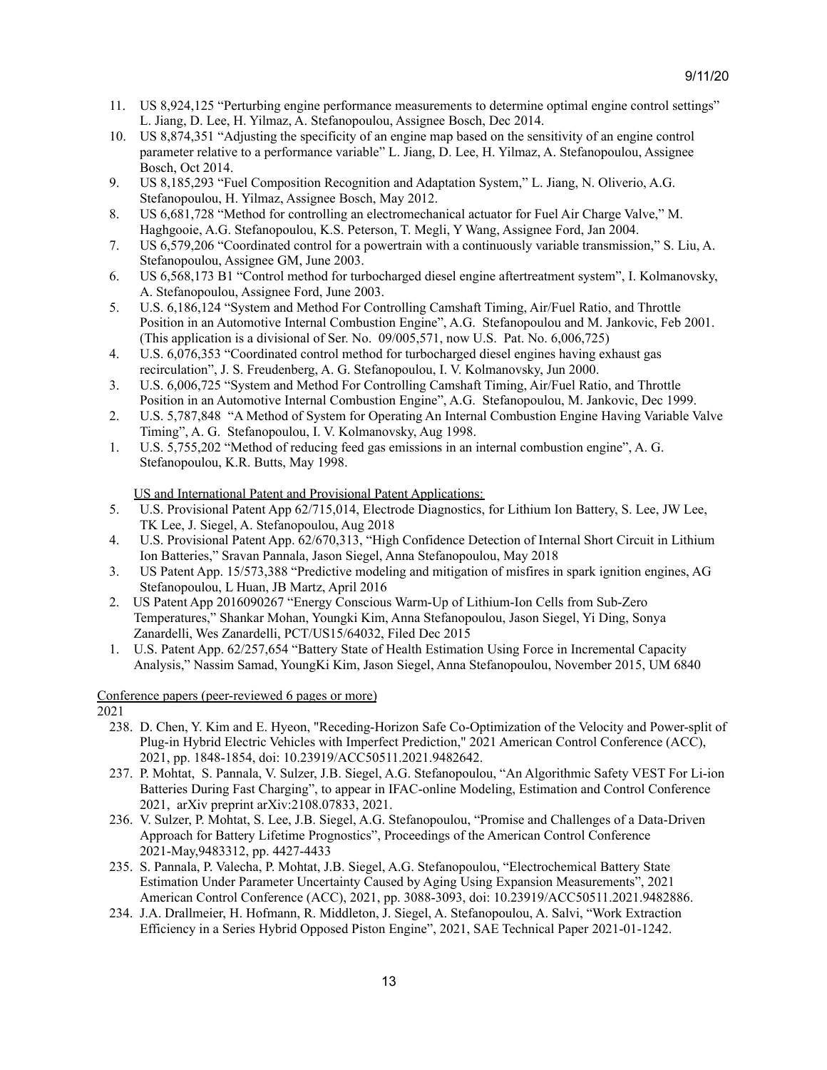11. US 8,924,125 "Perturbing engine performance measurements to determine optimal engine control settings" L. Jiang, D. Lee, H. Yilmaz, A. Stefanopoulou, Assignee Bosch, Dec 2014.
10. US 8,874,351 "Adjusting the specificity of an engine map based on the sensitivity of an engine control parameter relative to a performance variable" L. Jiang, D. Lee, H. Yilmaz, A. Stefanopoulou, Assignee Bosch, Oct 2014.
9. US 8,185,293 "Fuel Composition Recognition and Adaptation System," L. Jiang, N. Oliverio, A.G. Stefanopoulou, H. Yilmaz, Assignee Bosch, May 2012.
8. US 6,681,728 "Method for controlling an electromechanical actuator for Fuel Air Charge Valve," M. Haghgooie, A.G. Stefanopoulou, K.S. Peterson, T. Megli, Y Wang, Assignee Ford, Jan 2004.
7. US 6,579,206 "Coordinated control for a powertrain with a continuously variable transmission," S. Liu, A. Stefanopoulou, Assignee GM, June 2003.
6. US 6,568,173 B1 "Control method for turbocharged diesel engine aftertreatment system", I. Kolmanovsky, A. Stefanopoulou, Assignee Ford, June 2003.
5. U.S. 6,186,124 "System and Method For Controlling Camshaft Timing, Air/Fuel Ratio, and Throttle Position in an Automotive Internal Combustion Engine", A.G. Stefanopoulou and M. Jankovic, Feb 2001. (This application is a divisional of Ser. No. 09/005,571, now U.S. Pat. No. 6,006,725)
4. U.S. 6,076,353 "Coordinated control method for turbocharged diesel engines having exhaust gas recirculation", J. S. Freudenberg, A. G. Stefanopoulou, I. V. Kolmanovsky, Jun 2000.
3. U.S. 6,006,725 "System and Method For Controlling Camshaft Timing, Air/Fuel Ratio, and Throttle Position in an Automotive Internal Combustion Engine", A.G. Stefanopoulou, M. Jankovic, Dec 1999.
2. U.S. 5,787,848 "A Method of System for Operating An Internal Combustion Engine Having Variable Valve Timing", A. G. Stefanopoulou, I. V. Kolmanovsky, Aug 1998.
1. U.S. 5,755,202 "Method of reducing feed gas emissions in an internal combustion engine", A. G. Stefanopoulou, K.R. Butts, May 1998.

US and International Patent and Provisional Patent Applications:

5. U.S. Provisional Patent App 62/715,014, Electrode Diagnostics, for Lithium Ion Battery, S. Lee, JW Lee, TK Lee, J. Siegel, A. Stefanopoulou, Aug 2018
4. U.S. Provisional Patent App. 62/670,313, "High Confidence Detection of Internal Short Circuit in Lithium Ion Batteries," Sravan Pannala, Jason Siegel, Anna Stefanopoulou, May 2018
3. US Patent App. 15/573,388 "Predictive modeling and mitigation of misfires in spark ignition engines, AG Stefanopoulou, L Huan, JB Martz, April 2016
2. US Patent App 2016090267 "Energy Conscious Warm-Up of Lithium-Ion Cells from Sub-Zero Temperatures," Shankar Mohan, Youngki Kim, Anna Stefanopoulou, Jason Siegel, Yi Ding, Sonya Zanardelli, Wes Zanardelli, PCT/US15/64032, Filed Dec 2015
1. U.S. Patent App. 62/257,654 "Battery State of Health Estimation Using Force in Incremental Capacity Analysis," Nassim Samad, YoungKi Kim, Jason Siegel, Anna Stefanopoulou, November 2015, UM 6840

Conference papers (peer-reviewed 6 pages or more)

2021

238. D. Chen, Y. Kim and E. Hyeon, "Receding-Horizon Safe Co-Optimization of the Velocity and Power-split of Plug-in Hybrid Electric Vehicles with Imperfect Prediction," 2021 American Control Conference (ACC), 2021, pp. 1848-1854, doi: 10.23919/ACC50511.2021.9482642.
237. P. Mohtat, S. Pannala, V. Sulzer, J.B. Siegel, A.G. Stefanopoulou, "An Algorithmic Safety VEST For Li-ion Batteries During Fast Charging", to appear in IFAC-online Modeling, Estimation and Control Conference 2021, arXiv preprint arXiv:2108.07833, 2021.
236. V. Sulzer, P. Mohtat, S. Lee, J.B. Siegel, A.G. Stefanopoulou, "Promise and Challenges of a Data-Driven Approach for Battery Lifetime Prognostics", Proceedings of the American Control Conference 2021-May,9483312, pp. 4427-4433
235. S. Pannala, P. Valecha, P. Mohtat, J.B. Siegel, A.G. Stefanopoulou, "Electrochemical Battery State Estimation Under Parameter Uncertainty Caused by Aging Using Expansion Measurements", 2021 American Control Conference (ACC), 2021, pp. 3088-3093, doi: 10.23919/ACC50511.2021.9482886.
234. J.A. Drallmeier, H. Hofmann, R. Middleton, J. Siegel, A. Stefanopoulou, A. Salvi, "Work Extraction Efficiency in a Series Hybrid Opposed Piston Engine", 2021, SAE Technical Paper 2021-01-1242.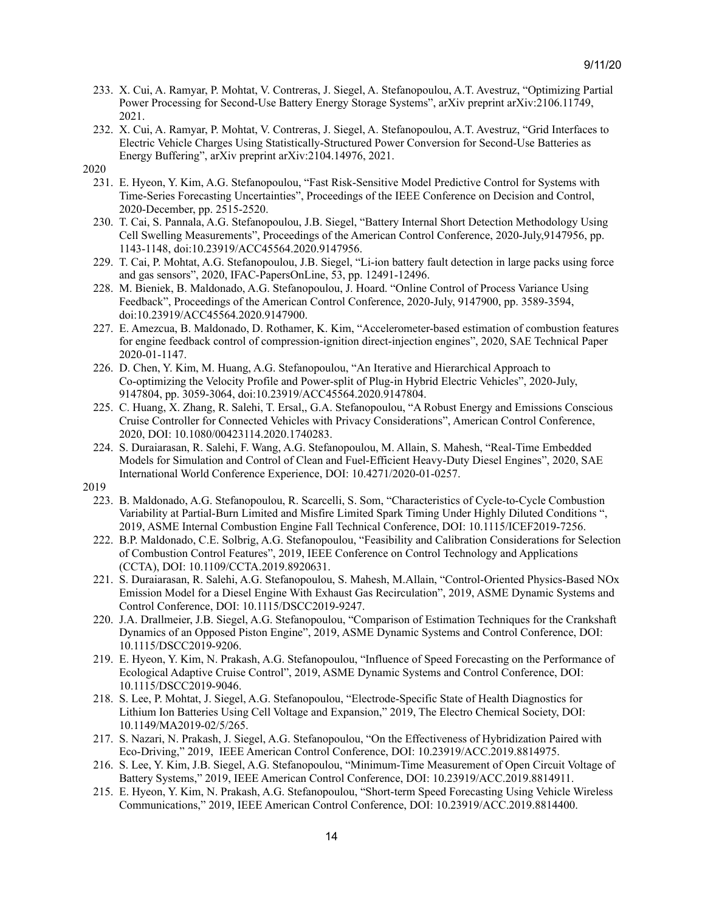233. X. Cui, A. Ramyar, P. Mohtat, V. Contreras, J. Siegel, A. Stefanopoulou, A.T. Avestruz, "Optimizing Partial Power Processing for Second-Use Battery Energy Storage Systems", arXiv preprint arXiv:2106.11749, 2021.
232. X. Cui, A. Ramyar, P. Mohtat, V. Contreras, J. Siegel, A. Stefanopoulou, A.T. Avestruz, "Grid Interfaces to Electric Vehicle Charges Using Statistically-Structured Power Conversion for Second-Use Batteries as Energy Buffering", arXiv preprint arXiv:2104.14976, 2021.

2020

231. E. Hyeon, Y. Kim, A.G. Stefanopoulou, "Fast Risk-Sensitive Model Predictive Control for Systems with Time-Series Forecasting Uncertainties", Proceedings of the IEEE Conference on Decision and Control, 2020-December, pp. 2515-2520.
230. T. Cai, S. Pannala, A.G. Stefanopoulou, J.B. Siegel, "Battery Internal Short Detection Methodology Using Cell Swelling Measurements", Proceedings of the American Control Conference, 2020-July,9147956, pp. 1143-1148, doi:10.23919/ACC45564.2020.9147956.
229. T. Cai, P. Mohtat, A.G. Stefanopoulou, J.B. Siegel, "Li-ion battery fault detection in large packs using force and gas sensors", 2020, IFAC-PapersOnLine, 53, pp. 12491-12496.
228. M. Bieniek, B. Maldonado, A.G. Stefanopoulou, J. Hoard. "Online Control of Process Variance Using Feedback", Proceedings of the American Control Conference, 2020-July, 9147900, pp. 3589-3594, doi:10.23919/ACC45564.2020.9147900.
227. E. Amezcua, B. Maldonado, D. Rothamer, K. Kim, "Accelerometer-based estimation of combustion features for engine feedback control of compression-ignition direct-injection engines", 2020, SAE Technical Paper 2020-01-1147.
226. D. Chen, Y. Kim, M. Huang, A.G. Stefanopoulou, "An Iterative and Hierarchical Approach to Co-optimizing the Velocity Profile and Power-split of Plug-in Hybrid Electric Vehicles", 2020-July, 9147804, pp. 3059-3064, doi:10.23919/ACC45564.2020.9147804.
225. C. Huang, X. Zhang, R. Salehi, T. Ersal,, G.A. Stefanopoulou, "A Robust Energy and Emissions Conscious Cruise Controller for Connected Vehicles with Privacy Considerations", American Control Conference, 2020, DOI: 10.1080/00423114.2020.1740283.
224. S. Duraiarasan, R. Salehi, F. Wang, A.G. Stefanopoulou, M. Allain, S. Mahesh, "Real-Time Embedded Models for Simulation and Control of Clean and Fuel-Efficient Heavy-Duty Diesel Engines", 2020, SAE International World Conference Experience, DOI: 10.4271/2020-01-0257.

2019

223. B. Maldonado, A.G. Stefanopoulou, R. Scarcelli, S. Som, "Characteristics of Cycle-to-Cycle Combustion Variability at Partial-Burn Limited and Misfire Limited Spark Timing Under Highly Diluted Conditions ", 2019, ASME Internal Combustion Engine Fall Technical Conference, DOI: 10.1115/ICEF2019-7256.
222. B.P. Maldonado, C.E. Solbrig, A.G. Stefanopoulou, "Feasibility and Calibration Considerations for Selection of Combustion Control Features", 2019, IEEE Conference on Control Technology and Applications (CCTA), DOI: 10.1109/CCTA.2019.8920631.
221. S. Duraiarasan, R. Salehi, A.G. Stefanopoulou, S. Mahesh, M.Allain, "Control-Oriented Physics-Based NOx Emission Model for a Diesel Engine With Exhaust Gas Recirculation", 2019, ASME Dynamic Systems and Control Conference, DOI: 10.1115/DSCC2019-9247.
220. J.A. Drallmeier, J.B. Siegel, A.G. Stefanopoulou, "Comparison of Estimation Techniques for the Crankshaft Dynamics of an Opposed Piston Engine", 2019, ASME Dynamic Systems and Control Conference, DOI: 10.1115/DSCC2019-9206.
219. E. Hyeon, Y. Kim, N. Prakash, A.G. Stefanopoulou, "Influence of Speed Forecasting on the Performance of Ecological Adaptive Cruise Control", 2019, ASME Dynamic Systems and Control Conference, DOI: 10.1115/DSCC2019-9046.
218. S. Lee, P. Mohtat, J. Siegel, A.G. Stefanopoulou, "Electrode-Specific State of Health Diagnostics for Lithium Ion Batteries Using Cell Voltage and Expansion," 2019, The Electro Chemical Society, DOI: 10.1149/MA2019-02/5/265.
217. S. Nazari, N. Prakash, J. Siegel, A.G. Stefanopoulou, "On the Effectiveness of Hybridization Paired with Eco-Driving," 2019, IEEE American Control Conference, DOI: 10.23919/ACC.2019.8814975.
216. S. Lee, Y. Kim, J.B. Siegel, A.G. Stefanopoulou, "Minimum-Time Measurement of Open Circuit Voltage of Battery Systems," 2019, IEEE American Control Conference, DOI: 10.23919/ACC.2019.8814911.
215. E. Hyeon, Y. Kim, N. Prakash, A.G. Stefanopoulou, "Short-term Speed Forecasting Using Vehicle Wireless Communications," 2019, IEEE American Control Conference, DOI: 10.23919/ACC.2019.8814400.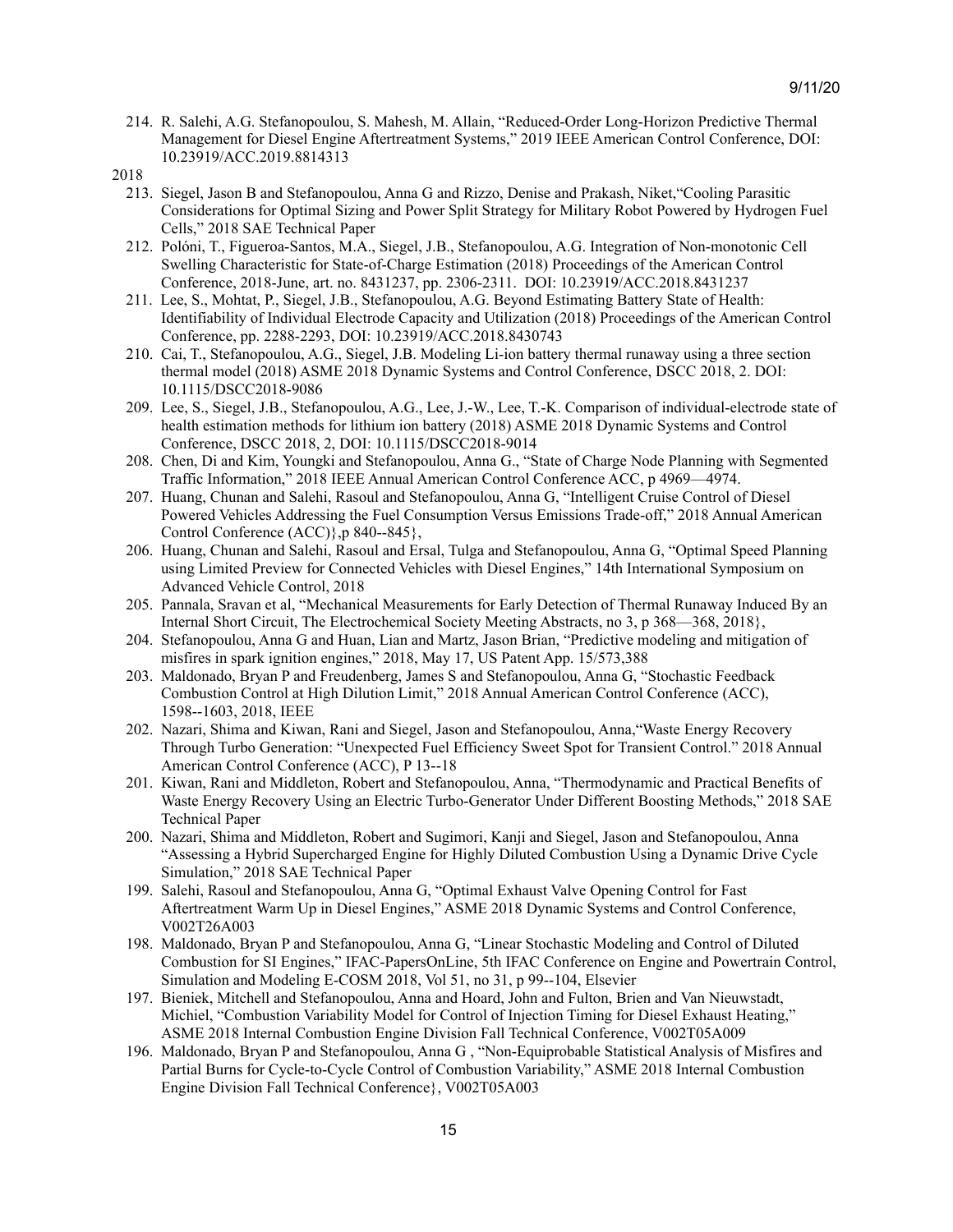214. R. Salehi, A.G. Stefanopoulou, S. Mahesh, M. Allain, "Reduced-Order Long-Horizon Predictive Thermal Management for Diesel Engine Aftertreatment Systems," 2019 IEEE American Control Conference, DOI: 10.23919/ACC.2019.8814313

2018

213. Siegel, Jason B and Stefanopoulou, Anna G and Rizzo, Denise and Prakash, Niket,"Cooling Parasitic Considerations for Optimal Sizing and Power Split Strategy for Military Robot Powered by Hydrogen Fuel Cells," 2018 SAE Technical Paper
212. Polóni, T., Figueroa-Santos, M.A., Siegel, J.B., Stefanopoulou, A.G. Integration of Non-monotonic Cell Swelling Characteristic for State-of-Charge Estimation (2018) Proceedings of the American Control Conference, 2018-June, art. no. 8431237, pp. 2306-2311. DOI: 10.23919/ACC.2018.8431237
211. Lee, S., Mohtat, P., Siegel, J.B., Stefanopoulou, A.G. Beyond Estimating Battery State of Health: Identifiability of Individual Electrode Capacity and Utilization (2018) Proceedings of the American Control Conference, pp. 2288-2293, DOI: 10.23919/ACC.2018.8430743
210. Cai, T., Stefanopoulou, A.G., Siegel, J.B. Modeling Li-ion battery thermal runaway using a three section thermal model (2018) ASME 2018 Dynamic Systems and Control Conference, DSCC 2018, 2. DOI: 10.1115/DSCC2018-9086
209. Lee, S., Siegel, J.B., Stefanopoulou, A.G., Lee, J.-W., Lee, T.-K. Comparison of individual-electrode state of health estimation methods for lithium ion battery (2018) ASME 2018 Dynamic Systems and Control Conference, DSCC 2018, 2, DOI: 10.1115/DSCC2018-9014
208. Chen, Di and Kim, Youngki and Stefanopoulou, Anna G., "State of Charge Node Planning with Segmented Traffic Information," 2018 IEEE Annual American Control Conference ACC, p 4969—4974.
207. Huang, Chunan and Salehi, Rasoul and Stefanopoulou, Anna G, "Intelligent Cruise Control of Diesel Powered Vehicles Addressing the Fuel Consumption Versus Emissions Trade-off," 2018 Annual American Control Conference (ACC)},p 840--845},
206. Huang, Chunan and Salehi, Rasoul and Ersal, Tulga and Stefanopoulou, Anna G, "Optimal Speed Planning using Limited Preview for Connected Vehicles with Diesel Engines," 14th International Symposium on Advanced Vehicle Control, 2018
205. Pannala, Sravan et al, "Mechanical Measurements for Early Detection of Thermal Runaway Induced By an Internal Short Circuit, The Electrochemical Society Meeting Abstracts, no 3, p 368—368, 2018},
204. Stefanopoulou, Anna G and Huan, Lian and Martz, Jason Brian, "Predictive modeling and mitigation of misfires in spark ignition engines," 2018, May 17, US Patent App. 15/573,388
203. Maldonado, Bryan P and Freudenberg, James S and Stefanopoulou, Anna G, "Stochastic Feedback Combustion Control at High Dilution Limit," 2018 Annual American Control Conference (ACC), 1598--1603, 2018, IEEE
202. Nazari, Shima and Kiwan, Rani and Siegel, Jason and Stefanopoulou, Anna,"Waste Energy Recovery Through Turbo Generation: "Unexpected Fuel Efficiency Sweet Spot for Transient Control." 2018 Annual American Control Conference (ACC), P 13--18
201. Kiwan, Rani and Middleton, Robert and Stefanopoulou, Anna, "Thermodynamic and Practical Benefits of Waste Energy Recovery Using an Electric Turbo-Generator Under Different Boosting Methods," 2018 SAE Technical Paper
200. Nazari, Shima and Middleton, Robert and Sugimori, Kanji and Siegel, Jason and Stefanopoulou, Anna "Assessing a Hybrid Supercharged Engine for Highly Diluted Combustion Using a Dynamic Drive Cycle Simulation," 2018 SAE Technical Paper
199. Salehi, Rasoul and Stefanopoulou, Anna G, "Optimal Exhaust Valve Opening Control for Fast Aftertreatment Warm Up in Diesel Engines," ASME 2018 Dynamic Systems and Control Conference, V002T26A003
198. Maldonado, Bryan P and Stefanopoulou, Anna G, "Linear Stochastic Modeling and Control of Diluted Combustion for SI Engines," IFAC-PapersOnLine, 5th IFAC Conference on Engine and Powertrain Control, Simulation and Modeling E-COSM 2018, Vol 51, no 31, p 99--104, Elsevier
197. Bieniek, Mitchell and Stefanopoulou, Anna and Hoard, John and Fulton, Brien and Van Nieuwstadt, Michiel, "Combustion Variability Model for Control of Injection Timing for Diesel Exhaust Heating," ASME 2018 Internal Combustion Engine Division Fall Technical Conference, V002T05A009
196. Maldonado, Bryan P and Stefanopoulou, Anna G , "Non-Equiprobable Statistical Analysis of Misfires and Partial Burns for Cycle-to-Cycle Control of Combustion Variability," ASME 2018 Internal Combustion Engine Division Fall Technical Conference}, V002T05A003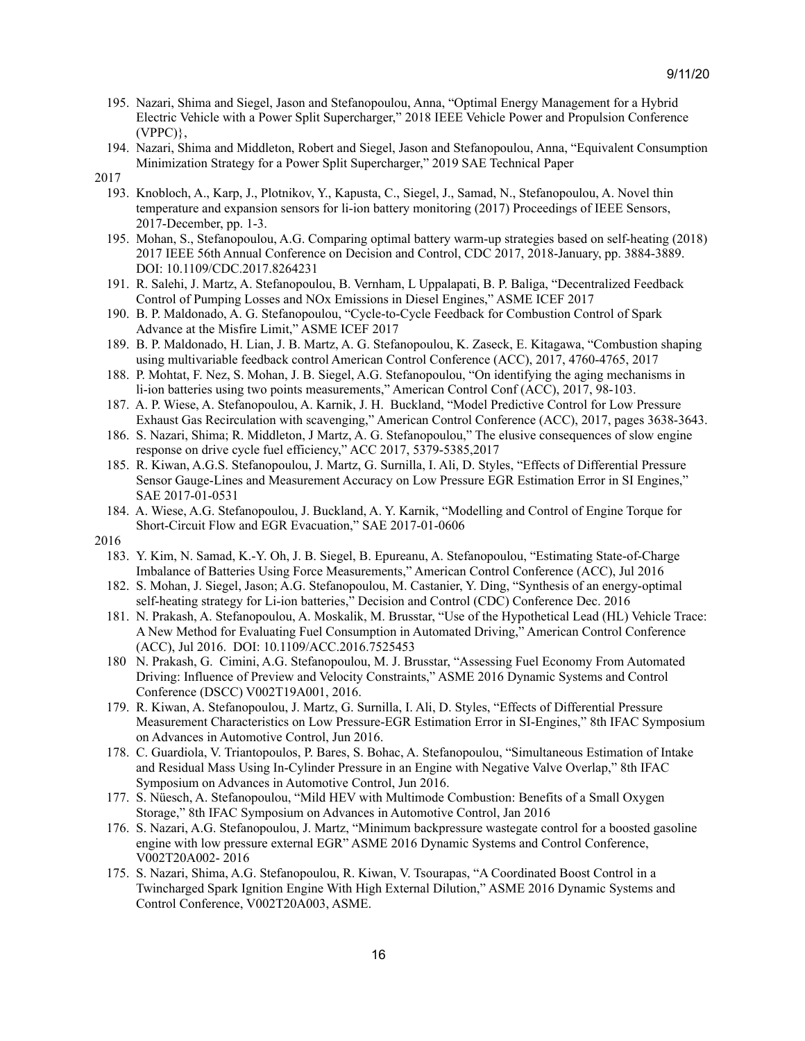195. Nazari, Shima and Siegel, Jason and Stefanopoulou, Anna, "Optimal Energy Management for a Hybrid Electric Vehicle with a Power Split Supercharger," 2018 IEEE Vehicle Power and Propulsion Conference (VPPC)},
194. Nazari, Shima and Middleton, Robert and Siegel, Jason and Stefanopoulou, Anna, "Equivalent Consumption Minimization Strategy for a Power Split Supercharger," 2019 SAE Technical Paper

2017

193. Knobloch, A., Karp, J., Plotnikov, Y., Kapusta, C., Siegel, J., Samad, N., Stefanopoulou, A. Novel thin temperature and expansion sensors for li-ion battery monitoring (2017) Proceedings of IEEE Sensors, 2017-December, pp. 1-3.
195. Mohan, S., Stefanopoulou, A.G. Comparing optimal battery warm-up strategies based on self-heating (2018) 2017 IEEE 56th Annual Conference on Decision and Control, CDC 2017, 2018-January, pp. 3884-3889. DOI: 10.1109/CDC.2017.8264231
191. R. Salehi, J. Martz, A. Stefanopoulou, B. Vernham, L Uppalapati, B. P. Baliga, "Decentralized Feedback Control of Pumping Losses and NOx Emissions in Diesel Engines," ASME ICEF 2017
190. B. P. Maldonado, A. G. Stefanopoulou, "Cycle-to-Cycle Feedback for Combustion Control of Spark Advance at the Misfire Limit," ASME ICEF 2017
189. B. P. Maldonado, H. Lian, J. B. Martz, A. G. Stefanopoulou, K. Zaseck, E. Kitagawa, "Combustion shaping using multivariable feedback control American Control Conference (ACC), 2017, 4760-4765, 2017
188. P. Mohtat, F. Nez, S. Mohan, J. B. Siegel, A.G. Stefanopoulou, "On identifying the aging mechanisms in li-ion batteries using two points measurements," American Control Conf (ACC), 2017, 98-103.
187. A. P. Wiese, A. Stefanopoulou, A. Karnik, J. H. Buckland, "Model Predictive Control for Low Pressure Exhaust Gas Recirculation with scavenging," American Control Conference (ACC), 2017, pages 3638-3643.
186. S. Nazari, Shima; R. Middleton, J Martz, A. G. Stefanopoulou," The elusive consequences of slow engine response on drive cycle fuel efficiency," ACC 2017, 5379-5385,2017
185. R. Kiwan, A.G.S. Stefanopoulou, J. Martz, G. Surnilla, I. Ali, D. Styles, "Effects of Differential Pressure Sensor Gauge-Lines and Measurement Accuracy on Low Pressure EGR Estimation Error in SI Engines," SAE 2017-01-0531
184. A. Wiese, A.G. Stefanopoulou, J. Buckland, A. Y. Karnik, "Modelling and Control of Engine Torque for Short-Circuit Flow and EGR Evacuation," SAE 2017-01-0606

2016

183. Y. Kim, N. Samad, K.-Y. Oh, J. B. Siegel, B. Epureanu, A. Stefanopoulou, "Estimating State-of-Charge Imbalance of Batteries Using Force Measurements," American Control Conference (ACC), Jul 2016
182. S. Mohan, J. Siegel, Jason; A.G. Stefanopoulou, M. Castanier, Y. Ding, "Synthesis of an energy-optimal self-heating strategy for Li-ion batteries," Decision and Control (CDC) Conference Dec. 2016
181. N. Prakash, A. Stefanopoulou, A. Moskalik, M. Brusstar, "Use of the Hypothetical Lead (HL) Vehicle Trace: A New Method for Evaluating Fuel Consumption in Automated Driving," American Control Conference (ACC), Jul 2016. DOI: 10.1109/ACC.2016.7525453
180. N. Prakash, G. Cimini, A.G. Stefanopoulou, M. J. Brusstar, "Assessing Fuel Economy From Automated Driving: Influence of Preview and Velocity Constraints," ASME 2016 Dynamic Systems and Control Conference (DSCC) V002T19A001, 2016.
179. R. Kiwan, A. Stefanopoulou, J. Martz, G. Surnilla, I. Ali, D. Styles, "Effects of Differential Pressure Measurement Characteristics on Low Pressure-EGR Estimation Error in SI-Engines," 8th IFAC Symposium on Advances in Automotive Control, Jun 2016.
178. C. Guardiola, V. Triantopoulos, P. Bares, S. Bohac, A. Stefanopoulou, "Simultaneous Estimation of Intake and Residual Mass Using In-Cylinder Pressure in an Engine with Negative Valve Overlap," 8th IFAC Symposium on Advances in Automotive Control, Jun 2016.
177. S. Nüesch, A. Stefanopoulou, "Mild HEV with Multimode Combustion: Benefits of a Small Oxygen Storage," 8th IFAC Symposium on Advances in Automotive Control, Jan 2016
176. S. Nazari, A.G. Stefanopoulou, J. Martz, "Minimum backpressure wastegate control for a boosted gasoline engine with low pressure external EGR" ASME 2016 Dynamic Systems and Control Conference, V002T20A002- 2016
175. S. Nazari, Shima, A.G. Stefanopoulou, R. Kiwan, V. Tsourapas, "A Coordinated Boost Control in a Twincharged Spark Ignition Engine With High External Dilution," ASME 2016 Dynamic Systems and Control Conference, V002T20A003, ASME.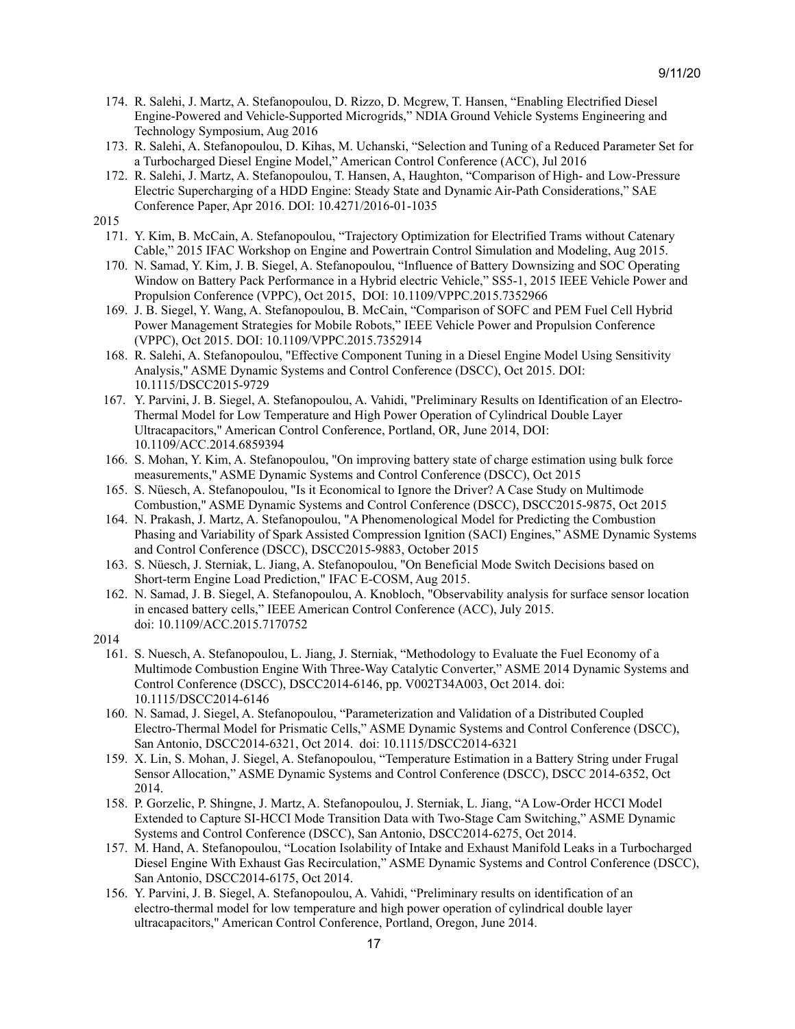174. R. Salehi, J. Martz, A. Stefanopoulou, D. Rizzo, D. Mcgrew, T. Hansen, "Enabling Electrified Diesel Engine-Powered and Vehicle-Supported Microgrids," NDIA Ground Vehicle Systems Engineering and Technology Symposium, Aug 2016

173. R. Salehi, A. Stefanopoulou, D. Kihas, M. Uchanski, "Selection and Tuning of a Reduced Parameter Set for a Turbocharged Diesel Engine Model," American Control Conference (ACC), Jul 2016

172. R. Salehi, J. Martz, A. Stefanopoulou, T. Hansen, A, Haughton, "Comparison of High- and Low-Pressure Electric Supercharging of a HDD Engine: Steady State and Dynamic Air-Path Considerations," SAE Conference Paper, Apr 2016. DOI: 10.4271/2016-01-1035

2015

171. Y. Kim, B. McCain, A. Stefanopoulou, "Trajectory Optimization for Electrified Trams without Catenary Cable," 2015 IFAC Workshop on Engine and Powertrain Control Simulation and Modeling, Aug 2015.

170. N. Samad, Y. Kim, J. B. Siegel, A. Stefanopoulou, "Influence of Battery Downsizing and SOC Operating Window on Battery Pack Performance in a Hybrid electric Vehicle," SS5-1, 2015 IEEE Vehicle Power and Propulsion Conference (VPPC), Oct 2015, DOI: 10.1109/VPPC.2015.7352966

169. J. B. Siegel, Y. Wang, A. Stefanopoulou, B. McCain, "Comparison of SOFC and PEM Fuel Cell Hybrid Power Management Strategies for Mobile Robots," IEEE Vehicle Power and Propulsion Conference (VPPC), Oct 2015. DOI: 10.1109/VPPC.2015.7352914

168. R. Salehi, A. Stefanopoulou, "Effective Component Tuning in a Diesel Engine Model Using Sensitivity Analysis," ASME Dynamic Systems and Control Conference (DSCC), Oct 2015. DOI: 10.1115/DSCC2015-9729

167. Y. Parvini, J. B. Siegel, A. Stefanopoulou, A. Vahidi, "Preliminary Results on Identification of an Electro-Thermal Model for Low Temperature and High Power Operation of Cylindrical Double Layer Ultracapacitors," American Control Conference, Portland, OR, June 2014, DOI: 10.1109/ACC.2014.6859394

166. S. Mohan, Y. Kim, A. Stefanopoulou, "On improving battery state of charge estimation using bulk force measurements," ASME Dynamic Systems and Control Conference (DSCC), Oct 2015

165. S. Nüesch, A. Stefanopoulou, "Is it Economical to Ignore the Driver? A Case Study on Multimode Combustion," ASME Dynamic Systems and Control Conference (DSCC), DSCC2015-9875, Oct 2015

164. N. Prakash, J. Martz, A. Stefanopoulou, "A Phenomenological Model for Predicting the Combustion Phasing and Variability of Spark Assisted Compression Ignition (SACI) Engines," ASME Dynamic Systems and Control Conference (DSCC), DSCC2015-9883, October 2015

163. S. Nüesch, J. Sterniak, L. Jiang, A. Stefanopoulou, "On Beneficial Mode Switch Decisions based on Short-term Engine Load Prediction," IFAC E-COSM, Aug 2015.

162. N. Samad, J. B. Siegel, A. Stefanopoulou, A. Knobloch, "Observability analysis for surface sensor location in encased battery cells," IEEE American Control Conference (ACC), July 2015. doi: 10.1109/ACC.2015.7170752

2014

161. S. Nuesch, A. Stefanopoulou, L. Jiang, J. Sterniak, "Methodology to Evaluate the Fuel Economy of a Multimode Combustion Engine With Three-Way Catalytic Converter," ASME 2014 Dynamic Systems and Control Conference (DSCC), DSCC2014-6146, pp. V002T34A003, Oct 2014. doi: 10.1115/DSCC2014-6146

160. N. Samad, J. Siegel, A. Stefanopoulou, "Parameterization and Validation of a Distributed Coupled Electro-Thermal Model for Prismatic Cells," ASME Dynamic Systems and Control Conference (DSCC), San Antonio, DSCC2014-6321, Oct 2014. doi: 10.1115/DSCC2014-6321

159. X. Lin, S. Mohan, J. Siegel, A. Stefanopoulou, "Temperature Estimation in a Battery String under Frugal Sensor Allocation," ASME Dynamic Systems and Control Conference (DSCC), DSCC 2014-6352, Oct 2014.

158. P. Gorzelic, P. Shingne, J. Martz, A. Stefanopoulou, J. Sterniak, L. Jiang, "A Low-Order HCCI Model Extended to Capture SI-HCCI Mode Transition Data with Two-Stage Cam Switching," ASME Dynamic Systems and Control Conference (DSCC), San Antonio, DSCC2014-6275, Oct 2014.

157. M. Hand, A. Stefanopoulou, "Location Isolability of Intake and Exhaust Manifold Leaks in a Turbocharged Diesel Engine With Exhaust Gas Recirculation," ASME Dynamic Systems and Control Conference (DSCC), San Antonio, DSCC2014-6175, Oct 2014.

156. Y. Parvini, J. B. Siegel, A. Stefanopoulou, A. Vahidi, "Preliminary results on identification of an electro-thermal model for low temperature and high power operation of cylindrical double layer ultracapacitors," American Control Conference, Portland, Oregon, June 2014.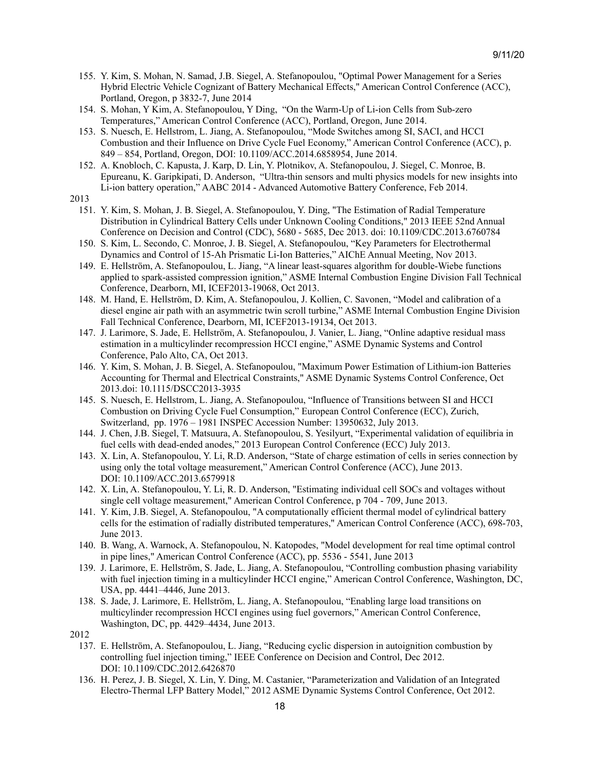155. Y. Kim, S. Mohan, N. Samad, J.B. Siegel, A. Stefanopoulou, "Optimal Power Management for a Series Hybrid Electric Vehicle Cognizant of Battery Mechanical Effects," American Control Conference (ACC), Portland, Oregon, p 3832-7, June 2014
154. S. Mohan, Y Kim, A. Stefanopoulou, Y Ding, "On the Warm-Up of Li-ion Cells from Sub-zero Temperatures," American Control Conference (ACC), Portland, Oregon, June 2014.
153. S. Nuesch, E. Hellstrom, L. Jiang, A. Stefanopoulou, "Mode Switches among SI, SACI, and HCCI Combustion and their Influence on Drive Cycle Fuel Economy," American Control Conference (ACC), p. 849 – 854, Portland, Oregon, DOI: 10.1109/ACC.2014.6858954, June 2014.
152. A. Knobloch, C. Kapusta, J. Karp, D. Lin, Y. Plotnikov, A. Stefanopoulou, J. Siegel, C. Monroe, B. Epureanu, K. Garipkipati, D. Anderson, "Ultra-thin sensors and multi physics models for new insights into Li-ion battery operation," AABC 2014 - Advanced Automotive Battery Conference, Feb 2014.

2013

151. Y. Kim, S. Mohan, J. B. Siegel, A. Stefanopoulou, Y. Ding, "The Estimation of Radial Temperature Distribution in Cylindrical Battery Cells under Unknown Cooling Conditions," 2013 IEEE 52nd Annual Conference on Decision and Control (CDC), 5680 - 5685, Dec 2013. doi: 10.1109/CDC.2013.6760784
150. S. Kim, L. Secondo, C. Monroe, J. B. Siegel, A. Stefanopoulou, "Key Parameters for Electrothermal Dynamics and Control of 15-Ah Prismatic Li-Ion Batteries," AIChE Annual Meeting, Nov 2013.
149. E. Hellström, A. Stefanopoulou, L. Jiang, "A linear least-squares algorithm for double-Wiebe functions applied to spark-assisted compression ignition," ASME Internal Combustion Engine Division Fall Technical Conference, Dearborn, MI, ICEF2013-19068, Oct 2013.
148. M. Hand, E. Hellström, D. Kim, A. Stefanopoulou, J. Kollien, C. Savonen, "Model and calibration of a diesel engine air path with an asymmetric twin scroll turbine," ASME Internal Combustion Engine Division Fall Technical Conference, Dearborn, MI, ICEF2013-19134, Oct 2013.
147. J. Larimore, S. Jade, E. Hellström, A. Stefanopoulou, J. Vanier, L. Jiang, "Online adaptive residual mass estimation in a multicylinder recompression HCCI engine," ASME Dynamic Systems and Control Conference, Palo Alto, CA, Oct 2013.
146. Y. Kim, S. Mohan, J. B. Siegel, A. Stefanopoulou, "Maximum Power Estimation of Lithium-ion Batteries Accounting for Thermal and Electrical Constraints," ASME Dynamic Systems Control Conference, Oct 2013.doi: 10.1115/DSCC2013-3935
145. S. Nuesch, E. Hellstrom, L. Jiang, A. Stefanopoulou, "Influence of Transitions between SI and HCCI Combustion on Driving Cycle Fuel Consumption," European Control Conference (ECC), Zurich, Switzerland, pp. 1976 – 1981 INSPEC Accession Number: 13950632, July 2013.
144. J. Chen, J.B. Siegel, T. Matsuura, A. Stefanopoulou, S. Yesilyurt, "Experimental validation of equilibria in fuel cells with dead-ended anodes," 2013 European Control Conference (ECC) July 2013.
143. X. Lin, A. Stefanopoulou, Y. Li, R.D. Anderson, "State of charge estimation of cells in series connection by using only the total voltage measurement," American Control Conference (ACC), June 2013. DOI: 10.1109/ACC.2013.6579918
142. X. Lin, A. Stefanopoulou, Y. Li, R. D. Anderson, "Estimating individual cell SOCs and voltages without single cell voltage measurement," American Control Conference, p 704 - 709, June 2013.
141. Y. Kim, J.B. Siegel, A. Stefanopoulou, "A computationally efficient thermal model of cylindrical battery cells for the estimation of radially distributed temperatures," American Control Conference (ACC), 698-703, June 2013.
140. B. Wang, A. Warnock, A. Stefanopoulou, N. Katopodes, "Model development for real time optimal control in pipe lines," American Control Conference (ACC), pp. 5536 - 5541, June 2013
139. J. Larimore, E. Hellström, S. Jade, L. Jiang, A. Stefanopoulou, "Controlling combustion phasing variability with fuel injection timing in a multicylinder HCCI engine," American Control Conference, Washington, DC, USA, pp. 4441–4446, June 2013.
138. S. Jade, J. Larimore, E. Hellström, L. Jiang, A. Stefanopoulou, "Enabling large load transitions on multicylinder recompression HCCI engines using fuel governors," American Control Conference, Washington, DC, pp. 4429–4434, June 2013.

2012

137. E. Hellström, A. Stefanopoulou, L. Jiang, "Reducing cyclic dispersion in autoignition combustion by controlling fuel injection timing," IEEE Conference on Decision and Control, Dec 2012. DOI: 10.1109/CDC.2012.6426870
136. H. Perez, J. B. Siegel, X. Lin, Y. Ding, M. Castanier, "Parameterization and Validation of an Integrated Electro-Thermal LFP Battery Model," 2012 ASME Dynamic Systems Control Conference, Oct 2012.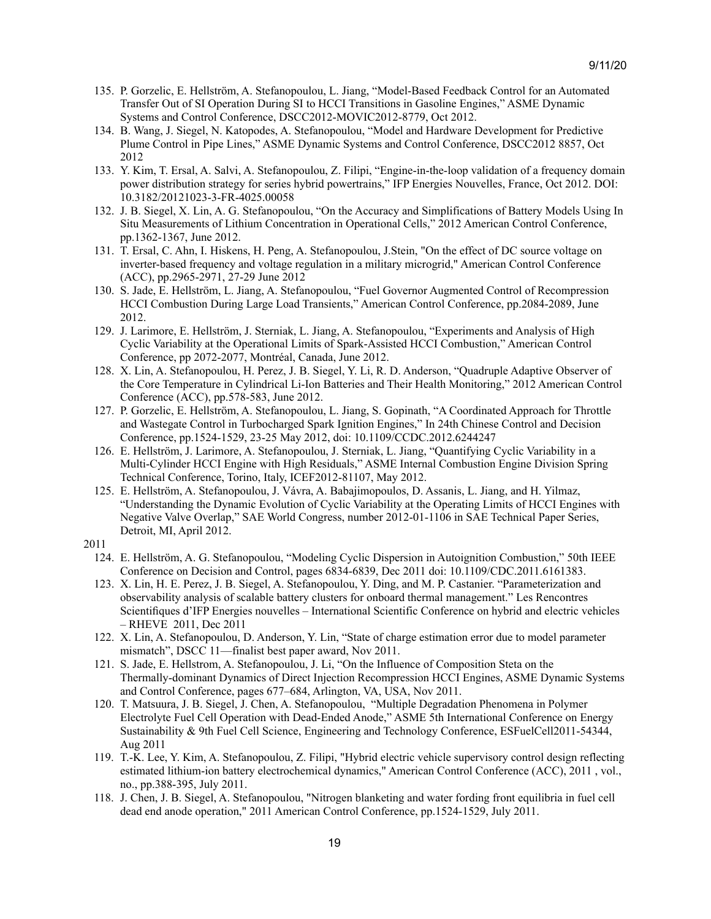135. P. Gorzelic, E. Hellström, A. Stefanopoulou, L. Jiang, "Model-Based Feedback Control for an Automated Transfer Out of SI Operation During SI to HCCI Transitions in Gasoline Engines," ASME Dynamic Systems and Control Conference, DSCC2012-MOVIC2012-8779, Oct 2012.

134. B. Wang, J. Siegel, N. Katopodes, A. Stefanopoulou, "Model and Hardware Development for Predictive Plume Control in Pipe Lines," ASME Dynamic Systems and Control Conference, DSCC2012 8857, Oct 2012

133. Y. Kim, T. Ersal, A. Salvi, A. Stefanopoulou, Z. Filipi, "Engine-in-the-loop validation of a frequency domain power distribution strategy for series hybrid powertrains," IFP Energies Nouvelles, France, Oct 2012. DOI: 10.3182/20121023-3-FR-4025.00058

132. J. B. Siegel, X. Lin, A. G. Stefanopoulou, "On the Accuracy and Simplifications of Battery Models Using In Situ Measurements of Lithium Concentration in Operational Cells," 2012 American Control Conference, pp.1362-1367, June 2012.

131. T. Ersal, C. Ahn, I. Hiskens, H. Peng, A. Stefanopoulou, J.Stein, "On the effect of DC source voltage on inverter-based frequency and voltage regulation in a military microgrid," American Control Conference (ACC), pp.2965-2971, 27-29 June 2012

130. S. Jade, E. Hellström, L. Jiang, A. Stefanopoulou, "Fuel Governor Augmented Control of Recompression HCCI Combustion During Large Load Transients," American Control Conference, pp.2084-2089, June 2012.

129. J. Larimore, E. Hellström, J. Sterniak, L. Jiang, A. Stefanopoulou, "Experiments and Analysis of High Cyclic Variability at the Operational Limits of Spark-Assisted HCCI Combustion," American Control Conference, pp 2072-2077, Montréal, Canada, June 2012.

128. X. Lin, A. Stefanopoulou, H. Perez, J. B. Siegel, Y. Li, R. D. Anderson, "Quadruple Adaptive Observer of the Core Temperature in Cylindrical Li-Ion Batteries and Their Health Monitoring," 2012 American Control Conference (ACC), pp.578-583, June 2012.

127. P. Gorzelic, E. Hellström, A. Stefanopoulou, L. Jiang, S. Gopinath, "A Coordinated Approach for Throttle and Wastegate Control in Turbocharged Spark Ignition Engines," In 24th Chinese Control and Decision Conference, pp.1524-1529, 23-25 May 2012, doi: 10.1109/CCDC.2012.6244247

126. E. Hellström, J. Larimore, A. Stefanopoulou, J. Sterniak, L. Jiang, "Quantifying Cyclic Variability in a Multi-Cylinder HCCI Engine with High Residuals," ASME Internal Combustion Engine Division Spring Technical Conference, Torino, Italy, ICEF2012-81107, May 2012.

125. E. Hellström, A. Stefanopoulou, J. Vávra, A. Babajimopoulos, D. Assanis, L. Jiang, and H. Yilmaz, "Understanding the Dynamic Evolution of Cyclic Variability at the Operating Limits of HCCI Engines with Negative Valve Overlap," SAE World Congress, number 2012-01-1106 in SAE Technical Paper Series, Detroit, MI, April 2012.

2011

124. E. Hellström, A. G. Stefanopoulou, "Modeling Cyclic Dispersion in Autoignition Combustion," 50th IEEE Conference on Decision and Control, pages 6834-6839, Dec 2011 doi: 10.1109/CDC.2011.6161383.

123. X. Lin, H. E. Perez, J. B. Siegel, A. Stefanopoulou, Y. Ding, and M. P. Castanier. "Parameterization and observability analysis of scalable battery clusters for onboard thermal management." Les Rencontres Scientifiques d'IFP Energies nouvelles – International Scientific Conference on hybrid and electric vehicles – RHEVE 2011, Dec 2011

122. X. Lin, A. Stefanopoulou, D. Anderson, Y. Lin, "State of charge estimation error due to model parameter mismatch", DSCC 11—finalist best paper award, Nov 2011.

121. S. Jade, E. Hellstrom, A. Stefanopoulou, J. Li, "On the Influence of Composition Steta on the Thermally-dominant Dynamics of Direct Injection Recompression HCCI Engines, ASME Dynamic Systems and Control Conference, pages 677–684, Arlington, VA, USA, Nov 2011.

120. T. Matsuura, J. B. Siegel, J. Chen, A. Stefanopoulou, "Multiple Degradation Phenomena in Polymer Electrolyte Fuel Cell Operation with Dead-Ended Anode," ASME 5th International Conference on Energy Sustainability & 9th Fuel Cell Science, Engineering and Technology Conference, ESFuelCell2011-54344, Aug 2011

119. T.-K. Lee, Y. Kim, A. Stefanopoulou, Z. Filipi, "Hybrid electric vehicle supervisory control design reflecting estimated lithium-ion battery electrochemical dynamics," American Control Conference (ACC), 2011 , vol., no., pp.388-395, July 2011.

118. J. Chen, J. B. Siegel, A. Stefanopoulou, "Nitrogen blanketing and water fording front equilibria in fuel cell dead end anode operation," 2011 American Control Conference, pp.1524-1529, July 2011.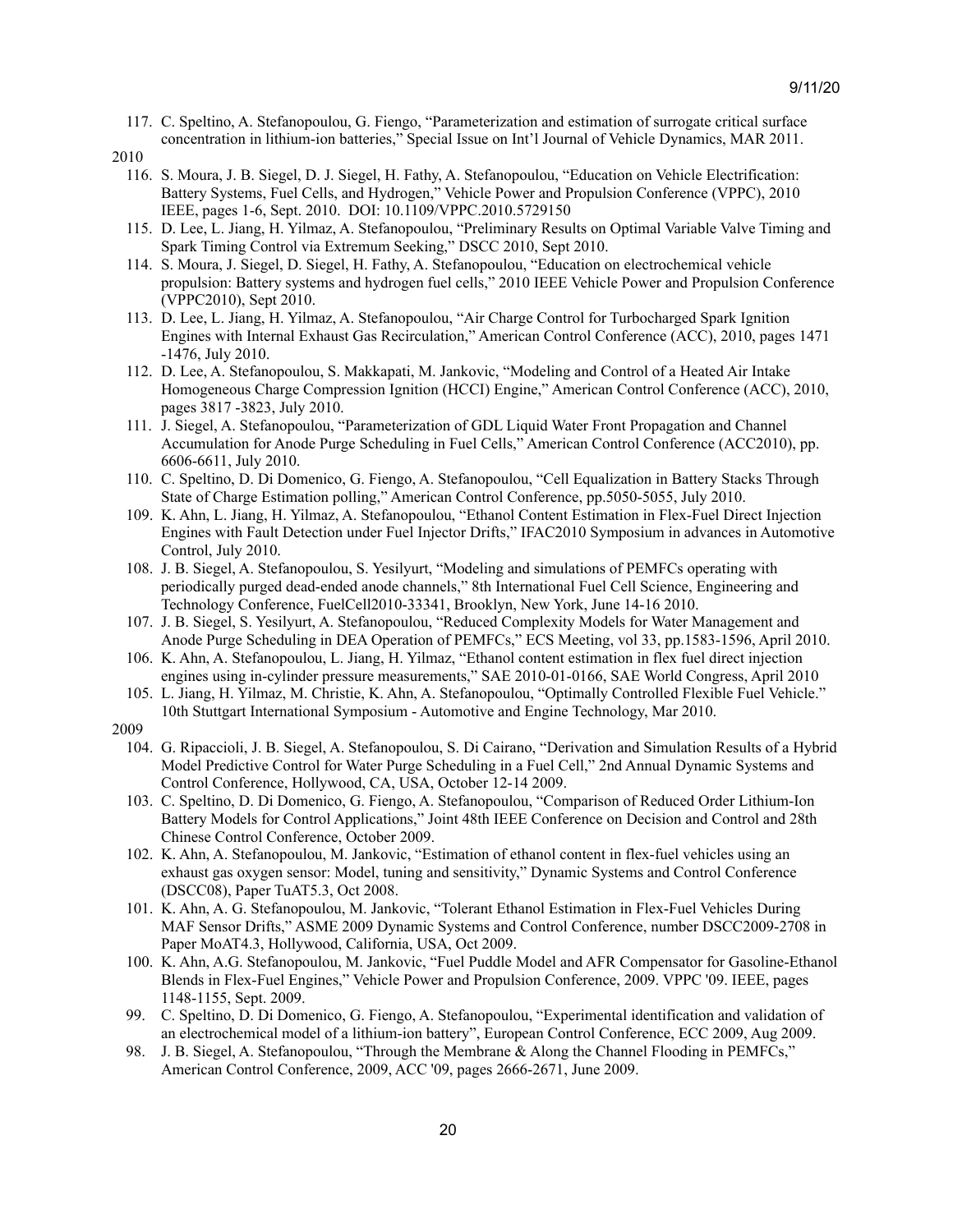117. C. Speltino, A. Stefanopoulou, G. Fiengo, "Parameterization and estimation of surrogate critical surface concentration in lithium-ion batteries," Special Issue on Int'l Journal of Vehicle Dynamics, MAR 2011.

2010

116. S. Moura, J. B. Siegel, D. J. Siegel, H. Fathy, A. Stefanopoulou, "Education on Vehicle Electrification: Battery Systems, Fuel Cells, and Hydrogen," Vehicle Power and Propulsion Conference (VPPC), 2010 IEEE, pages 1-6, Sept. 2010. DOI: 10.1109/VPPC.2010.5729150
115. D. Lee, L. Jiang, H. Yilmaz, A. Stefanopoulou, "Preliminary Results on Optimal Variable Valve Timing and Spark Timing Control via Extremum Seeking," DSCC 2010, Sept 2010.
114. S. Moura, J. Siegel, D. Siegel, H. Fathy, A. Stefanopoulou, "Education on electrochemical vehicle propulsion: Battery systems and hydrogen fuel cells," 2010 IEEE Vehicle Power and Propulsion Conference (VPPC2010), Sept 2010.
113. D. Lee, L. Jiang, H. Yilmaz, A. Stefanopoulou, "Air Charge Control for Turbocharged Spark Ignition Engines with Internal Exhaust Gas Recirculation," American Control Conference (ACC), 2010, pages 1471 -1476, July 2010.
112. D. Lee, A. Stefanopoulou, S. Makkapati, M. Jankovic, "Modeling and Control of a Heated Air Intake Homogeneous Charge Compression Ignition (HCCI) Engine," American Control Conference (ACC), 2010, pages 3817 -3823, July 2010.
111. J. Siegel, A. Stefanopoulou, "Parameterization of GDL Liquid Water Front Propagation and Channel Accumulation for Anode Purge Scheduling in Fuel Cells," American Control Conference (ACC2010), pp. 6606-6611, July 2010.
110. C. Speltino, D. Di Domenico, G. Fiengo, A. Stefanopoulou, "Cell Equalization in Battery Stacks Through State of Charge Estimation polling," American Control Conference, pp.5050-5055, July 2010.
109. K. Ahn, L. Jiang, H. Yilmaz, A. Stefanopoulou, "Ethanol Content Estimation in Flex-Fuel Direct Injection Engines with Fault Detection under Fuel Injector Drifts," IFAC2010 Symposium in advances in Automotive Control, July 2010.
108. J. B. Siegel, A. Stefanopoulou, S. Yesilyurt, "Modeling and simulations of PEMFCs operating with periodically purged dead-ended anode channels," 8th International Fuel Cell Science, Engineering and Technology Conference, FuelCell2010-33341, Brooklyn, New York, June 14-16 2010.
107. J. B. Siegel, S. Yesilyurt, A. Stefanopoulou, "Reduced Complexity Models for Water Management and Anode Purge Scheduling in DEA Operation of PEMFCs," ECS Meeting, vol 33, pp.1583-1596, April 2010.
106. K. Ahn, A. Stefanopoulou, L. Jiang, H. Yilmaz, "Ethanol content estimation in flex fuel direct injection engines using in-cylinder pressure measurements," SAE 2010-01-0166, SAE World Congress, April 2010
105. L. Jiang, H. Yilmaz, M. Christie, K. Ahn, A. Stefanopoulou, "Optimally Controlled Flexible Fuel Vehicle." 10th Stuttgart International Symposium - Automotive and Engine Technology, Mar 2010.

2009

104. G. Ripaccioli, J. B. Siegel, A. Stefanopoulou, S. Di Cairano, "Derivation and Simulation Results of a Hybrid Model Predictive Control for Water Purge Scheduling in a Fuel Cell," 2nd Annual Dynamic Systems and Control Conference, Hollywood, CA, USA, October 12-14 2009.
103. C. Speltino, D. Di Domenico, G. Fiengo, A. Stefanopoulou, "Comparison of Reduced Order Lithium-Ion Battery Models for Control Applications," Joint 48th IEEE Conference on Decision and Control and 28th Chinese Control Conference, October 2009.
102. K. Ahn, A. Stefanopoulou, M. Jankovic, "Estimation of ethanol content in flex-fuel vehicles using an exhaust gas oxygen sensor: Model, tuning and sensitivity," Dynamic Systems and Control Conference (DSCC08), Paper TuAT5.3, Oct 2008.
101. K. Ahn, A. G. Stefanopoulou, M. Jankovic, "Tolerant Ethanol Estimation in Flex-Fuel Vehicles During MAF Sensor Drifts," ASME 2009 Dynamic Systems and Control Conference, number DSCC2009-2708 in Paper MoAT4.3, Hollywood, California, USA, Oct 2009.
100. K. Ahn, A.G. Stefanopoulou, M. Jankovic, "Fuel Puddle Model and AFR Compensator for Gasoline-Ethanol Blends in Flex-Fuel Engines," Vehicle Power and Propulsion Conference, 2009. VPPC '09. IEEE, pages 1148-1155, Sept. 2009.
99. C. Speltino, D. Di Domenico, G. Fiengo, A. Stefanopoulou, "Experimental identification and validation of an electrochemical model of a lithium-ion battery", European Control Conference, ECC 2009, Aug 2009.
98. J. B. Siegel, A. Stefanopoulou, "Through the Membrane & Along the Channel Flooding in PEMFCs," American Control Conference, 2009, ACC '09, pages 2666-2671, June 2009.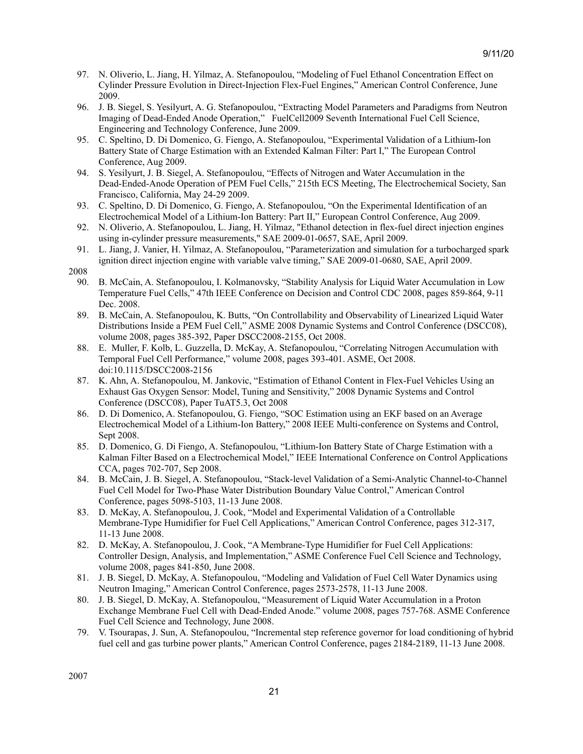97. N. Oliverio, L. Jiang, H. Yilmaz, A. Stefanopoulou, "Modeling of Fuel Ethanol Concentration Effect on Cylinder Pressure Evolution in Direct-Injection Flex-Fuel Engines," American Control Conference, June 2009.
96. J. B. Siegel, S. Yesilyurt, A. G. Stefanopoulou, "Extracting Model Parameters and Paradigms from Neutron Imaging of Dead-Ended Anode Operation," FuelCell2009 Seventh International Fuel Cell Science, Engineering and Technology Conference, June 2009.
95. C. Speltino, D. Di Domenico, G. Fiengo, A. Stefanopoulou, "Experimental Validation of a Lithium-Ion Battery State of Charge Estimation with an Extended Kalman Filter: Part I," The European Control Conference, Aug 2009.
94. S. Yesilyurt, J. B. Siegel, A. Stefanopoulou, "Effects of Nitrogen and Water Accumulation in the Dead-Ended-Anode Operation of PEM Fuel Cells," 215th ECS Meeting, The Electrochemical Society, San Francisco, California, May 24-29 2009.
93. C. Speltino, D. Di Domenico, G. Fiengo, A. Stefanopoulou, "On the Experimental Identification of an Electrochemical Model of a Lithium-Ion Battery: Part II," European Control Conference, Aug 2009.
92. N. Oliverio, A. Stefanopoulou, L. Jiang, H. Yilmaz, "Ethanol detection in flex-fuel direct injection engines using in-cylinder pressure measurements," SAE 2009-01-0657, SAE, April 2009.
91. L. Jiang, J. Vanier, H. Yilmaz, A. Stefanopoulou, "Parameterization and simulation for a turbocharged spark ignition direct injection engine with variable valve timing," SAE 2009-01-0680, SAE, April 2009.

2008

90. B. McCain, A. Stefanopoulou, I. Kolmanovsky, "Stability Analysis for Liquid Water Accumulation in Low Temperature Fuel Cells," 47th IEEE Conference on Decision and Control CDC 2008, pages 859-864, 9-11 Dec. 2008.
89. B. McCain, A. Stefanopoulou, K. Butts, "On Controllability and Observability of Linearized Liquid Water Distributions Inside a PEM Fuel Cell," ASME 2008 Dynamic Systems and Control Conference (DSCC08), volume 2008, pages 385-392, Paper DSCC2008-2155, Oct 2008.
88. E. Muller, F. Kolb, L. Guzzella, D. McKay, A. Stefanopoulou, "Correlating Nitrogen Accumulation with Temporal Fuel Cell Performance," volume 2008, pages 393-401. ASME, Oct 2008. doi:10.1115/DSCC2008-2156
87. K. Ahn, A. Stefanopoulou, M. Jankovic, "Estimation of Ethanol Content in Flex-Fuel Vehicles Using an Exhaust Gas Oxygen Sensor: Model, Tuning and Sensitivity," 2008 Dynamic Systems and Control Conference (DSCC08), Paper TuAT5.3, Oct 2008
86. D. Di Domenico, A. Stefanopoulou, G. Fiengo, "SOC Estimation using an EKF based on an Average Electrochemical Model of a Lithium-Ion Battery," 2008 IEEE Multi-conference on Systems and Control, Sept 2008.
85. D. Domenico, G. Di Fiengo, A. Stefanopoulou, "Lithium-Ion Battery State of Charge Estimation with a Kalman Filter Based on a Electrochemical Model," IEEE International Conference on Control Applications CCA, pages 702-707, Sep 2008.
84. B. McCain, J. B. Siegel, A. Stefanopoulou, "Stack-level Validation of a Semi-Analytic Channel-to-Channel Fuel Cell Model for Two-Phase Water Distribution Boundary Value Control," American Control Conference, pages 5098-5103, 11-13 June 2008.
83. D. McKay, A. Stefanopoulou, J. Cook, "Model and Experimental Validation of a Controllable Membrane-Type Humidifier for Fuel Cell Applications," American Control Conference, pages 312-317, 11-13 June 2008.
82. D. McKay, A. Stefanopoulou, J. Cook, "A Membrane-Type Humidifier for Fuel Cell Applications: Controller Design, Analysis, and Implementation," ASME Conference Fuel Cell Science and Technology, volume 2008, pages 841-850, June 2008.
81. J. B. Siegel, D. McKay, A. Stefanopoulou, "Modeling and Validation of Fuel Cell Water Dynamics using Neutron Imaging," American Control Conference, pages 2573-2578, 11-13 June 2008.
80. J. B. Siegel, D. McKay, A. Stefanopoulou, "Measurement of Liquid Water Accumulation in a Proton Exchange Membrane Fuel Cell with Dead-Ended Anode." volume 2008, pages 757-768. ASME Conference Fuel Cell Science and Technology, June 2008.
79. V. Tsourapas, J. Sun, A. Stefanopoulou, "Incremental step reference governor for load conditioning of hybrid fuel cell and gas turbine power plants," American Control Conference, pages 2184-2189, 11-13 June 2008.

2007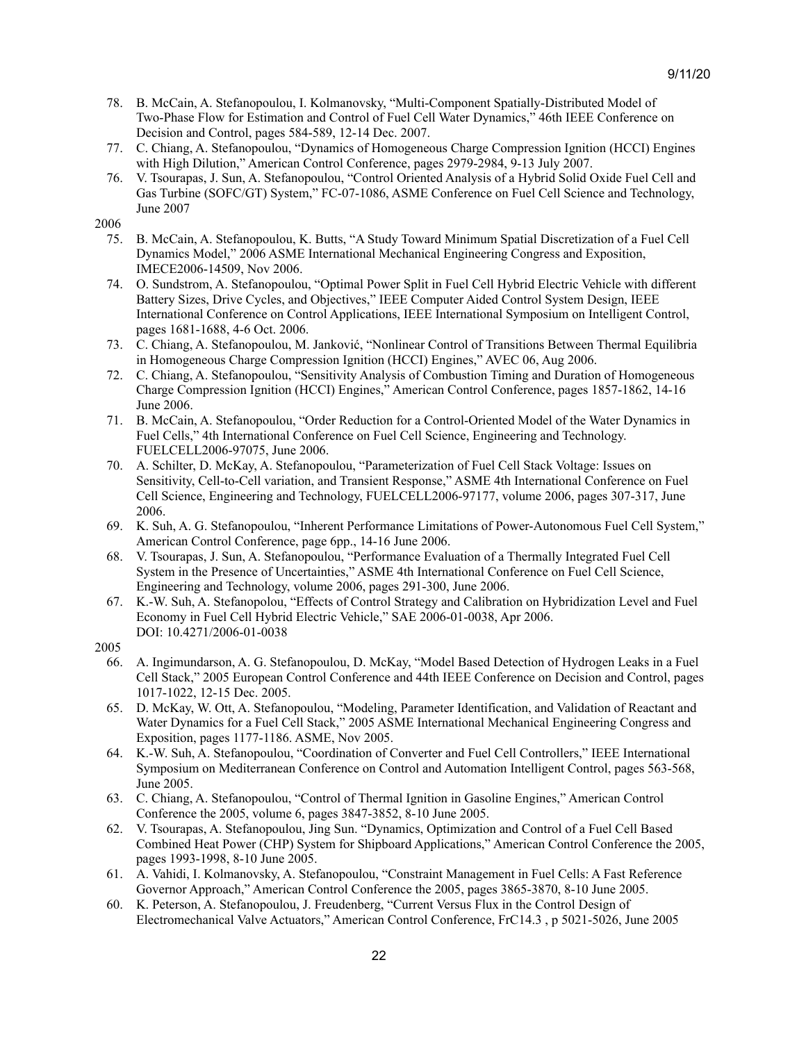78. B. McCain, A. Stefanopoulou, I. Kolmanovsky, "Multi-Component Spatially-Distributed Model of Two-Phase Flow for Estimation and Control of Fuel Cell Water Dynamics," 46th IEEE Conference on Decision and Control, pages 584-589, 12-14 Dec. 2007.
77. C. Chiang, A. Stefanopoulou, "Dynamics of Homogeneous Charge Compression Ignition (HCCI) Engines with High Dilution," American Control Conference, pages 2979-2984, 9-13 July 2007.
76. V. Tsourapas, J. Sun, A. Stefanopoulou, "Control Oriented Analysis of a Hybrid Solid Oxide Fuel Cell and Gas Turbine (SOFC/GT) System," FC-07-1086, ASME Conference on Fuel Cell Science and Technology, June 2007

2006

75. B. McCain, A. Stefanopoulou, K. Butts, "A Study Toward Minimum Spatial Discretization of a Fuel Cell Dynamics Model," 2006 ASME International Mechanical Engineering Congress and Exposition, IMECE2006-14509, Nov 2006.
74. O. Sundstrom, A. Stefanopoulou, "Optimal Power Split in Fuel Cell Hybrid Electric Vehicle with different Battery Sizes, Drive Cycles, and Objectives," IEEE Computer Aided Control System Design, IEEE International Conference on Control Applications, IEEE International Symposium on Intelligent Control, pages 1681-1688, 4-6 Oct. 2006.
73. C. Chiang, A. Stefanopoulou, M. Janković, "Nonlinear Control of Transitions Between Thermal Equilibria in Homogeneous Charge Compression Ignition (HCCI) Engines," AVEC 06, Aug 2006.
72. C. Chiang, A. Stefanopoulou, "Sensitivity Analysis of Combustion Timing and Duration of Homogeneous Charge Compression Ignition (HCCI) Engines," American Control Conference, pages 1857-1862, 14-16 June 2006.
71. B. McCain, A. Stefanopoulou, "Order Reduction for a Control-Oriented Model of the Water Dynamics in Fuel Cells," 4th International Conference on Fuel Cell Science, Engineering and Technology. FUELCELL2006-97075, June 2006.
70. A. Schilter, D. McKay, A. Stefanopoulou, "Parameterization of Fuel Cell Stack Voltage: Issues on Sensitivity, Cell-to-Cell variation, and Transient Response," ASME 4th International Conference on Fuel Cell Science, Engineering and Technology, FUELCELL2006-97177, volume 2006, pages 307-317, June 2006.
69. K. Suh, A. G. Stefanopoulou, "Inherent Performance Limitations of Power-Autonomous Fuel Cell System," American Control Conference, page 6pp., 14-16 June 2006.
68. V. Tsourapas, J. Sun, A. Stefanopoulou, "Performance Evaluation of a Thermally Integrated Fuel Cell System in the Presence of Uncertainties," ASME 4th International Conference on Fuel Cell Science, Engineering and Technology, volume 2006, pages 291-300, June 2006.
67. K.-W. Suh, A. Stefanopolou, "Effects of Control Strategy and Calibration on Hybridization Level and Fuel Economy in Fuel Cell Hybrid Electric Vehicle," SAE 2006-01-0038, Apr 2006. DOI: 10.4271/2006-01-0038

2005

66. A. Ingimundarson, A. G. Stefanopoulou, D. McKay, "Model Based Detection of Hydrogen Leaks in a Fuel Cell Stack," 2005 European Control Conference and 44th IEEE Conference on Decision and Control, pages 1017-1022, 12-15 Dec. 2005.
65. D. McKay, W. Ott, A. Stefanopoulou, "Modeling, Parameter Identification, and Validation of Reactant and Water Dynamics for a Fuel Cell Stack," 2005 ASME International Mechanical Engineering Congress and Exposition, pages 1177-1186. ASME, Nov 2005.
64. K.-W. Suh, A. Stefanopoulou, "Coordination of Converter and Fuel Cell Controllers," IEEE International Symposium on Mediterranean Conference on Control and Automation Intelligent Control, pages 563-568, June 2005.
63. C. Chiang, A. Stefanopoulou, "Control of Thermal Ignition in Gasoline Engines," American Control Conference the 2005, volume 6, pages 3847-3852, 8-10 June 2005.
62. V. Tsourapas, A. Stefanopoulou, Jing Sun. "Dynamics, Optimization and Control of a Fuel Cell Based Combined Heat Power (CHP) System for Shipboard Applications," American Control Conference the 2005, pages 1993-1998, 8-10 June 2005.
61. A. Vahidi, I. Kolmanovsky, A. Stefanopoulou, "Constraint Management in Fuel Cells: A Fast Reference Governor Approach," American Control Conference the 2005, pages 3865-3870, 8-10 June 2005.
60. K. Peterson, A. Stefanopoulou, J. Freudenberg, "Current Versus Flux in the Control Design of Electromechanical Valve Actuators," American Control Conference, FrC14.3 , p 5021-5026, June 2005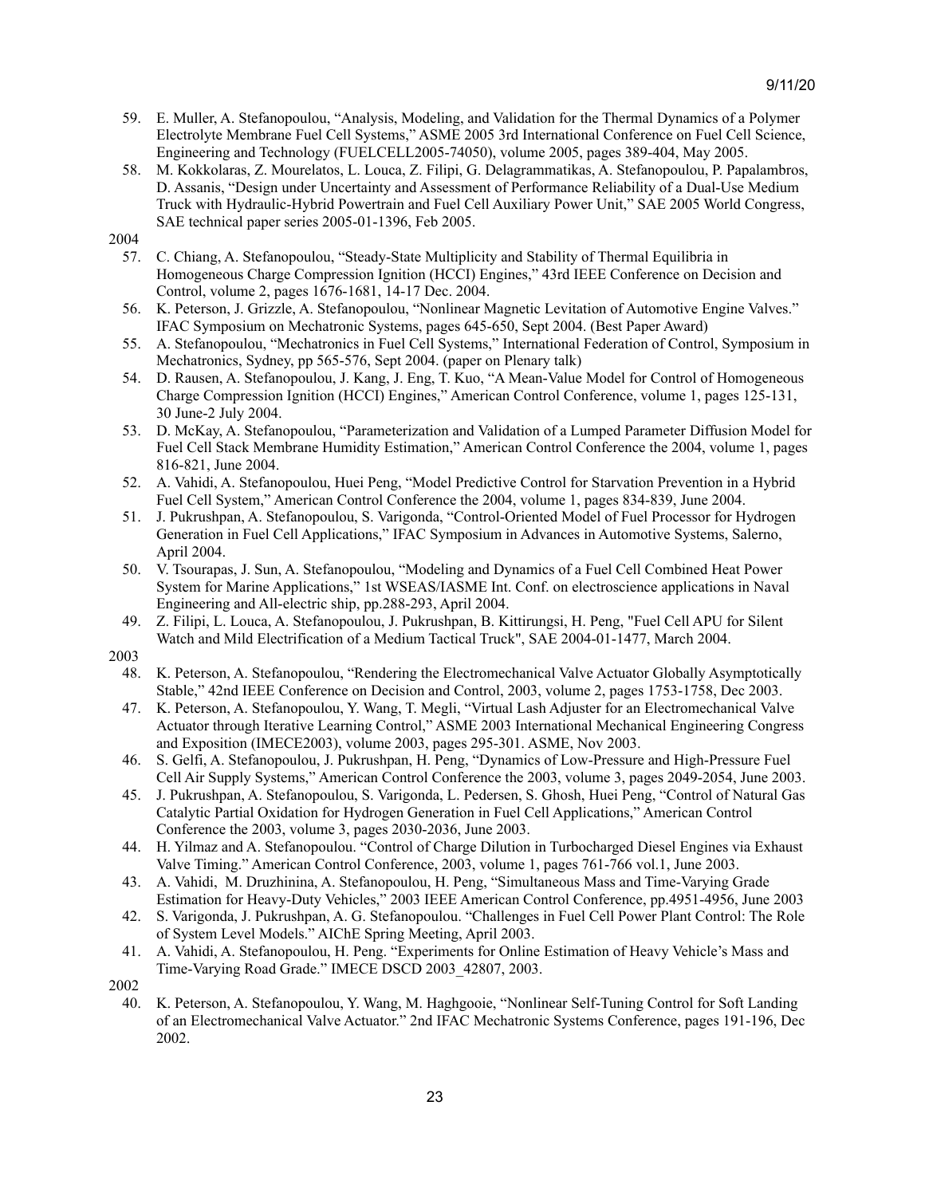59. E. Muller, A. Stefanopoulou, “Analysis, Modeling, and Validation for the Thermal Dynamics of a Polymer Electrolyte Membrane Fuel Cell Systems,” ASME 2005 3rd International Conference on Fuel Cell Science, Engineering and Technology (FUELCELL2005-74050), volume 2005, pages 389-404, May 2005.
58. M. Kokkolaras, Z. Mourelatos, L. Louca, Z. Filipi, G. Delagrammatikas, A. Stefanopoulou, P. Papalambros, D. Assanis, “Design under Uncertainty and Assessment of Performance Reliability of a Dual-Use Medium Truck with Hydraulic-Hybrid Powertrain and Fuel Cell Auxiliary Power Unit,” SAE 2005 World Congress, SAE technical paper series 2005-01-1396, Feb 2005.

2004

57. C. Chiang, A. Stefanopoulou, “Steady-State Multiplicity and Stability of Thermal Equilibria in Homogeneous Charge Compression Ignition (HCCI) Engines,” 43rd IEEE Conference on Decision and Control, volume 2, pages 1676-1681, 14-17 Dec. 2004.
56. K. Peterson, J. Grizzle, A. Stefanopoulou, “Nonlinear Magnetic Levitation of Automotive Engine Valves.” IFAC Symposium on Mechatronic Systems, pages 645-650, Sept 2004. (Best Paper Award)
55. A. Stefanopoulou, “Mechatronics in Fuel Cell Systems,” International Federation of Control, Symposium in Mechatronics, Sydney, pp 565-576, Sept 2004. (paper on Plenary talk)
54. D. Rausen, A. Stefanopoulou, J. Kang, J. Eng, T. Kuo, “A Mean-Value Model for Control of Homogeneous Charge Compression Ignition (HCCI) Engines,” American Control Conference, volume 1, pages 125-131, 30 June-2 July 2004.
53. D. McKay, A. Stefanopoulou, “Parameterization and Validation of a Lumped Parameter Diffusion Model for Fuel Cell Stack Membrane Humidity Estimation,” American Control Conference the 2004, volume 1, pages 816-821, June 2004.
52. A. Vahidi, A. Stefanopoulou, Huei Peng, “Model Predictive Control for Starvation Prevention in a Hybrid Fuel Cell System,” American Control Conference the 2004, volume 1, pages 834-839, June 2004.
51. J. Pukrushpan, A. Stefanopoulou, S. Varigonda, “Control-Oriented Model of Fuel Processor for Hydrogen Generation in Fuel Cell Applications,” IFAC Symposium in Advances in Automotive Systems, Salerno, April 2004.
50. V. Tsourapas, J. Sun, A. Stefanopoulou, “Modeling and Dynamics of a Fuel Cell Combined Heat Power System for Marine Applications,” 1st WSEAS/IASME Int. Conf. on electroscience applications in Naval Engineering and All-electric ship, pp.288-293, April 2004.
49. Z. Filipi, L. Louca, A. Stefanopoulou, J. Pukrushpan, B. Kittirungsi, H. Peng, "Fuel Cell APU for Silent Watch and Mild Electrification of a Medium Tactical Truck", SAE 2004-01-1477, March 2004.

2003

48. K. Peterson, A. Stefanopoulou, “Rendering the Electromechanical Valve Actuator Globally Asymptotically Stable,” 42nd IEEE Conference on Decision and Control, 2003, volume 2, pages 1753-1758, Dec 2003.
47. K. Peterson, A. Stefanopoulou, Y. Wang, T. Megli, “Virtual Lash Adjuster for an Electromechanical Valve Actuator through Iterative Learning Control,” ASME 2003 International Mechanical Engineering Congress and Exposition (IMECE2003), volume 2003, pages 295-301. ASME, Nov 2003.
46. S. Gelfi, A. Stefanopoulou, J. Pukrushpan, H. Peng, “Dynamics of Low-Pressure and High-Pressure Fuel Cell Air Supply Systems,” American Control Conference the 2003, volume 3, pages 2049-2054, June 2003.
45. J. Pukrushpan, A. Stefanopoulou, S. Varigonda, L. Pedersen, S. Ghosh, Huei Peng, “Control of Natural Gas Catalytic Partial Oxidation for Hydrogen Generation in Fuel Cell Applications,” American Control Conference the 2003, volume 3, pages 2030-2036, June 2003.
44. H. Yilmaz and A. Stefanopoulou. “Control of Charge Dilution in Turbocharged Diesel Engines via Exhaust Valve Timing.” American Control Conference, 2003, volume 1, pages 761-766 vol.1, June 2003.
43. A. Vahidi, M. Druzhinina, A. Stefanopoulou, H. Peng, “Simultaneous Mass and Time-Varying Grade Estimation for Heavy-Duty Vehicles,” 2003 IEEE American Control Conference, pp.4951-4956, June 2003
42. S. Varigonda, J. Pukrushpan, A. G. Stefanopoulou. “Challenges in Fuel Cell Power Plant Control: The Role of System Level Models.” AIChE Spring Meeting, April 2003.
41. A. Vahidi, A. Stefanopoulou, H. Peng. “Experiments for Online Estimation of Heavy Vehicle’s Mass and Time-Varying Road Grade.” IMECE DSCD 2003_42807, 2003.

2002

40. K. Peterson, A. Stefanopoulou, Y. Wang, M. Haghgooie, “Nonlinear Self-Tuning Control for Soft Landing of an Electromechanical Valve Actuator.” 2nd IFAC Mechatronic Systems Conference, pages 191-196, Dec 2002.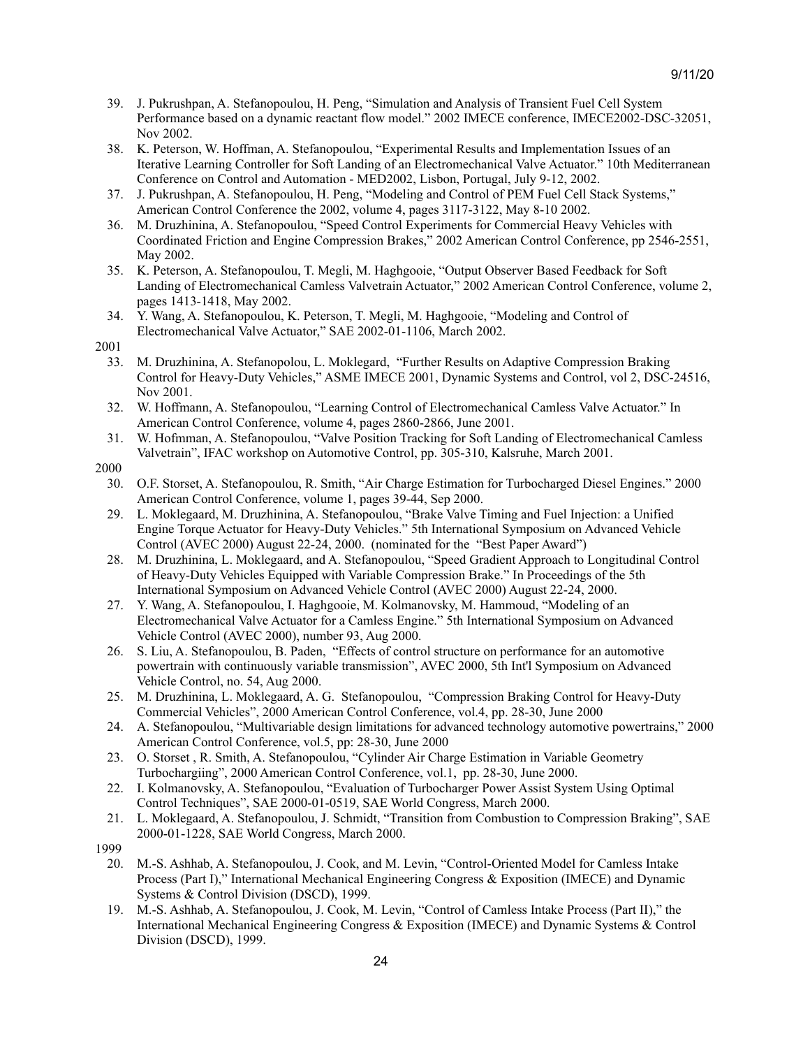39. J. Pukrushpan, A. Stefanopoulou, H. Peng, "Simulation and Analysis of Transient Fuel Cell System Performance based on a dynamic reactant flow model." 2002 IMECE conference, IMECE2002-DSC-32051, Nov 2002.
38. K. Peterson, W. Hoffman, A. Stefanopoulou, "Experimental Results and Implementation Issues of an Iterative Learning Controller for Soft Landing of an Electromechanical Valve Actuator." 10th Mediterranean Conference on Control and Automation - MED2002, Lisbon, Portugal, July 9-12, 2002.
37. J. Pukrushpan, A. Stefanopoulou, H. Peng, "Modeling and Control of PEM Fuel Cell Stack Systems," American Control Conference the 2002, volume 4, pages 3117-3122, May 8-10 2002.
36. M. Druzhinina, A. Stefanopoulou, "Speed Control Experiments for Commercial Heavy Vehicles with Coordinated Friction and Engine Compression Brakes," 2002 American Control Conference, pp 2546-2551, May 2002.
35. K. Peterson, A. Stefanopoulou, T. Megli, M. Haghgooie, "Output Observer Based Feedback for Soft Landing of Electromechanical Camless Valvetrain Actuator," 2002 American Control Conference, volume 2, pages 1413-1418, May 2002.
34. Y. Wang, A. Stefanopoulou, K. Peterson, T. Megli, M. Haghgooie, "Modeling and Control of Electromechanical Valve Actuator," SAE 2002-01-1106, March 2002.

2001

33. M. Druzhinina, A. Stefanopolou, L. Moklegard, "Further Results on Adaptive Compression Braking Control for Heavy-Duty Vehicles," ASME IMECE 2001, Dynamic Systems and Control, vol 2, DSC-24516, Nov 2001.
32. W. Hoffmann, A. Stefanopoulou, "Learning Control of Electromechanical Camless Valve Actuator." In American Control Conference, volume 4, pages 2860-2866, June 2001.
31. W. Hofmman, A. Stefanopoulou, "Valve Position Tracking for Soft Landing of Electromechanical Camless Valvetrain", IFAC workshop on Automotive Control, pp. 305-310, Kalsruhe, March 2001.

2000

30. O.F. Storset, A. Stefanopoulou, R. Smith, "Air Charge Estimation for Turbocharged Diesel Engines." 2000 American Control Conference, volume 1, pages 39-44, Sep 2000.
29. L. Moklegaard, M. Druzhinina, A. Stefanopoulou, "Brake Valve Timing and Fuel Injection: a Unified Engine Torque Actuator for Heavy-Duty Vehicles." 5th International Symposium on Advanced Vehicle Control (AVEC 2000) August 22-24, 2000. (nominated for the "Best Paper Award")
28. M. Druzhinina, L. Moklegaard, and A. Stefanopoulou, "Speed Gradient Approach to Longitudinal Control of Heavy-Duty Vehicles Equipped with Variable Compression Brake." In Proceedings of the 5th International Symposium on Advanced Vehicle Control (AVEC 2000) August 22-24, 2000.
27. Y. Wang, A. Stefanopoulou, I. Haghgooie, M. Kolmanovsky, M. Hammoud, "Modeling of an Electromechanical Valve Actuator for a Camless Engine." 5th International Symposium on Advanced Vehicle Control (AVEC 2000), number 93, Aug 2000.
26. S. Liu, A. Stefanopoulou, B. Paden, "Effects of control structure on performance for an automotive powertrain with continuously variable transmission", AVEC 2000, 5th Int'l Symposium on Advanced Vehicle Control, no. 54, Aug 2000.
25. M. Druzhinina, L. Moklegaard, A. G. Stefanopoulou, "Compression Braking Control for Heavy-Duty Commercial Vehicles", 2000 American Control Conference, vol.4, pp. 28-30, June 2000
24. A. Stefanopoulou, "Multivariable design limitations for advanced technology automotive powertrains," 2000 American Control Conference, vol.5, pp: 28-30, June 2000
23. O. Storset , R. Smith, A. Stefanopoulou, "Cylinder Air Charge Estimation in Variable Geometry Turbochargiing", 2000 American Control Conference, vol.1, pp. 28-30, June 2000.
22. I. Kolmanovsky, A. Stefanopoulou, "Evaluation of Turbocharger Power Assist System Using Optimal Control Techniques", SAE 2000-01-0519, SAE World Congress, March 2000.
21. L. Moklegaard, A. Stefanopoulou, J. Schmidt, "Transition from Combustion to Compression Braking", SAE 2000-01-1228, SAE World Congress, March 2000.

1999

20. M.-S. Ashhab, A. Stefanopoulou, J. Cook, and M. Levin, "Control-Oriented Model for Camless Intake Process (Part I)," International Mechanical Engineering Congress & Exposition (IMECE) and Dynamic Systems & Control Division (DSCD), 1999.
19. M.-S. Ashhab, A. Stefanopoulou, J. Cook, M. Levin, "Control of Camless Intake Process (Part II)," the International Mechanical Engineering Congress & Exposition (IMECE) and Dynamic Systems & Control Division (DSCD), 1999.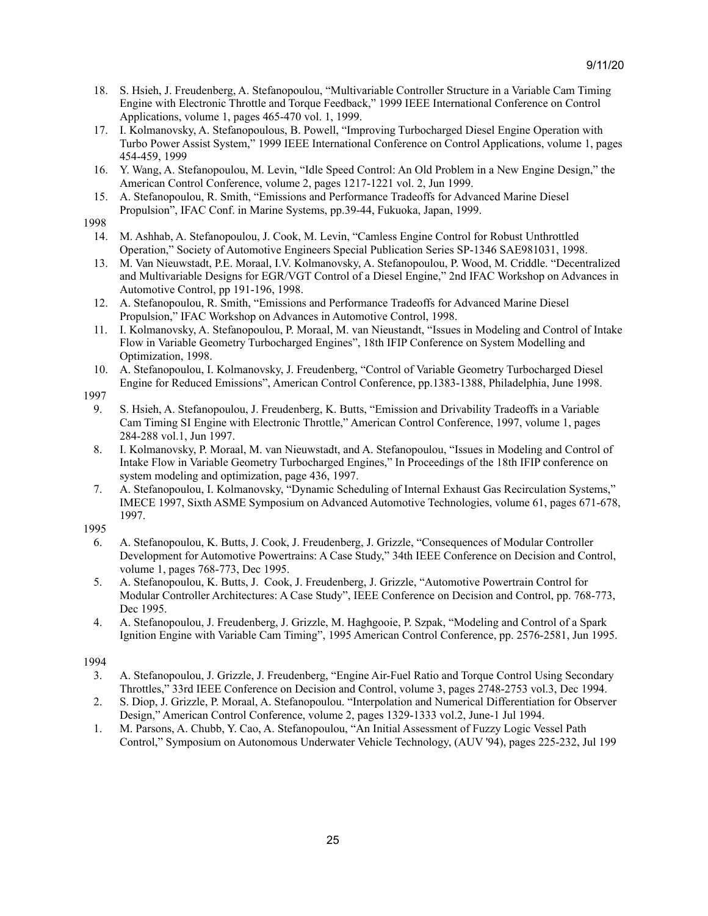18. S. Hsieh, J. Freudenberg, A. Stefanopoulou, "Multivariable Controller Structure in a Variable Cam Timing Engine with Electronic Throttle and Torque Feedback," 1999 IEEE International Conference on Control Applications, volume 1, pages 465-470 vol. 1, 1999.
17. I. Kolmanovsky, A. Stefanopoulous, B. Powell, "Improving Turbocharged Diesel Engine Operation with Turbo Power Assist System," 1999 IEEE International Conference on Control Applications, volume 1, pages 454-459, 1999
16. Y. Wang, A. Stefanopoulou, M. Levin, "Idle Speed Control: An Old Problem in a New Engine Design," the American Control Conference, volume 2, pages 1217-1221 vol. 2, Jun 1999.
15. A. Stefanopoulou, R. Smith, "Emissions and Performance Tradeoffs for Advanced Marine Diesel Propulsion", IFAC Conf. in Marine Systems, pp.39-44, Fukuoka, Japan, 1999.

1998

14. M. Ashhab, A. Stefanopoulou, J. Cook, M. Levin, "Camless Engine Control for Robust Unthrottled Operation," Society of Automotive Engineers Special Publication Series SP-1346 SAE981031, 1998.
13. M. Van Nieuwstadt, P.E. Moraal, I.V. Kolmanovsky, A. Stefanopoulou, P. Wood, M. Criddle. "Decentralized and Multivariable Designs for EGR/VGT Control of a Diesel Engine," 2nd IFAC Workshop on Advances in Automotive Control, pp 191-196, 1998.
12. A. Stefanopoulou, R. Smith, "Emissions and Performance Tradeoffs for Advanced Marine Diesel Propulsion," IFAC Workshop on Advances in Automotive Control, 1998.
11. I. Kolmanovsky, A. Stefanopoulou, P. Moraal, M. van Nieustandt, "Issues in Modeling and Control of Intake Flow in Variable Geometry Turbocharged Engines", 18th IFIP Conference on System Modelling and Optimization, 1998.
10. A. Stefanopoulou, I. Kolmanovsky, J. Freudenberg, "Control of Variable Geometry Turbocharged Diesel Engine for Reduced Emissions", American Control Conference, pp.1383-1388, Philadelphia, June 1998.

1997

9. S. Hsieh, A. Stefanopoulou, J. Freudenberg, K. Butts, "Emission and Drivability Tradeoffs in a Variable Cam Timing SI Engine with Electronic Throttle," American Control Conference, 1997, volume 1, pages 284-288 vol.1, Jun 1997.
8. I. Kolmanovsky, P. Moraal, M. van Nieuwstadt, and A. Stefanopoulou, "Issues in Modeling and Control of Intake Flow in Variable Geometry Turbocharged Engines," In Proceedings of the 18th IFIP conference on system modeling and optimization, page 436, 1997.
7. A. Stefanopoulou, I. Kolmanovsky, "Dynamic Scheduling of Internal Exhaust Gas Recirculation Systems," IMECE 1997, Sixth ASME Symposium on Advanced Automotive Technologies, volume 61, pages 671-678, 1997.

1995

6. A. Stefanopoulou, K. Butts, J. Cook, J. Freudenberg, J. Grizzle, "Consequences of Modular Controller Development for Automotive Powertrains: A Case Study," 34th IEEE Conference on Decision and Control, volume 1, pages 768-773, Dec 1995.
5. A. Stefanopoulou, K. Butts, J. Cook, J. Freudenberg, J. Grizzle, "Automotive Powertrain Control for Modular Controller Architectures: A Case Study", IEEE Conference on Decision and Control, pp. 768-773, Dec 1995.
4. A. Stefanopoulou, J. Freudenberg, J. Grizzle, M. Haghgooie, P. Szpak, "Modeling and Control of a Spark Ignition Engine with Variable Cam Timing", 1995 American Control Conference, pp. 2576-2581, Jun 1995.

1994

3. A. Stefanopoulou, J. Grizzle, J. Freudenberg, "Engine Air-Fuel Ratio and Torque Control Using Secondary Throttles," 33rd IEEE Conference on Decision and Control, volume 3, pages 2748-2753 vol.3, Dec 1994.
2. S. Diop, J. Grizzle, P. Moraal, A. Stefanopoulou. "Interpolation and Numerical Differentiation for Observer Design," American Control Conference, volume 2, pages 1329-1333 vol.2, June-1 Jul 1994.
1. M. Parsons, A. Chubb, Y. Cao, A. Stefanopoulou, "An Initial Assessment of Fuzzy Logic Vessel Path Control," Symposium on Autonomous Underwater Vehicle Technology, (AUV '94), pages 225-232, Jul 199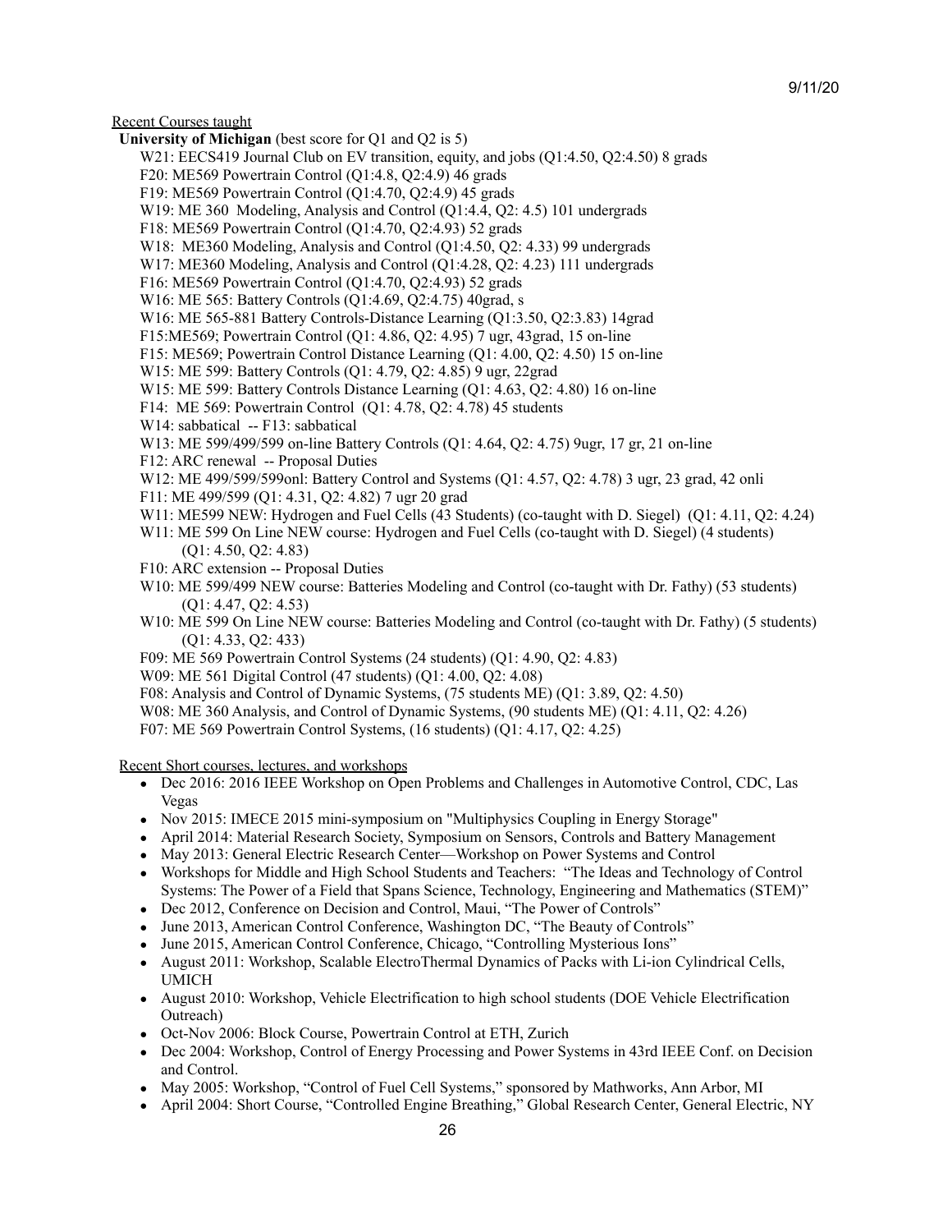Recent Courses taught

**University of Michigan** (best score for Q1 and Q2 is 5)

- W21: EECS419 Journal Club on EV transition, equity, and jobs (Q1:4.50, Q2:4.50) 8 grads
- F20: ME569 Powertrain Control (Q1:4.8, Q2:4.9) 46 grads
- F19: ME569 Powertrain Control (Q1:4.70, Q2:4.9) 45 grads
- W19: ME 360 Modeling, Analysis and Control (Q1:4.4, Q2: 4.5) 101 undergrads
- F18: ME569 Powertrain Control (Q1:4.70, Q2:4.93) 52 grads
- W18: ME360 Modeling, Analysis and Control (Q1:4.50, Q2: 4.33) 99 undergrads
- W17: ME360 Modeling, Analysis and Control (Q1:4.28, Q2: 4.23) 111 undergrads
- F16: ME569 Powertrain Control (Q1:4.70, Q2:4.93) 52 grads
- W16: ME 565: Battery Controls (Q1:4.69, Q2:4.75) 40grad, s
- W16: ME 565-881 Battery Controls-Distance Learning (Q1:3.50, Q2:3.83) 14grad
- F15:ME569; Powertrain Control (Q1: 4.86, Q2: 4.95) 7 ugr, 43grad, 15 on-line
- F15: ME569; Powertrain Control Distance Learning (Q1: 4.00, Q2: 4.50) 15 on-line
- W15: ME 599: Battery Controls (Q1: 4.79, Q2: 4.85) 9 ugr, 22grad
- W15: ME 599: Battery Controls Distance Learning (Q1: 4.63, Q2: 4.80) 16 on-line
- F14: ME 569: Powertrain Control (Q1: 4.78, Q2: 4.78) 45 students
- W14: sabbatical -- F13: sabbatical
- W13: ME 599/499/599 on-line Battery Controls (Q1: 4.64, Q2: 4.75) 9ugr, 17 gr, 21 on-line
- F12: ARC renewal -- Proposal Duties
- W12: ME 499/599/599onl: Battery Control and Systems (Q1: 4.57, Q2: 4.78) 3 ugr, 23 grad, 42 onli
- F11: ME 499/599 (Q1: 4.31, Q2: 4.82) 7 ugr 20 grad
- W11: ME599 NEW: Hydrogen and Fuel Cells (43 Students) (co-taught with D. Siegel) (Q1: 4.11, Q2: 4.24)
- W11: ME 599 On Line NEW course: Hydrogen and Fuel Cells (co-taught with D. Siegel) (4 students) (Q1: 4.50, Q2: 4.83)
- F10: ARC extension -- Proposal Duties
- W10: ME 599/499 NEW course: Batteries Modeling and Control (co-taught with Dr. Fathy) (53 students) (Q1: 4.47, Q2: 4.53)
- W10: ME 599 On Line NEW course: Batteries Modeling and Control (co-taught with Dr. Fathy) (5 students) (Q1: 4.33, Q2: 433)
- F09: ME 569 Powertrain Control Systems (24 students) (Q1: 4.90, Q2: 4.83)
- W09: ME 561 Digital Control (47 students) (Q1: 4.00, Q2: 4.08)
- F08: Analysis and Control of Dynamic Systems, (75 students ME) (Q1: 3.89, Q2: 4.50)
- W08: ME 360 Analysis, and Control of Dynamic Systems, (90 students ME) (Q1: 4.11, Q2: 4.26)
- F07: ME 569 Powertrain Control Systems, (16 students) (Q1: 4.17, Q2: 4.25)

Recent Short courses, lectures, and workshops

- Dec 2016: 2016 IEEE Workshop on Open Problems and Challenges in Automotive Control, CDC, Las Vegas
- Nov 2015: IMECE 2015 mini-symposium on "Multiphysics Coupling in Energy Storage"
- April 2014: Material Research Society, Symposium on Sensors, Controls and Battery Management
- May 2013: General Electric Research Center—Workshop on Power Systems and Control
- Workshops for Middle and High School Students and Teachers: "The Ideas and Technology of Control Systems: The Power of a Field that Spans Science, Technology, Engineering and Mathematics (STEM)"
- Dec 2012, Conference on Decision and Control, Maui, "The Power of Controls"
- June 2013, American Control Conference, Washington DC, "The Beauty of Controls"
- June 2015, American Control Conference, Chicago, "Controlling Mysterious Ions"
- August 2011: Workshop, Scalable ElectroThermal Dynamics of Packs with Li-ion Cylindrical Cells, UMICH
- August 2010: Workshop, Vehicle Electrification to high school students (DOE Vehicle Electrification Outreach)
- Oct-Nov 2006: Block Course, Powertrain Control at ETH, Zurich
- Dec 2004: Workshop, Control of Energy Processing and Power Systems in 43rd IEEE Conf. on Decision and Control.
- May 2005: Workshop, "Control of Fuel Cell Systems," sponsored by Mathworks, Ann Arbor, MI
- April 2004: Short Course, "Controlled Engine Breathing," Global Research Center, General Electric, NY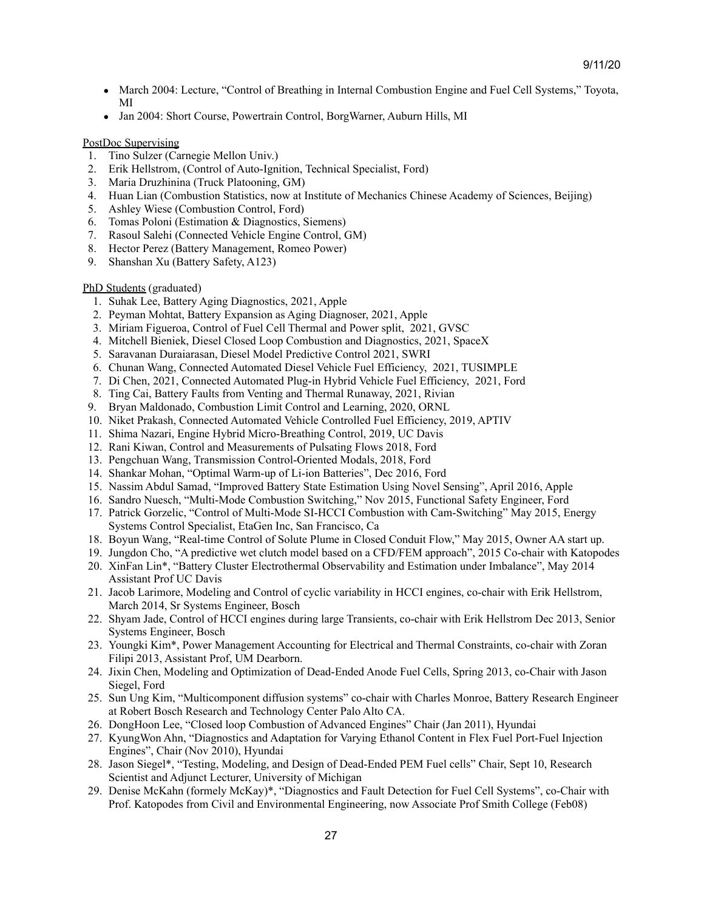- March 2004: Lecture, "Control of Breathing in Internal Combustion Engine and Fuel Cell Systems," Toyota, MI
- Jan 2004: Short Course, Powertrain Control, BorgWarner, Auburn Hills, MI

PostDoc Supervising

1. Tino Sulzer (Carnegie Mellon Univ.)
2. Erik Hellstrom, (Control of Auto-Ignition, Technical Specialist, Ford)
3. Maria Druzhinina (Truck Platooning, GM)
4. Huan Lian (Combustion Statistics, now at Institute of Mechanics Chinese Academy of Sciences, Beijing)
5. Ashley Wiese (Combustion Control, Ford)
6. Tomas Poloni (Estimation & Diagnostics, Siemens)
7. Rasoul Salehi (Connected Vehicle Engine Control, GM)
8. Hector Perez (Battery Management, Romeo Power)
9. Shanshan Xu (Battery Safety, A123)

PhD Students (graduated)

1. Suhak Lee, Battery Aging Diagnostics, 2021, Apple
2. Peyman Mohtat, Battery Expansion as Aging Diagnoser, 2021, Apple
3. Miriam Figueroa, Control of Fuel Cell Thermal and Power split, 2021, GVSC
4. Mitchell Bieniek, Diesel Closed Loop Combustion and Diagnostics, 2021, SpaceX
5. Saravanan Duraiarasan, Diesel Model Predictive Control 2021, SWRI
6. Chunan Wang, Connected Automated Diesel Vehicle Fuel Efficiency, 2021, TUSIMPLE
7. Di Chen, 2021, Connected Automated Plug-in Hybrid Vehicle Fuel Efficiency, 2021, Ford
8. Ting Cai, Battery Faults from Venting and Thermal Runaway, 2021, Rivian
9. Bryan Maldonado, Combustion Limit Control and Learning, 2020, ORNL
10. Niket Prakash, Connected Automated Vehicle Controlled Fuel Efficiency, 2019, APTIV
11. Shima Nazari, Engine Hybrid Micro-Breathing Control, 2019, UC Davis
12. Rani Kiwan, Control and Measurements of Pulsating Flows 2018, Ford
13. Pengchuan Wang, Transmission Control-Oriented Modals, 2018, Ford
14. Shankar Mohan, "Optimal Warm-up of Li-ion Batteries", Dec 2016, Ford
15. Nassim Abdul Samad, "Improved Battery State Estimation Using Novel Sensing", April 2016, Apple
16. Sandro Nuesch, "Multi-Mode Combustion Switching," Nov 2015, Functional Safety Engineer, Ford
17. Patrick Gorzelic, "Control of Multi-Mode SI-HCCI Combustion with Cam-Switching" May 2015, Energy Systems Control Specialist, EtaGen Inc, San Francisco, Ca
18. Boyun Wang, "Real-time Control of Solute Plume in Closed Conduit Flow," May 2015, Owner AA start up.
19. Jungdon Cho, "A predictive wet clutch model based on a CFD/FEM approach", 2015 Co-chair with Katopodes
20. XinFan Lin*, "Battery Cluster Electrothermal Observability and Estimation under Imbalance", May 2014 Assistant Prof UC Davis
21. Jacob Larimore, Modeling and Control of cyclic variability in HCCI engines, co-chair with Erik Hellstrom, March 2014, Sr Systems Engineer, Bosch
22. Shyam Jade, Control of HCCI engines during large Transients, co-chair with Erik Hellstrom Dec 2013, Senior Systems Engineer, Bosch
23. Youngki Kim*, Power Management Accounting for Electrical and Thermal Constraints, co-chair with Zoran Filipi 2013, Assistant Prof, UM Dearborn.
24. Jixin Chen, Modeling and Optimization of Dead-Ended Anode Fuel Cells, Spring 2013, co-Chair with Jason Siegel, Ford
25. Sun Ung Kim, "Multicomponent diffusion systems" co-chair with Charles Monroe, Battery Research Engineer at Robert Bosch Research and Technology Center Palo Alto CA.
26. DongHoon Lee, "Closed loop Combustion of Advanced Engines" Chair (Jan 2011), Hyundai
27. KyungWon Ahn, "Diagnostics and Adaptation for Varying Ethanol Content in Flex Fuel Port-Fuel Injection Engines", Chair (Nov 2010), Hyundai
28. Jason Siegel*, "Testing, Modeling, and Design of Dead-Ended PEM Fuel cells" Chair, Sept 10, Research Scientist and Adjunct Lecturer, University of Michigan
29. Denise McKahn (formely McKay)*, "Diagnostics and Fault Detection for Fuel Cell Systems", co-Chair with Prof. Katopodes from Civil and Environmental Engineering, now Associate Prof Smith College (Feb08)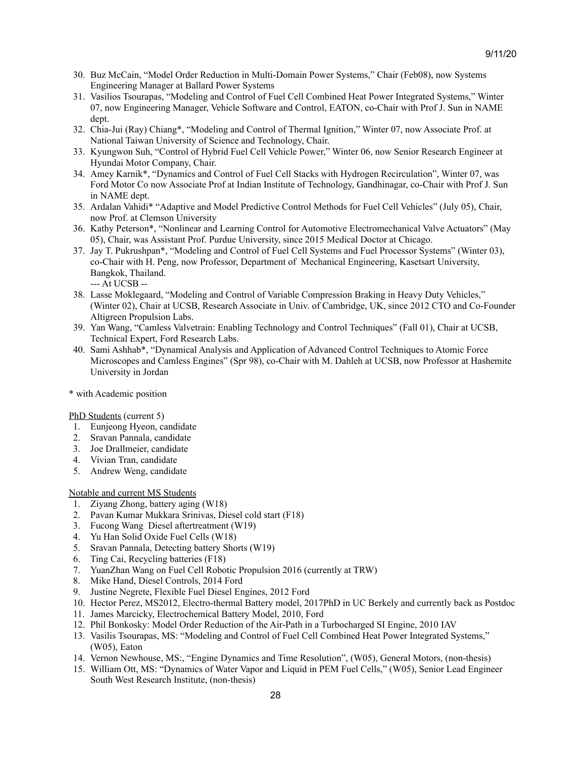30. Buz McCain, "Model Order Reduction in Multi-Domain Power Systems," Chair (Feb08), now Systems Engineering Manager at Ballard Power Systems
31. Vasilios Tsourapas, "Modeling and Control of Fuel Cell Combined Heat Power Integrated Systems," Winter 07, now Engineering Manager, Vehicle Software and Control, EATON, co-Chair with Prof J. Sun in NAME dept.
32. Chia-Jui (Ray) Chiang*, "Modeling and Control of Thermal Ignition," Winter 07, now Associate Prof. at National Taiwan University of Science and Technology, Chair.
33. Kyungwon Suh, "Control of Hybrid Fuel Cell Vehicle Power," Winter 06, now Senior Research Engineer at Hyundai Motor Company, Chair.
34. Amey Karnik*, "Dynamics and Control of Fuel Cell Stacks with Hydrogen Recirculation", Winter 07, was Ford Motor Co now Associate Prof at Indian Institute of Technology, Gandhinagar, co-Chair with Prof J. Sun in NAME dept.
35. Ardalan Vahidi* "Adaptive and Model Predictive Control Methods for Fuel Cell Vehicles" (July 05), Chair, now Prof. at Clemson University
36. Kathy Peterson*, "Nonlinear and Learning Control for Automotive Electromechanical Valve Actuators" (May 05), Chair, was Assistant Prof. Purdue University, since 2015 Medical Doctor at Chicago.
37. Jay T. Pukrushpan*, "Modeling and Control of Fuel Cell Systems and Fuel Processor Systems" (Winter 03), co-Chair with H. Peng, now Professor, Department of Mechanical Engineering, Kasetsart University, Bangkok, Thailand.
    --- At UCSB --
38. Lasse Moklegaard, "Modeling and Control of Variable Compression Braking in Heavy Duty Vehicles," (Winter 02), Chair at UCSB, Research Associate in Univ. of Cambridge, UK, since 2012 CTO and Co-Founder Altigreen Propulsion Labs.
39. Yan Wang, "Camless Valvetrain: Enabling Technology and Control Techniques" (Fall 01), Chair at UCSB, Technical Expert, Ford Research Labs.
40. Sami Ashhab*, "Dynamical Analysis and Application of Advanced Control Techniques to Atomic Force Microscopes and Camless Engines" (Spr 98), co-Chair with M. Dahleh at UCSB, now Professor at Hashemite University in Jordan

* with Academic position

PhD Students (current 5)

1. Eunjeong Hyeon, candidate
2. Sravan Pannala, candidate
3. Joe Drallmeier, candidate
4. Vivian Tran, candidate
5. Andrew Weng, candidate

Notable and current MS Students

1. Ziyang Zhong, battery aging (W18)
2. Pavan Kumar Mukkara Srinivas, Diesel cold start (F18)
3. Fucong Wang Diesel aftertreatment (W19)
4. Yu Han Solid Oxide Fuel Cells (W18)
5. Sravan Pannala, Detecting battery Shorts (W19)
6. Ting Cai, Recycling batteries (F18)
7. YuanZhan Wang on Fuel Cell Robotic Propulsion 2016 (currently at TRW)
8. Mike Hand, Diesel Controls, 2014 Ford
9. Justine Negrete, Flexible Fuel Diesel Engines, 2012 Ford
10. Hector Perez, MS2012, Electro-thermal Battery model, 2017PhD in UC Berkely and currently back as Postdoc
11. James Marcicky, Electrochemical Battery Model, 2010, Ford
12. Phil Bonkosky: Model Order Reduction of the Air-Path in a Turbocharged SI Engine, 2010 IAV
13. Vasilis Tsourapas, MS: "Modeling and Control of Fuel Cell Combined Heat Power Integrated Systems," (W05), Eaton
14. Vernon Newhouse, MS:, "Engine Dynamics and Time Resolution", (W05), General Motors, (non-thesis)
15. William Ott, MS: "Dynamics of Water Vapor and Liquid in PEM Fuel Cells," (W05), Senior Lead Engineer South West Research Institute, (non-thesis)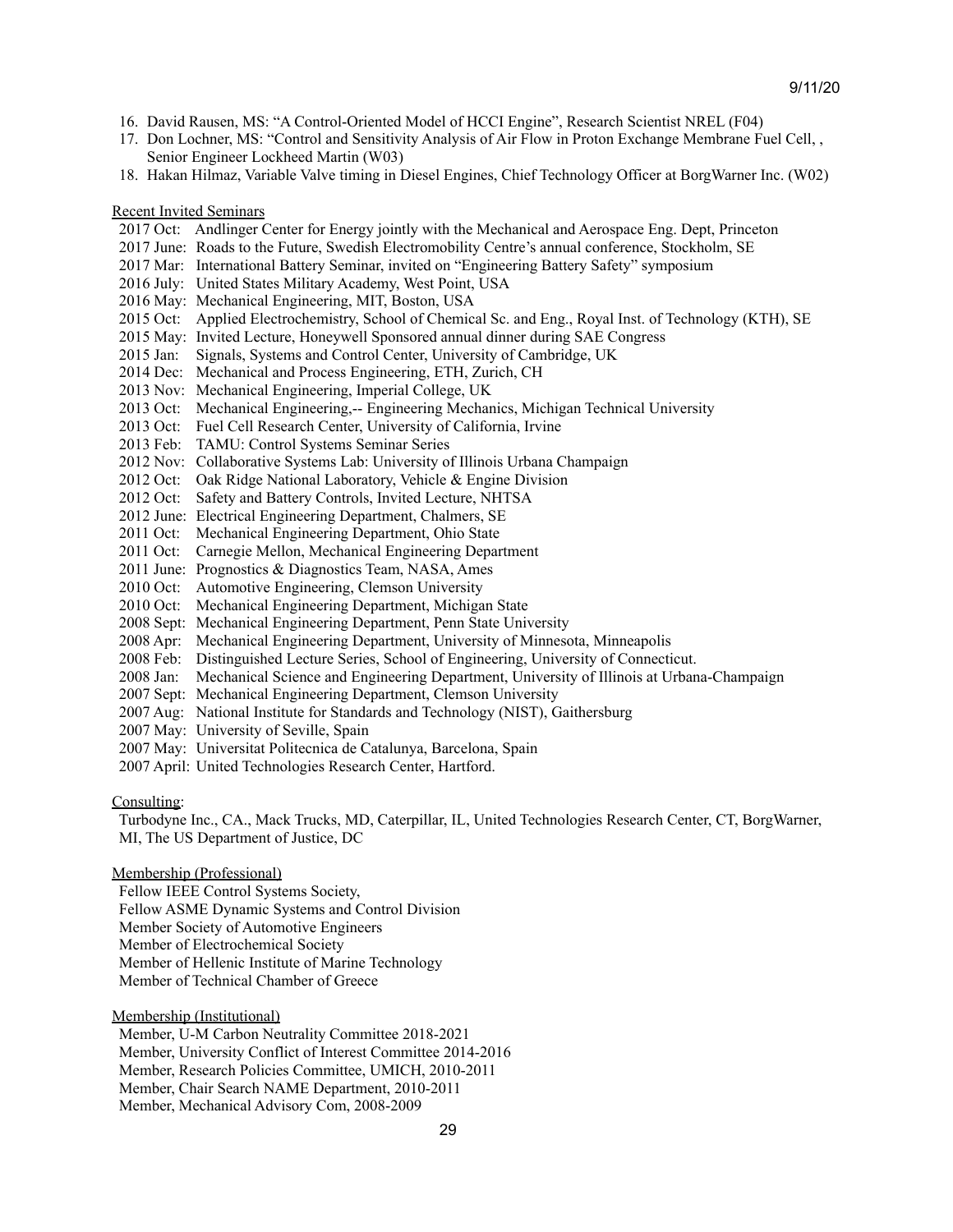16. David Rausen, MS: "A Control-Oriented Model of HCCI Engine", Research Scientist NREL (F04)
17. Don Lochner, MS: "Control and Sensitivity Analysis of Air Flow in Proton Exchange Membrane Fuel Cell, , Senior Engineer Lockheed Martin (W03)
18. Hakan Hilmaz, Variable Valve timing in Diesel Engines, Chief Technology Officer at BorgWarner Inc. (W02)

Recent Invited Seminars

2017 Oct: Andlinger Center for Energy jointly with the Mechanical and Aerospace Eng. Dept, Princeton
2017 June: Roads to the Future, Swedish Electromobility Centre's annual conference, Stockholm, SE
2017 Mar: International Battery Seminar, invited on "Engineering Battery Safety" symposium
2016 July: United States Military Academy, West Point, USA
2016 May: Mechanical Engineering, MIT, Boston, USA
2015 Oct: Applied Electrochemistry, School of Chemical Sc. and Eng., Royal Inst. of Technology (KTH), SE
2015 May: Invited Lecture, Honeywell Sponsored annual dinner during SAE Congress
2015 Jan: Signals, Systems and Control Center, University of Cambridge, UK
2014 Dec: Mechanical and Process Engineering, ETH, Zurich, CH
2013 Nov: Mechanical Engineering, Imperial College, UK
2013 Oct: Mechanical Engineering,-- Engineering Mechanics, Michigan Technical University
2013 Oct: Fuel Cell Research Center, University of California, Irvine
2013 Feb: TAMU: Control Systems Seminar Series
2012 Nov: Collaborative Systems Lab: University of Illinois Urbana Champaign
2012 Oct: Oak Ridge National Laboratory, Vehicle & Engine Division
2012 Oct: Safety and Battery Controls, Invited Lecture, NHTSA
2012 June: Electrical Engineering Department, Chalmers, SE
2011 Oct: Mechanical Engineering Department, Ohio State
2011 Oct: Carnegie Mellon, Mechanical Engineering Department
2011 June: Prognostics & Diagnostics Team, NASA, Ames
2010 Oct: Automotive Engineering, Clemson University
2010 Oct: Mechanical Engineering Department, Michigan State
2008 Sept: Mechanical Engineering Department, Penn State University
2008 Apr: Mechanical Engineering Department, University of Minnesota, Minneapolis
2008 Feb: Distinguished Lecture Series, School of Engineering, University of Connecticut.
2008 Jan: Mechanical Science and Engineering Department, University of Illinois at Urbana-Champaign
2007 Sept: Mechanical Engineering Department, Clemson University
2007 Aug: National Institute for Standards and Technology (NIST), Gaithersburg
2007 May: University of Seville, Spain
2007 May: Universitat Politecnica de Catalunya, Barcelona, Spain
2007 April: United Technologies Research Center, Hartford.

Consulting:

Turbodyne Inc., CA., Mack Trucks, MD, Caterpillar, IL, United Technologies Research Center, CT, BorgWarner, MI, The US Department of Justice, DC

Membership (Professional)

Fellow IEEE Control Systems Society,
Fellow ASME Dynamic Systems and Control Division
Member Society of Automotive Engineers
Member of Electrochemical Society
Member of Hellenic Institute of Marine Technology
Member of Technical Chamber of Greece

Membership (Institutional)

Member, U-M Carbon Neutrality Committee 2018-2021
Member, University Conflict of Interest Committee 2014-2016
Member, Research Policies Committee, UMICH, 2010-2011
Member, Chair Search NAME Department, 2010-2011
Member, Mechanical Advisory Com, 2008-2009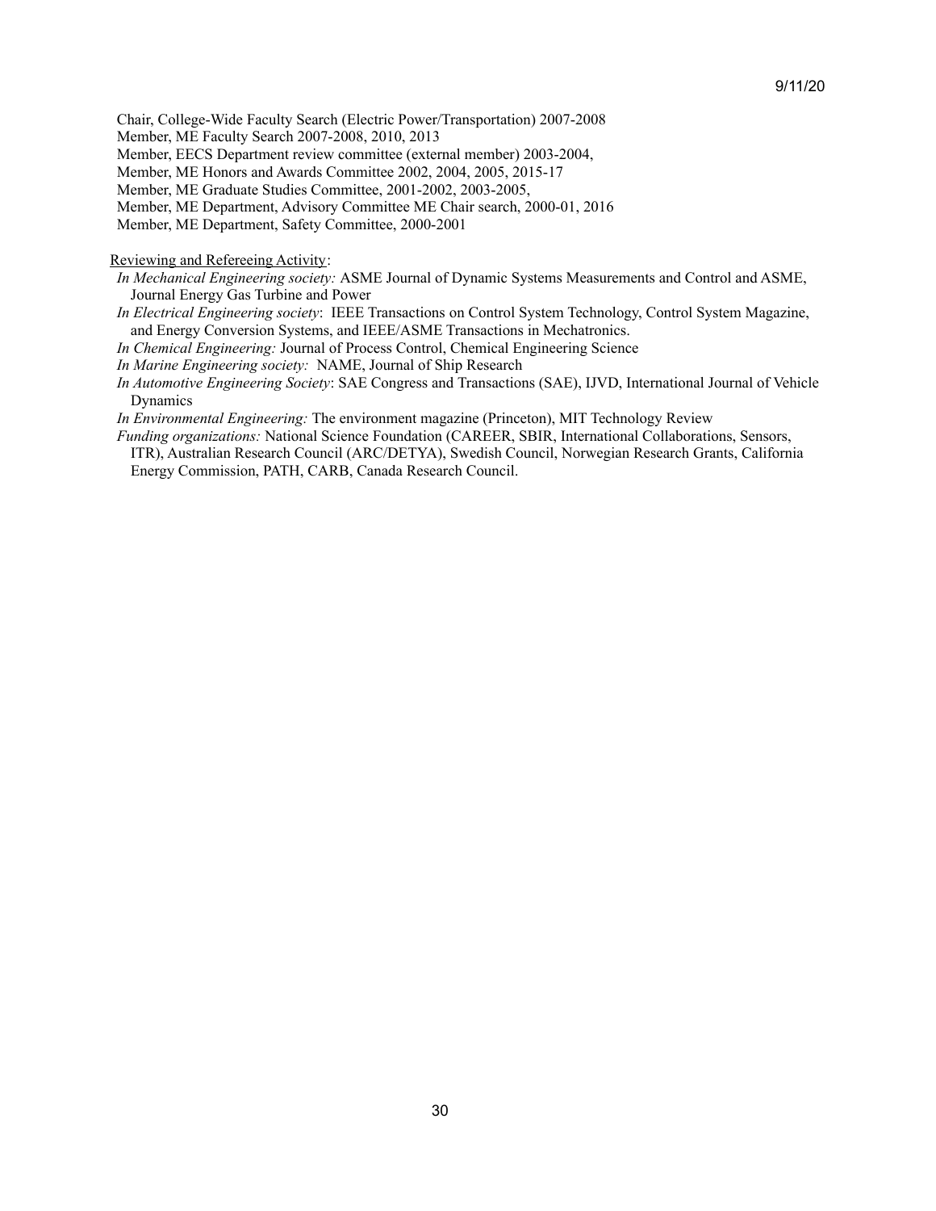Chair, College-Wide Faculty Search (Electric Power/Transportation) 2007-2008
Member, ME Faculty Search 2007-2008, 2010, 2013
Member, EECS Department review committee (external member) 2003-2004,
Member, ME Honors and Awards Committee 2002, 2004, 2005, 2015-17
Member, ME Graduate Studies Committee, 2001-2002, 2003-2005,
Member, ME Department, Advisory Committee ME Chair search, 2000-01, 2016
Member, ME Department, Safety Committee, 2000-2001

Reviewing and Refereeing Activity:

*In Mechanical Engineering society:* ASME Journal of Dynamic Systems Measurements and Control and ASME, Journal Energy Gas Turbine and Power

*In Electrical Engineering society*: IEEE Transactions on Control System Technology, Control System Magazine, and Energy Conversion Systems, and IEEE/ASME Transactions in Mechatronics.

*In Chemical Engineering:* Journal of Process Control, Chemical Engineering Science

*In Marine Engineering society:* NAME, Journal of Ship Research

*In Automotive Engineering Society*: SAE Congress and Transactions (SAE), IJVD, International Journal of Vehicle Dynamics

*In Environmental Engineering:* The environment magazine (Princeton), MIT Technology Review

*Funding organizations:* National Science Foundation (CAREER, SBIR, International Collaborations, Sensors, ITR), Australian Research Council (ARC/DETYA), Swedish Council, Norwegian Research Grants, California Energy Commission, PATH, CARB, Canada Research Council.